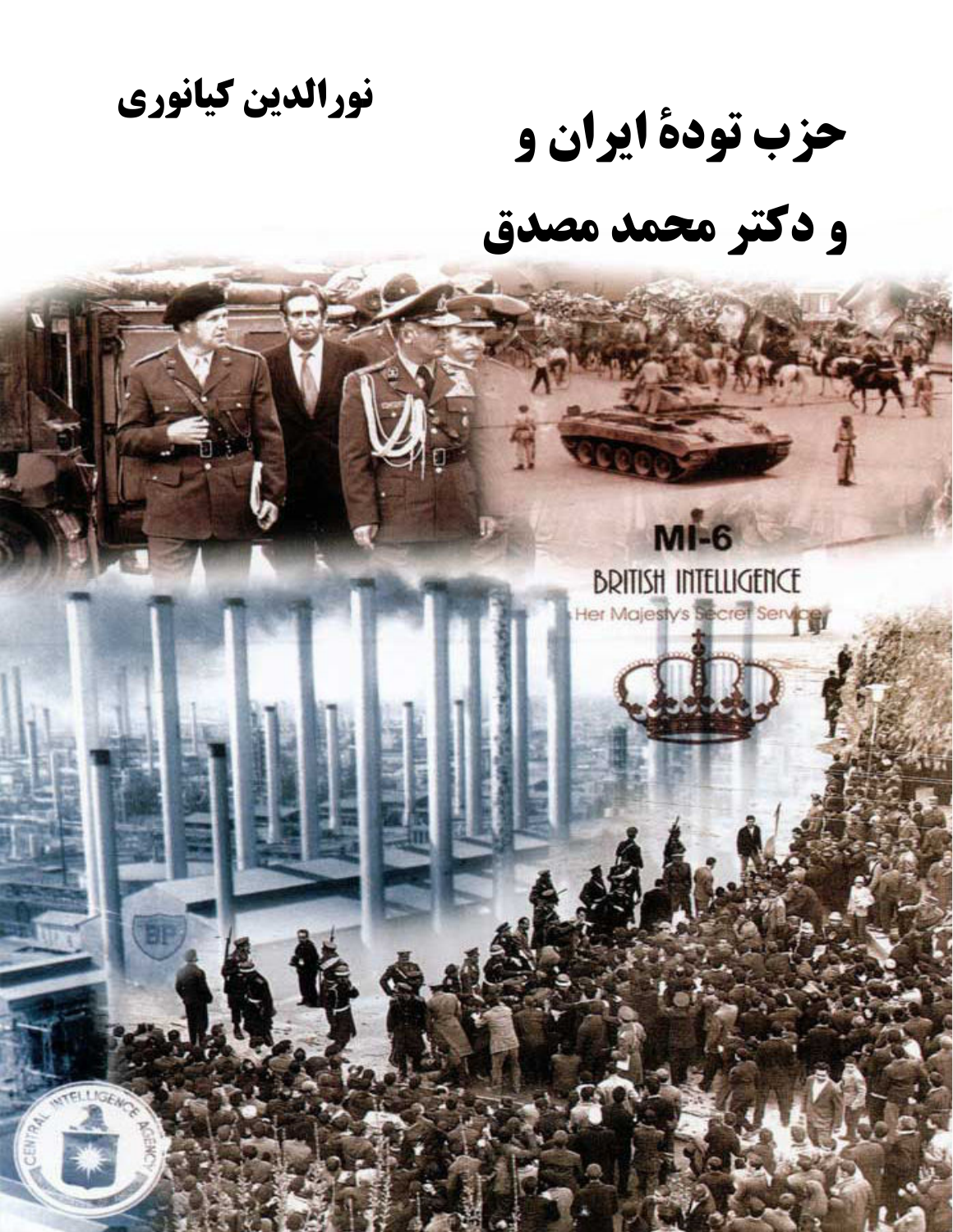نورالدین کیانوری

# حزب تودهٔ ایران و
# و دکتر محمد مصدق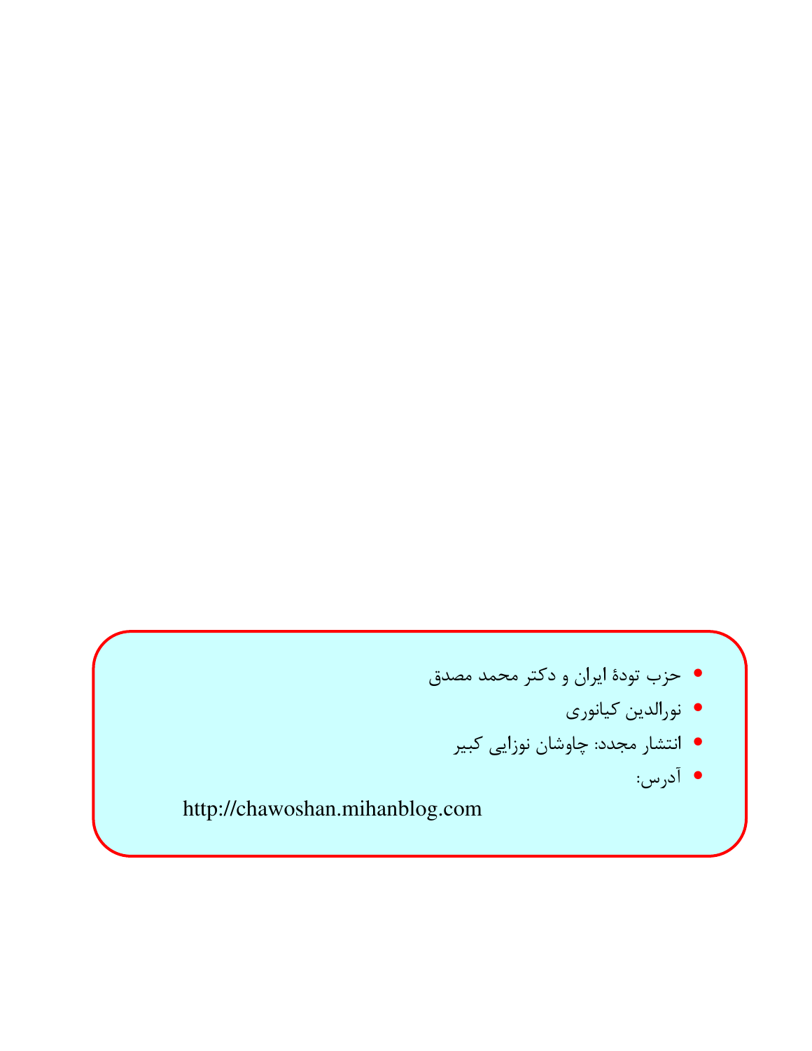- حزب تودهٔ ایران و دکتر محمد مصدق
- نورالدین کیانوری
- انتشار مجدد: چاوشان نوزایی کبیر
- آدرس:

http://chawoshan.mihanblog.com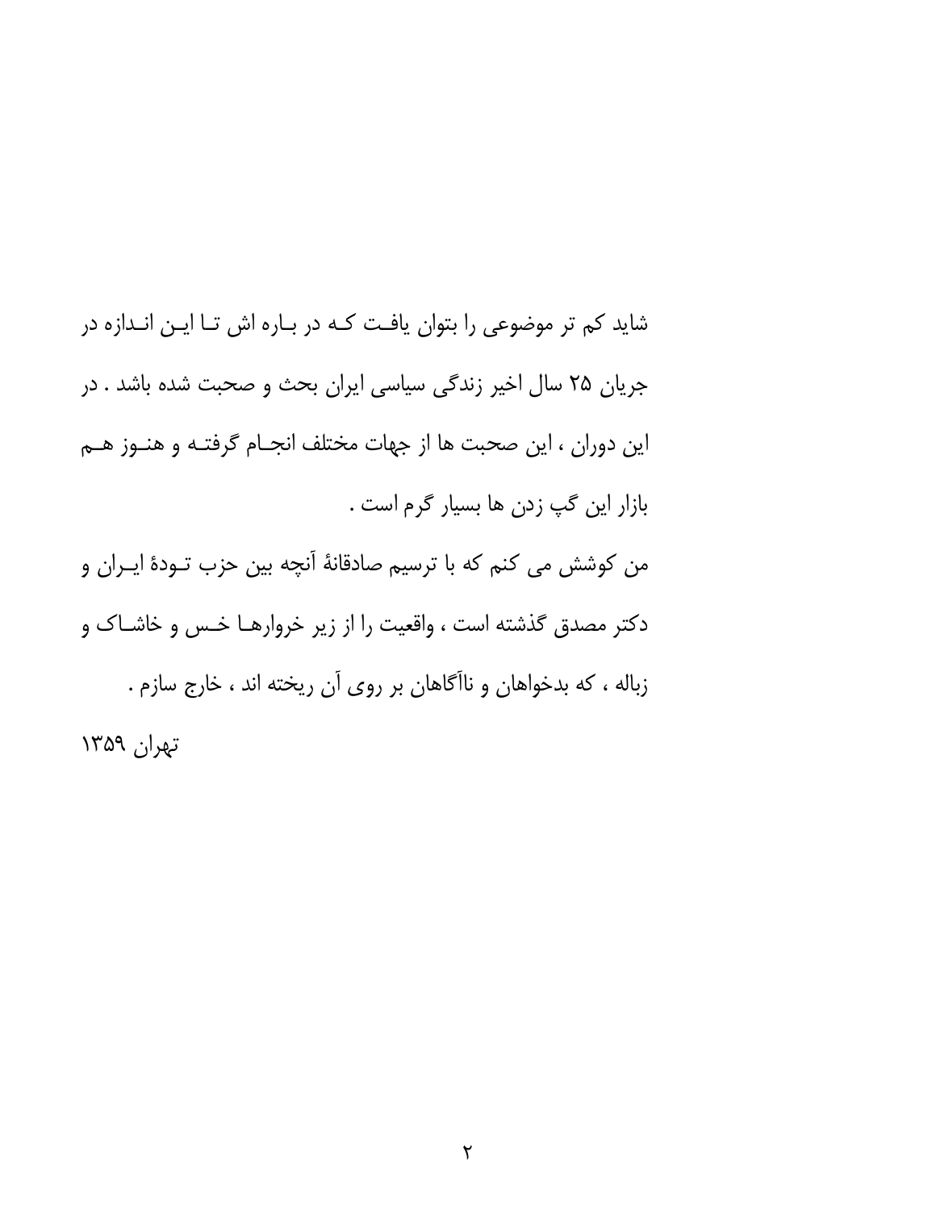شاید کم تر موضوعی را بتوان یافت که در باره اش تا این اندازه در جریان ۲۵ سال اخیر زندگی سیاسی ایران بحث و صحبت شده باشد . در این دوران ، این صحبت ها از جهات مختلف انجام گرفته و هنوز هم بازار این گپ زدن ها بسیار گرم است .

من کوشش می کنم که با ترسیم صادقانۀ آنچه بین حزب تودۀ ایران و دکتر مصدق گذشته است ، واقعیت را از زیر خروارها خس و خاشاک و زباله ، که بدخواهان و ناآگاهان بر روی آن ریخته اند ، خارج سازم .

تهران ۱۳۵۹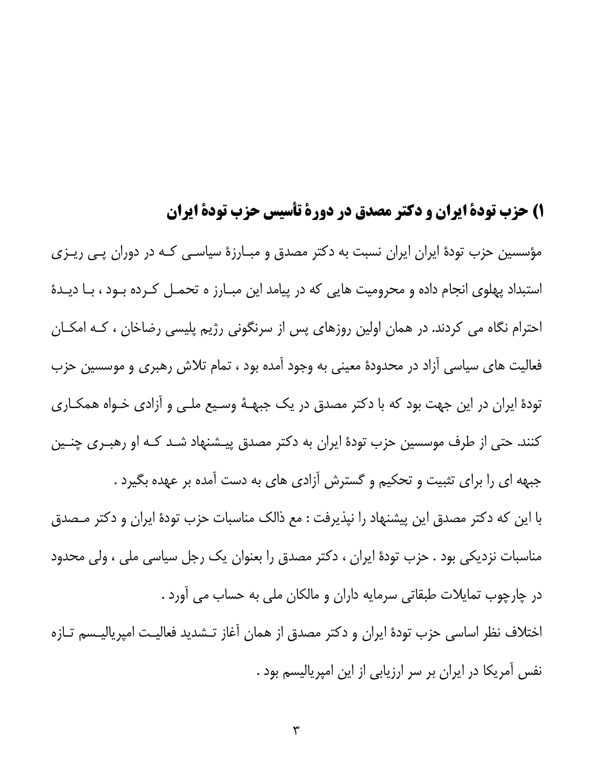## ۱) حزب تودۀ ایران و دکتر مصدق در دورۀ تأسیس حزب تودۀ ایران

مؤسسین حزب تودۀ ایران ایران نسبت به دکتر مصدق و مبارزۀ سیاسی که در دوران پی ریزی استبداد پهلوی انجام داده و محرومیت هایی که در پیامد این مبارز ه تحمل کرده بود ، با دیدۀ احترام نگاه می کردند. در همان اولین روزهای پس از سرنگونی رژیم پلیسی رضاخان ، که امکان فعالیت های سیاسی آزاد در محدودۀ معینی به وجود آمده بود ، تمام تلاش رهبری و موسسین حزب تودۀ ایران در این جهت بود که با دکتر مصدق در یک جبهۀ وسیع ملی و آزادی خواه همکاری کنند. حتی از طرف موسسین حزب تودۀ ایران به دکتر مصدق پیشنهاد شد که او رهبری چنین جبهه ای را برای تثبیت و تحکیم و گسترش آزادی های به دست آمده بر عهده بگیرد .

با این که دکتر مصدق این پیشنهاد را نپذیرفت : مع ذالک مناسبات حزب تودۀ ایران و دکتر مصدق مناسبات نزدیکی بود . حزب تودۀ ایران ، دکتر مصدق را بعنوان یک رجل سیاسی ملی ، ولی محدود در چارچوب تمایلات طبقاتی سرمایه داران و مالکان ملی به حساب می آورد .

اختلاف نظر اساسی حزب تودۀ ایران و دکتر مصدق از همان آغاز تشدید فعالیت امپریالیسم تازه نفس آمریکا در ایران بر سر ارزیابی از این امپریالیسم بود .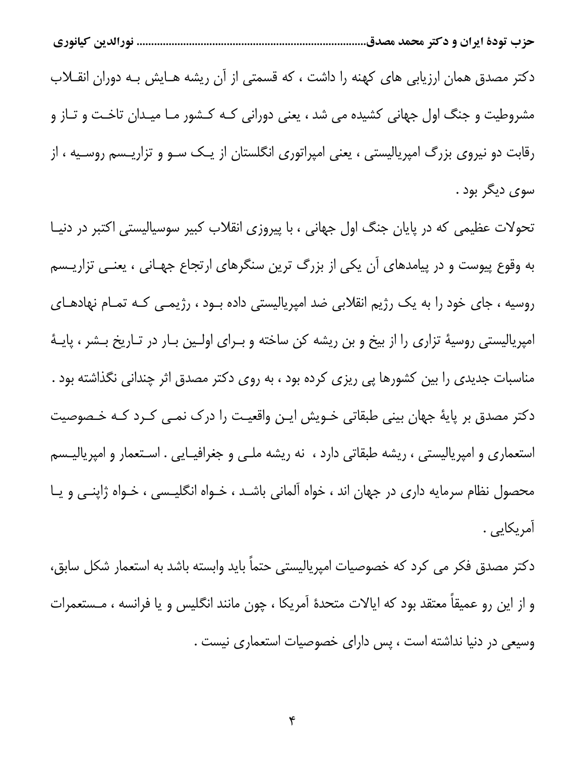دکتر مصدق همان ارزیابی های کهنه را داشت ، که قسمتی از آن ریشه هایش به دوران انقلاب مشروطیت و جنگ اول جهانی کشیده می شد ، یعنی دورانی که کشور ما میدان تاخت و تاز و رقابت دو نیروی بزرگ امپریالیستی ، یعنی امپراتوری انگلستان از یک سو و تزاریسم روسیه ، از سوی دیگر بود .

تحولات عظیمی که در پایان جنگ اول جهانی ، با پیروزی انقلاب کبیر سوسیالیستی اکتبر در دنیا به وقوع پیوست و در پیامدهای آن یکی از بزرگ ترین سنگرهای ارتجاع جهانی ، یعنی تزاریسم روسیه ، جای خود را به یک رژیم انقلابی ضد امپریالیستی داده بود ، رژیمی که تمام نهادهای امپریالیستی روسیهٔ تزاری را از بیخ و بن ریشه کن ساخته و برای اولین بار در تاریخ بشر ، پایهٔ مناسبات جدیدی را بین کشورها پی ریزی کرده بود ، به روی دکتر مصدق اثر چندانی نگذاشته بود . دکتر مصدق بر پایهٔ جهان بینی طبقاتی خویش این واقعیت را درک نمی کرد که خصوصیت استعماری و امپریالیستی ، ریشه طبقاتی دارد ، نه ریشه ملی و جغرافیایی . استعمار و امپریالیسم محصول نظام سرمایه داری در جهان اند ، خواه آلمانی باشد ، خواه انگلیسی ، خواه ژاپنی و یا آمریکایی .

دکتر مصدق فکر می کرد که خصوصیات امپریالیستی حتماً باید وابسته باشد به استعمار شکل سابق، و از این رو عمیقاً معتقد بود که ایالات متحدهٔ آمریکا ، چون مانند انگلیس و یا فرانسه ، مستعمرات وسیعی در دنیا نداشته است ، پس دارای خصوصیات استعماری نیست .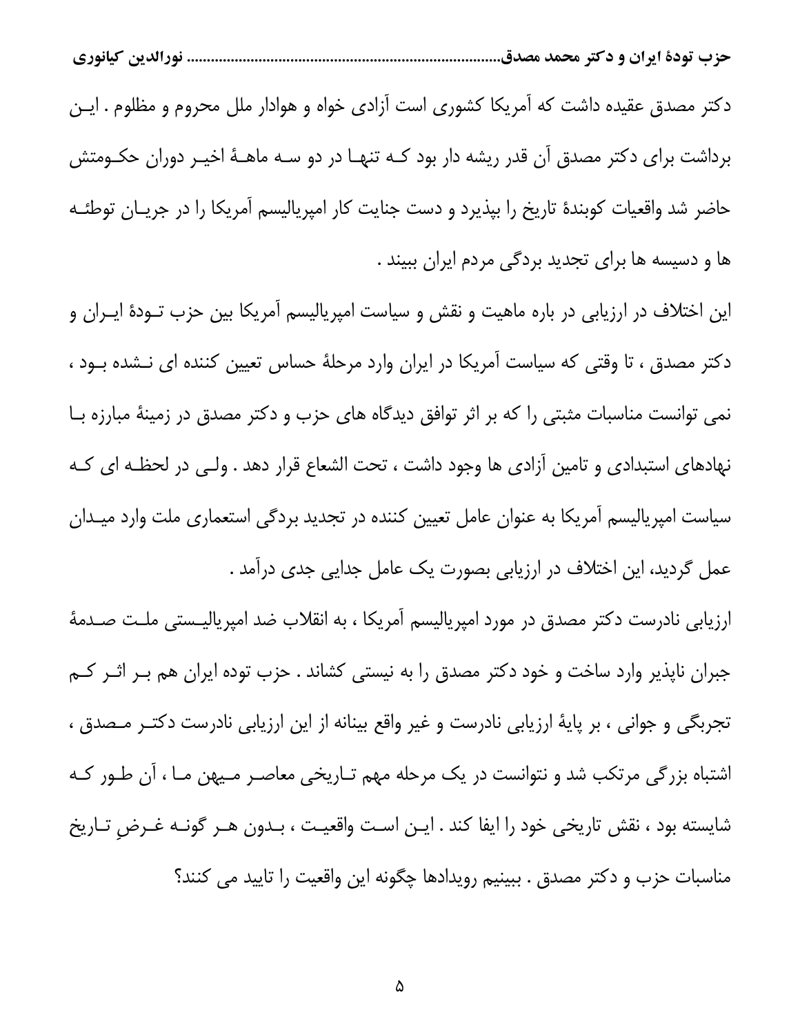دکتر مصدق عقیده داشت که آمریکا کشوری است آزادی خواه و هوادار ملل محروم و مظلوم . این برداشت برای دکتر مصدق آن قدر ریشه دار بود که تنها در دو سه ماهۀ اخیر دوران حکومتش حاضر شد واقعیات کوبندۀ تاریخ را بپذیرد و دست جنایت کار امپریالیسم آمریکا را در جریان توطئه ها و دسیسه ها برای تجدید بردگی مردم ایران ببیند .

این اختلاف در ارزیابی در باره ماهیت و نقش و سیاست امپریالیسم آمریکا بین حزب تودۀ ایران و دکتر مصدق ، تا وقتی که سیاست آمریکا در ایران وارد مرحلۀ حساس تعیین کننده ای نشده بود ، نمی توانست مناسبات مثبتی را که بر اثر توافق دیدگاه های حزب و دکتر مصدق در زمینۀ مبارزه با نهادهای استبدادی و تامین آزادی ها وجود داشت ، تحت الشعاع قرار دهد . ولی در لحظه ای که سیاست امپریالیسم آمریکا به عنوان عامل تعیین کننده در تجدید بردگی استعماری ملت وارد میدان عمل گردید، این اختلاف در ارزیابی بصورت یک عامل جدایی جدی درآمد .

ارزیابی نادرست دکتر مصدق در مورد امپریالیسم آمریکا ، به انقلاب ضد امپریالیستی ملت صدمۀ جبران ناپذیر وارد ساخت و خود دکتر مصدق را به نیستی کشاند . حزب توده ایران هم بر اثر کم تجربگی و جوانی ، بر پایۀ ارزیابی نادرست و غیر واقع بینانه از این ارزیابی نادرست دکتر مصدق ، اشتباه بزرگی مرتکب شد و نتوانست در یک مرحله مهم تاریخی معاصر میهن ما ، آن طور که شایسته بود ، نقش تاریخی خود را ایفا کند . این است واقعیت ، بدون هر گونه غرضِ تاریخ مناسبات حزب و دکتر مصدق . ببینیم رویدادها چگونه این واقعیت را تایید می کنند؟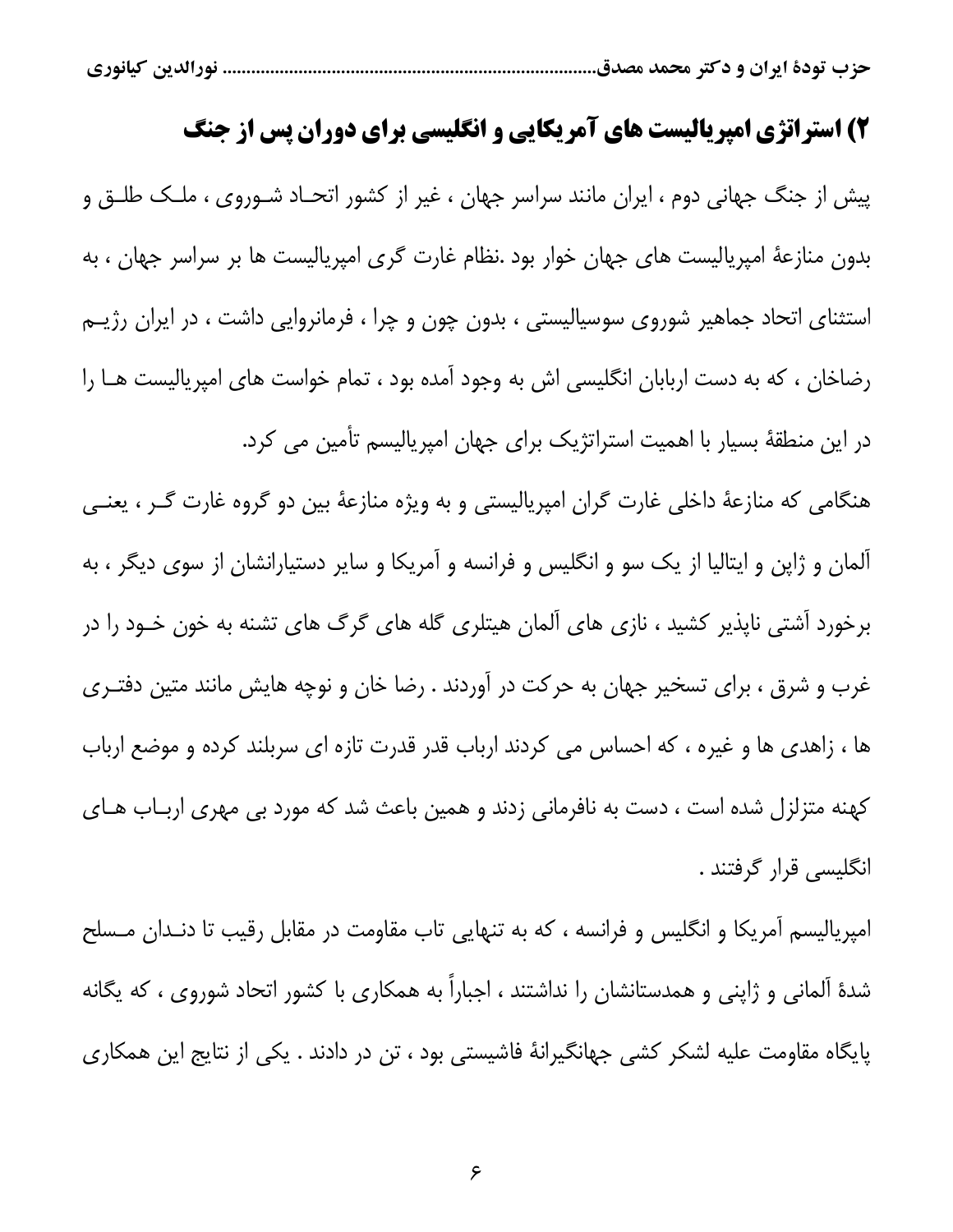## ۲) استراتژی امپریالیست های آمریکایی و انگلیسی برای دوران پس از جنگ

پیش از جنگ جهانی دوم ، ایران مانند سراسر جهان ، غیر از کشور اتحاد شوروی ، ملک طلق و بدون منازعۀ امپریالیست های جهان خوار بود .نظام غارت گری امپریالیست ها بر سراسر جهان ، به استثنای اتحاد جماهیر شوروی سوسیالیستی ، بدون چون و چرا ، فرمانروایی داشت ، در ایران رژیم رضاخان ، که به دست اربابان انگلیسی اش به وجود آمده بود ، تمام خواست های امپریالیست ها را در این منطقۀ بسیار با اهمیت استراتژیک برای جهان امپریالیسم تأمین می کرد.

هنگامی که منازعۀ داخلی غارت گران امپریالیستی و به ویژه منازعۀ بین دو گروه غارت گر ، یعنی آلمان و ژاپن و ایتالیا از یک سو و انگلیس و فرانسه و آمریکا و سایر دستیارانشان از سوی دیگر ، به برخورد آشتی ناپذیر کشید ، نازی های آلمان هیتلری گله های گرگ های تشنه به خون خود را در غرب و شرق ، برای تسخیر جهان به حرکت در آوردند . رضا خان و نوچه هایش مانند متین دفتری ها ، زاهدی ها و غیره ، که احساس می کردند ارباب قدر قدرت تازه ای سربلند کرده و موضع ارباب کهنه متزلزل شده است ، دست به نافرمانی زدند و همین باعث شد که مورد بی مهری ارباب های انگلیسی قرار گرفتند .

امپریالیسم آمریکا و انگلیس و فرانسه ، که به تنهایی تاب مقاومت در مقابل رقیب تا دندان مسلح شدۀ آلمانی و ژاپنی و همدستانشان را نداشتند ، اجباراً به همکاری با کشور اتحاد شوروی ، که یگانه پایگاه مقاومت علیه لشکر کشی جهانگیرانۀ فاشیستی بود ، تن در دادند . یکی از نتایج این همکاری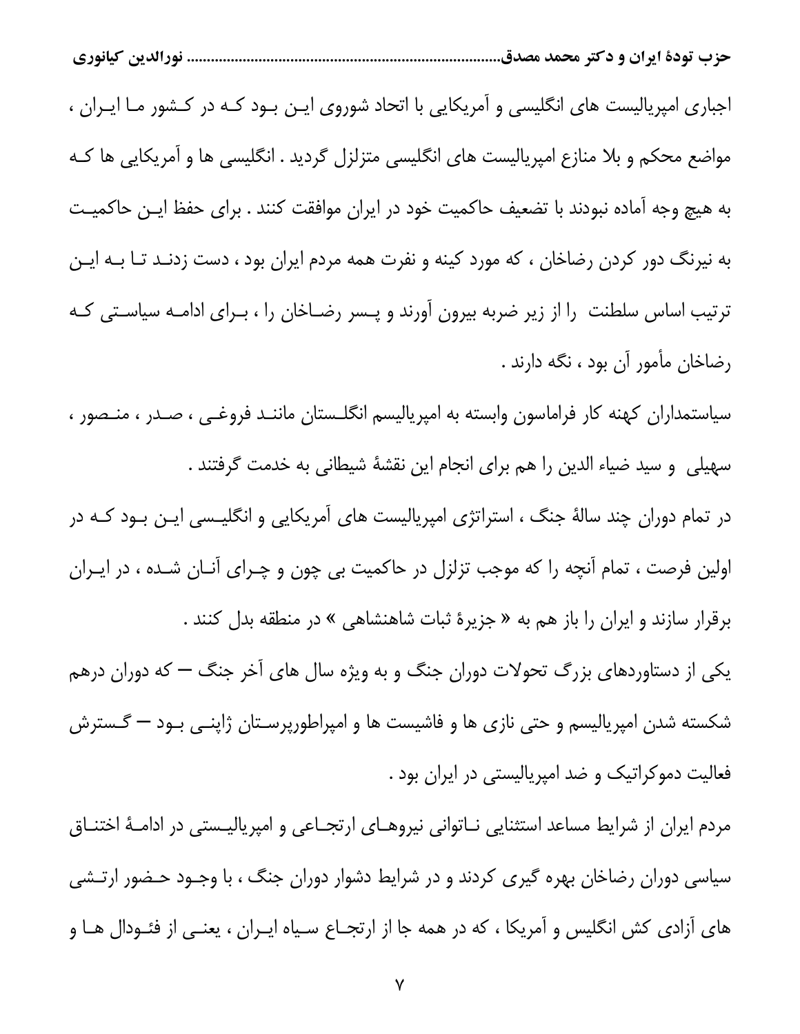اجباری امپریالیست های انگلیسی و آمریکایی با اتحاد شوروی این بود که در کشور ما ایران ، مواضع محکم و بلا منازع امپریالیست های انگلیسی متزلزل گردید . انگلیسی ها و آمریکایی ها که به هیچ وجه آماده نبودند با تضعیف حاکمیت خود در ایران موافقت کنند . برای حفظ این حاکمیت به نیرنگ دور کردن رضاخان ، که مورد کینه و نفرت همه مردم ایران بود ، دست زدند تا به این ترتیب اساس سلطنت را از زیر ضربه بیرون آورند و پسر رضاخان را ، برای ادامه سیاستی که رضاخان مأمور آن بود ، نگه دارند .

سیاستمداران کهنه کار فراماسون وابسته به امپریالیسم انگلستان مانند فروغی ، صدر ، منصور ، سهیلی و سید ضیاء الدین را هم برای انجام این نقشهٔ شیطانی به خدمت گرفتند .

در تمام دوران چند سالهٔ جنگ ، استراتژی امپریالیست های آمریکایی و انگلیسی این بود که در اولین فرصت ، تمام آنچه را که موجب تزلزل در حاکمیت بی چون و چرای آنان شده ، در ایران برقرار سازند و ایران را باز هم به « جزیرهٔ ثبات شاهنشاهی » در منطقه بدل کنند .

یکی از دستاوردهای بزرگ تحولات دوران جنگ و به ویژه سال های آخر جنگ — که دوران درهم شکسته شدن امپریالیسم و حتی نازی ها و فاشیست ها و امپراطورپرستان ژاپنی بود — گسترش فعالیت دموکراتیک و ضد امپریالیستی در ایران بود .

مردم ایران از شرایط مساعد استثنایی ناتوانی نیروهای ارتجاعی و امپریالیستی در ادامهٔ اختناق سیاسی دوران رضاخان بهره گیری کردند و در شرایط دشوار دوران جنگ ، با وجود حضور ارتشی های آزادی کش انگلیس و آمریکا ، که در همه جا از ارتجاع سیاه ایران ، یعنی از فئودال ها و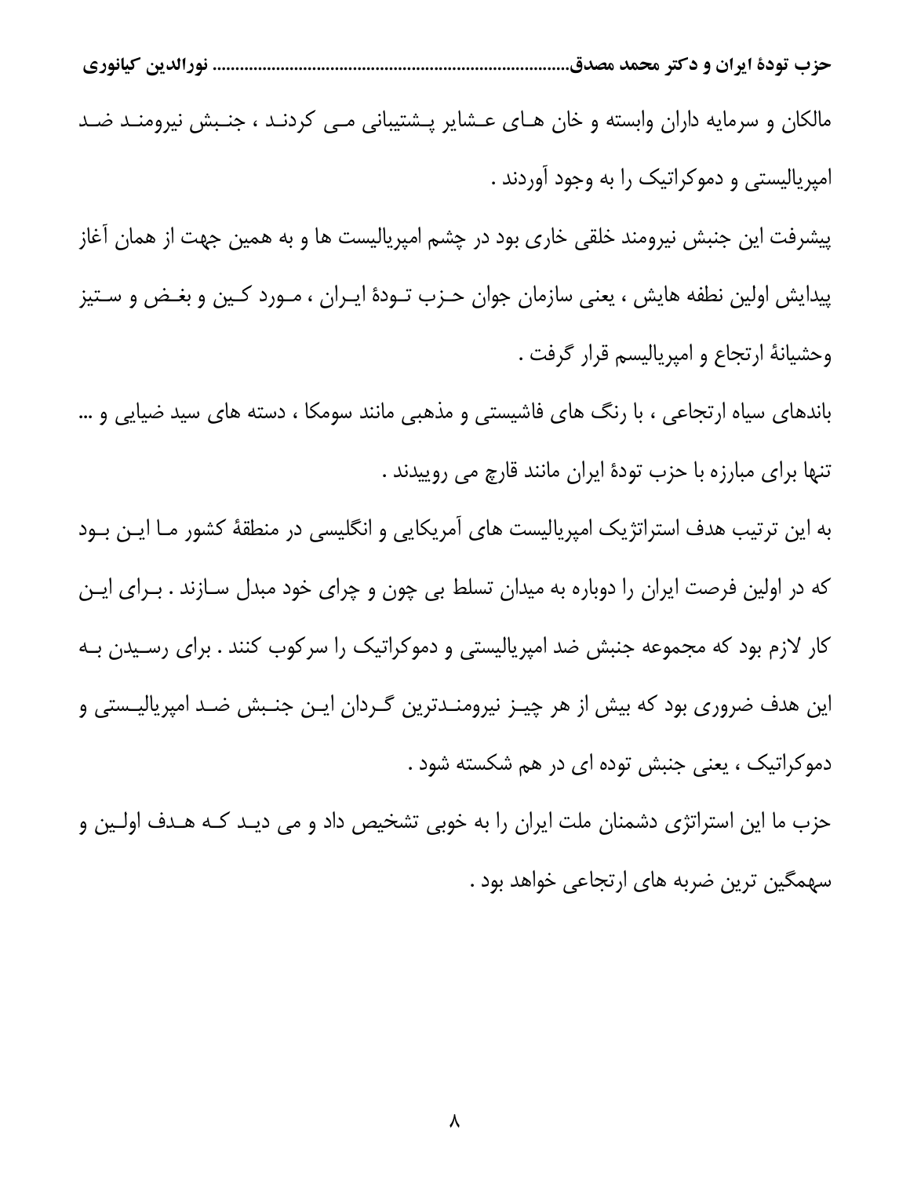مالکان و سرمایه داران وابسته و خان هـای عـشایر پـشتیبانی مـی کردنـد ، جنـبش نیرومنـد ضـد امپریالیستی و دموکراتیک را به وجود آوردند .

پیشرفت این جنبش نیرومند خلقی خاری بود در چشم امپریالیست ها و به همین جهت از همان آغاز پیدایش اولین نطفه هایش ، یعنی سازمان جوان حـزب تـودهٔ ایـران ، مـورد کـین و بغـض و سـتیز وحشیانهٔ ارتجاع و امپریالیسم قرار گرفت .

باندهای سیاه ارتجاعی ، با رنگ های فاشیستی و مذهبی مانند سومکا ، دسته های سید ضیایی و ... تنها برای مبارزه با حزب تودهٔ ایران مانند قارچ می روییدند .

به این ترتیب هدف استراتژیک امپریالیست های آمریکایی و انگلیسی در منطقهٔ کشور مـا ایـن بـود که در اولین فرصت ایران را دوباره به میدان تسلط بی چون و چرای خود مبدل سـازند . بـرای ایـن کار لازم بود که مجموعه جنبش ضد امپریالیستی و دموکراتیک را سرکوب کنند . برای رسـیدن بـه این هدف ضروری بود که بیش از هر چیـز نیرومنـدترین گـردان ایـن جنـبش ضـد امپریالیـستی و دموکراتیک ، یعنی جنبش توده ای در هم شکسته شود .

حزب ما این استراتژی دشمنان ملت ایران را به خوبی تشخیص داد و می دیـد کـه هـدف اولـین و سهمگین ترین ضربه های ارتجاعی خواهد بود .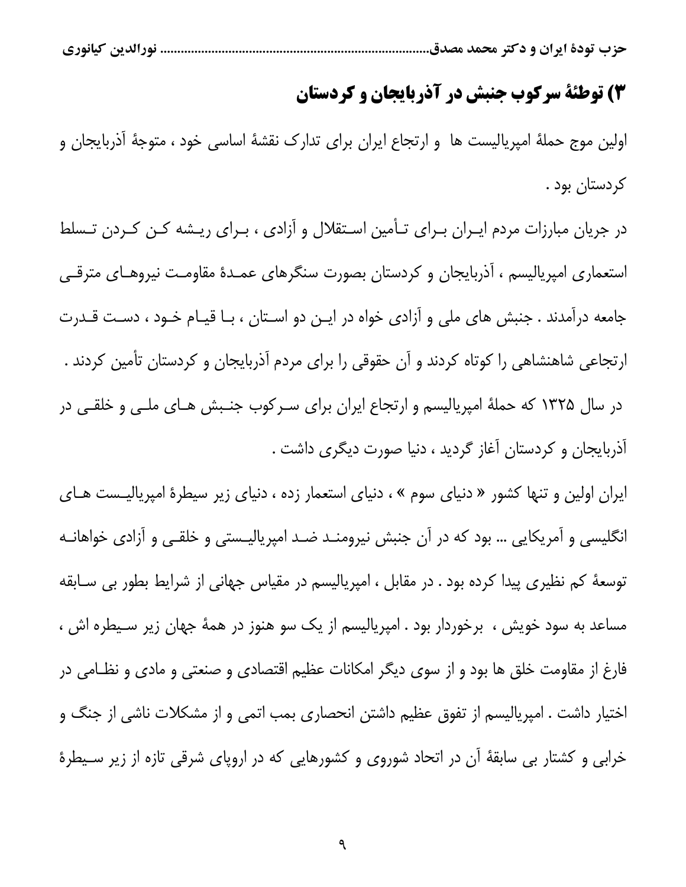## ۳) توطئهٔ سرکوب جنبش در آذربایجان و کردستان

اولین موج حملهٔ امپریالیست ها و ارتجاع ایران برای تدارک نقشهٔ اساسی خود ، متوجهٔ آذربایجان و کردستان بود .

در جریان مبارزات مردم ایران برای تأمین استقلال و آزادی ، برای ریشه کن کردن تسلط استعماری امپریالیسم ، آذربایجان و کردستان بصورت سنگرهای عمدهٔ مقاومت نیروهای مترقی جامعه درآمدند . جنبش های ملی و آزادی خواه در این دو استان ، با قیام خود ، دست قدرت ارتجاعی شاهنشاهی را کوتاه کردند و آن حقوقی را برای مردم آذربایجان و کردستان تأمین کردند .

در سال ۱۳۲۵ که حملهٔ امپریالیسم و ارتجاع ایران برای سرکوب جنبش های ملی و خلقی در آذربایجان و کردستان آغاز گردید ، دنیا صورت دیگری داشت .

ایران اولین و تنها کشور « دنیای سوم » ، دنیای استعمار زده ، دنیای زیر سیطرهٔ امپریالیست های انگلیسی و آمریکایی ... بود که در آن جنبش نیرومند ضد امپریالیستی و خلقی و آزادی خواهانه توسعهٔ کم نظیری پیدا کرده بود . در مقابل ، امپریالیسم در مقیاس جهانی از شرایط بطور بی سابقه مساعد به سود خویش ، برخوردار بود . امپریالیسم از یک سو هنوز در همهٔ جهان زیر سیطره اش ، فارغ از مقاومت خلق ها بود و از سوی دیگر امکانات عظیم اقتصادی و صنعتی و مادی و نظامی در اختیار داشت . امپریالیسم از تفوق عظیم داشتن انحصاری بمب اتمی و از مشکلات ناشی از جنگ و خرابی و کشتار بی سابقهٔ آن در اتحاد شوروی و کشورهایی که در اروپای شرقی تازه از زیر سیطرهٔ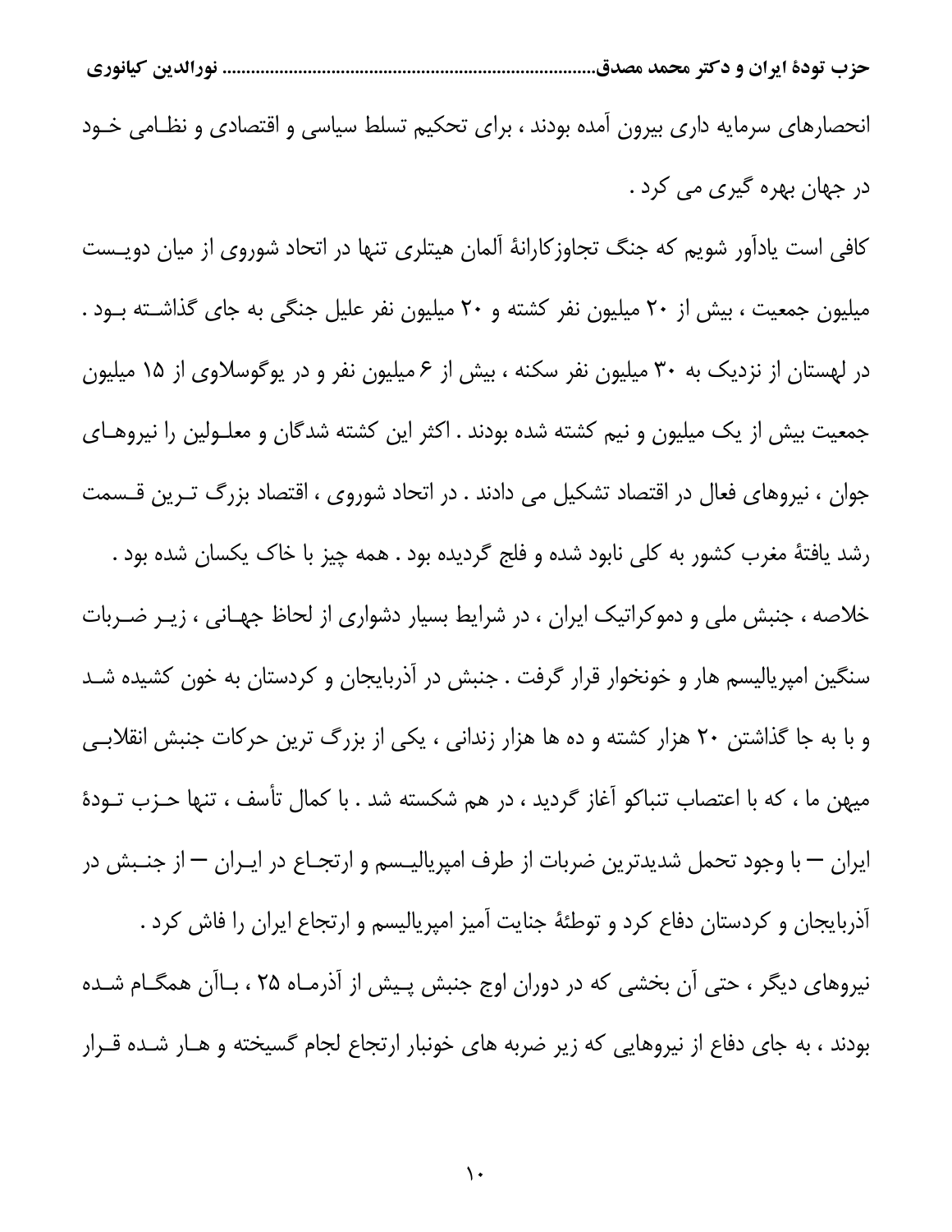انحصارهای سرمایه داری بیرون آمده بودند ، برای تحکیم تسلط سیاسی و اقتصادی و نظـامی خـود در جهان بهره گیری می کرد .

کافی است یادآور شویم که جنگ تجاوزکارانهٔ آلمان هیتلری تنها در اتحاد شوروی از میان دویـست میلیون جمعیت ، بیش از ۲۰ میلیون نفر کشته و ۲۰ میلیون نفر علیل جنگی به جای گذاشـته بـود . در لهستان از نزدیک به ۳۰ میلیون نفر سکنه ، بیش از ۶ میلیون نفر و در یوگوسلاوی از ۱۵ میلیون جمعیت بیش از یک میلیون و نیم کشته شده بودند . اکثر این کشته شدگان و معلـولین را نیروهـای جوان ، نیروهای فعال در اقتصاد تشکیل می دادند . در اتحاد شوروی ، اقتصاد بزرگ تـرین قـسمت رشد یافتهٔ مغرب کشور به کلی نابود شده و فلج گردیده بود . همه چیز با خاک یکسان شده بود .

خلاصه ، جنبش ملی و دموکراتیک ایران ، در شرایط بسیار دشواری از لحاظ جهـانی ، زیـر ضـربات سنگین امپریالیسم هار و خونخوار قرار گرفت . جنبش در آذربایجان و کردستان به خون کشیده شـد و با به جا گذاشتن ۲۰ هزار کشته و ده ها هزار زندانی ، یکی از بزرگ ترین حرکات جنبش انقلابـی میهن ما ، که با اعتصاب تنباکو آغاز گردید ، در هم شکسته شد . با کمال تأسف ، تنها حـزب تـودهٔ ایران — با وجود تحمل شدیدترین ضربات از طرف امپریالیـسم و ارتجـاع در ایـران — از جنـبش در آذربایجان و کردستان دفاع کرد و توطئهٔ جنایت آمیز امپریالیسم و ارتجاع ایران را فاش کرد .

نیروهای دیگر ، حتی آن بخشی که در دوران اوج جنبش پـیش از آذرمـاه ۲۵ ، بـاآن همگـام شـده بودند ، به جای دفاع از نیروهایی که زیر ضربه های خونبار ارتجاع لجام گسیخته و هـار شـده قـرار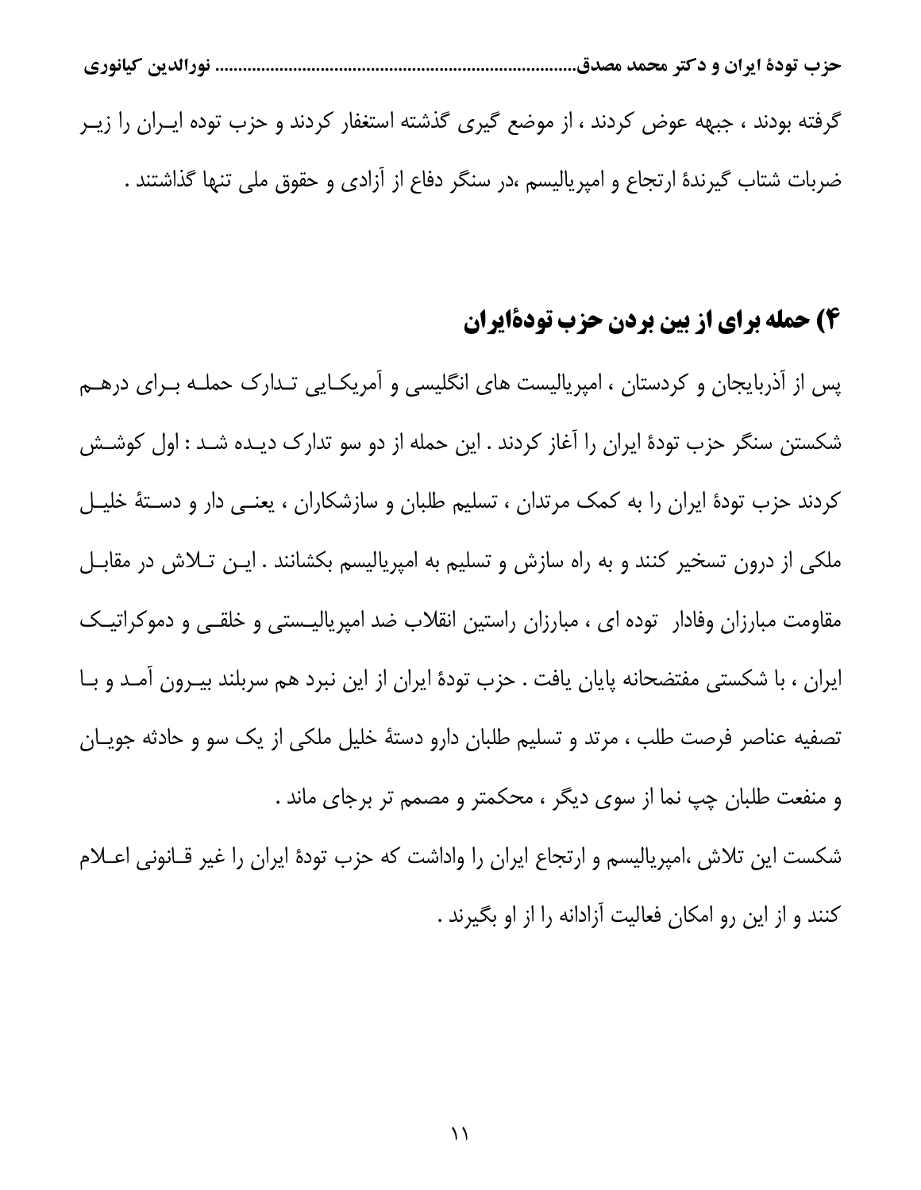گرفته بودند ، جبهه عوض کردند ، از موضع گیری گذشته استغفار کردند و حزب توده ایـران را زیـر ضربات شتاب گیرندهٔ ارتجاع و امپریالیسم ،در سنگر دفاع از آزادی و حقوق ملی تنها گذاشتند .

## ۴) حمله برای از بین بردن حزب تودهٔایران

پس از آذربایجان و کردستان ، امپریالیست های انگلیسی و آمریکـایی تـدارک حملـه بـرای درهـم شکستن سنگر حزب تودهٔ ایران را آغاز کردند . این حمله از دو سو تدارک دیـده شـد : اول کوشـش کردند حزب تودهٔ ایران را به کمک مرتدان ، تسلیم طلبان و سازشکاران ، یعنـی دار و دسـتهٔ خلیـل ملکی از درون تسخیر کنند و به راه سازش و تسلیم به امپریالیسم بکشانند . ایـن تـلاش در مقابـل مقاومت مبارزان وفادار توده ای ، مبارزان راستین انقلاب ضد امپریالیـستی و خلقـی و دموکراتیـک ایران ، با شکستی مفتضحانه پایان یافت . حزب تودهٔ ایران از این نبرد هم سربلند بیـرون آمـد و بـا تصفیه عناصر فرصت طلب ، مرتد و تسلیم طلبان دارو دستهٔ خلیل ملکی از یک سو و حادثه جویـان و منفعت طلبان چپ نما از سوی دیگر ، محکمتر و مصمم تر برجای ماند .

شکست این تلاش ،امپریالیسم و ارتجاع ایران را واداشت که حزب تودهٔ ایران را غیر قـانونی اعـلام کنند و از این رو امکان فعالیت آزادانه را از او بگیرند .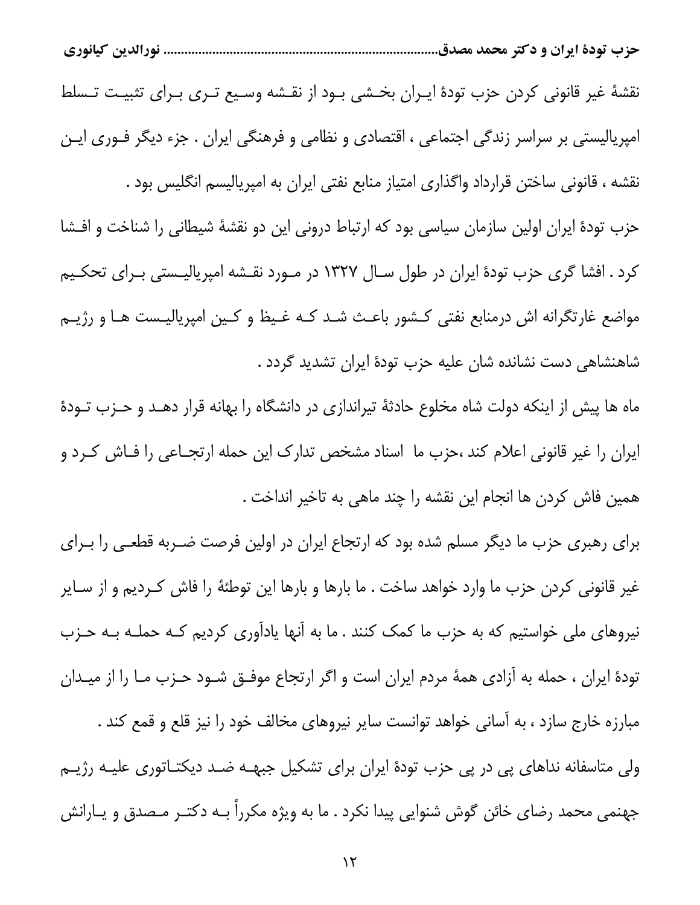نقشهٔ غیر قانونی کردن حزب تودهٔ ایـران بخـشی بـود از نقـشه وسـیع تـری بـرای تثبیـت تـسلط امپریالیستی بر سراسر زندگی اجتماعی ، اقتصادی و نظامی و فرهنگی ایران . جزء دیگر فـوری ایـن نقشه ، قانونی ساختن قرارداد واگذاری امتیاز منابع نفتی ایران به امپریالیسم انگلیس بود .

حزب تودهٔ ایران اولین سازمان سیاسی بود که ارتباط درونی این دو نقشهٔ شیطانی را شناخت و افـشا کرد . افشا گری حزب تودهٔ ایران در طول سـال ۱۳۲۷ در مـورد نقـشه امپریالیـستی بـرای تحکـیم مواضع غارتگرانه اش درمنابع نفتی کـشور باعـث شـد کـه غـیظ و کـین امپریالیـست هـا و رژیـم شاهنشاهی دست نشانده شان علیه حزب تودهٔ ایران تشدید گردد .

ماه ها پیش از اینکه دولت شاه مخلوع حادثهٔ تیراندازی در دانشگاه را بهانه قرار دهـد و حـزب تـودهٔ ایران را غیر قانونی اعلام کند ،حزب ما اسناد مشخص تدارک این حمله ارتجـاعی را فـاش کـرد و همین فاش کردن ها انجام این نقشه را چند ماهی به تاخیر انداخت .

برای رهبری حزب ما دیگر مسلم شده بود که ارتجاع ایران در اولین فرصت ضـربه قطعـی را بـرای غیر قانونی کردن حزب ما وارد خواهد ساخت . ما بارها و بارها این توطئهٔ را فاش کـردیم و از سـایر نیروهای ملی خواستیم که به حزب ما کمک کنند . ما به آنها یادآوری کردیم کـه حملـه بـه حـزب تودهٔ ایران ، حمله به آزادی همهٔ مردم ایران است و اگر ارتجاع موفـق شـود حـزب مـا را از میـدان مبارزه خارج سازد ، به آسانی خواهد توانست سایر نیروهای مخالف خود را نیز قلع و قمع کند .

ولی متاسفانه نداهای پی در پی حزب تودهٔ ایران برای تشکیل جبهـه ضـد دیکتـاتوری علیـه رژیـم جهنمی محمد رضای خائن گوش شنوایی پیدا نکرد . ما به ویژه مکرراً بـه دکتـر مـصدق و یـارانش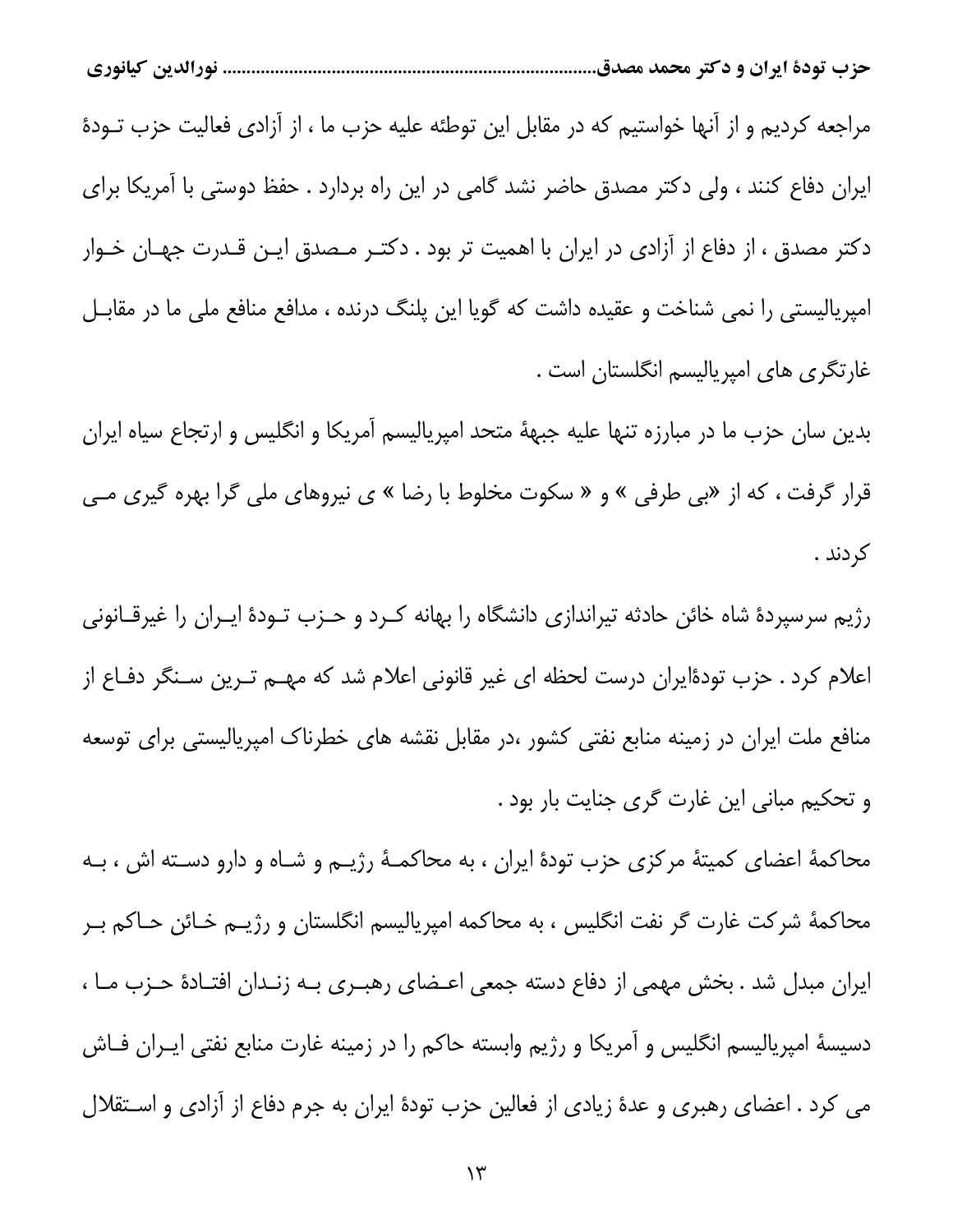مراجعه کردیم و از آنها خواستیم که در مقابل این توطئه علیه حزب ما ، از آزادی فعالیت حزب تودهٔ ایران دفاع کنند ، ولی دکتر مصدق حاضر نشد گامی در این راه بردارد . حفظ دوستی با آمریکا برای دکتر مصدق ، از دفاع از آزادی در ایران با اهمیت تر بود . دکتر مصدق این قدرت جهان خوار امپریالیستی را نمی شناخت و عقیده داشت که گویا این پلنگ درنده ، مدافع منافع ملی ما در مقابل غارتگری های امپریالیسم انگلستان است .

بدین سان حزب ما در مبارزه تنها علیه جبههٔ متحد امپریالیسم آمریکا و انگلیس و ارتجاع سیاه ایران قرار گرفت ، که از «بی طرفی » و « سکوت مخلوط با رضا » ی نیروهای ملی گرا بهره گیری می کردند .

رژیم سرسپردهٔ شاه خائن حادثه تیراندازی دانشگاه را بهانه کرد و حزب تودهٔ ایران را غیرقانونی اعلام کرد . حزب تودهٔایران درست لحظه ای غیر قانونی اعلام شد که مهم ترین سنگر دفاع از منافع ملت ایران در زمینه منابع نفتی کشور ،در مقابل نقشه های خطرناک امپریالیستی برای توسعه و تحکیم مبانی این غارت گری جنایت بار بود .

محاکمهٔ اعضای کمیتهٔ مرکزی حزب تودهٔ ایران ، به محاکمهٔ رژیم و شاه و دارو دسته اش ، به محاکمهٔ شرکت غارت گر نفت انگلیس ، به محاکمه امپریالیسم انگلستان و رژیم خائن حاکم بر ایران مبدل شد . بخش مهمی از دفاع دسته جمعی اعضای رهبری به زندان افتادهٔ حزب ما ، دسیسهٔ امپریالیسم انگلیس و آمریکا و رژیم وابسته حاکم را در زمینه غارت منابع نفتی ایران فاش می کرد . اعضای رهبری و عدهٔ زیادی از فعالین حزب تودهٔ ایران به جرم دفاع از آزادی و استقلال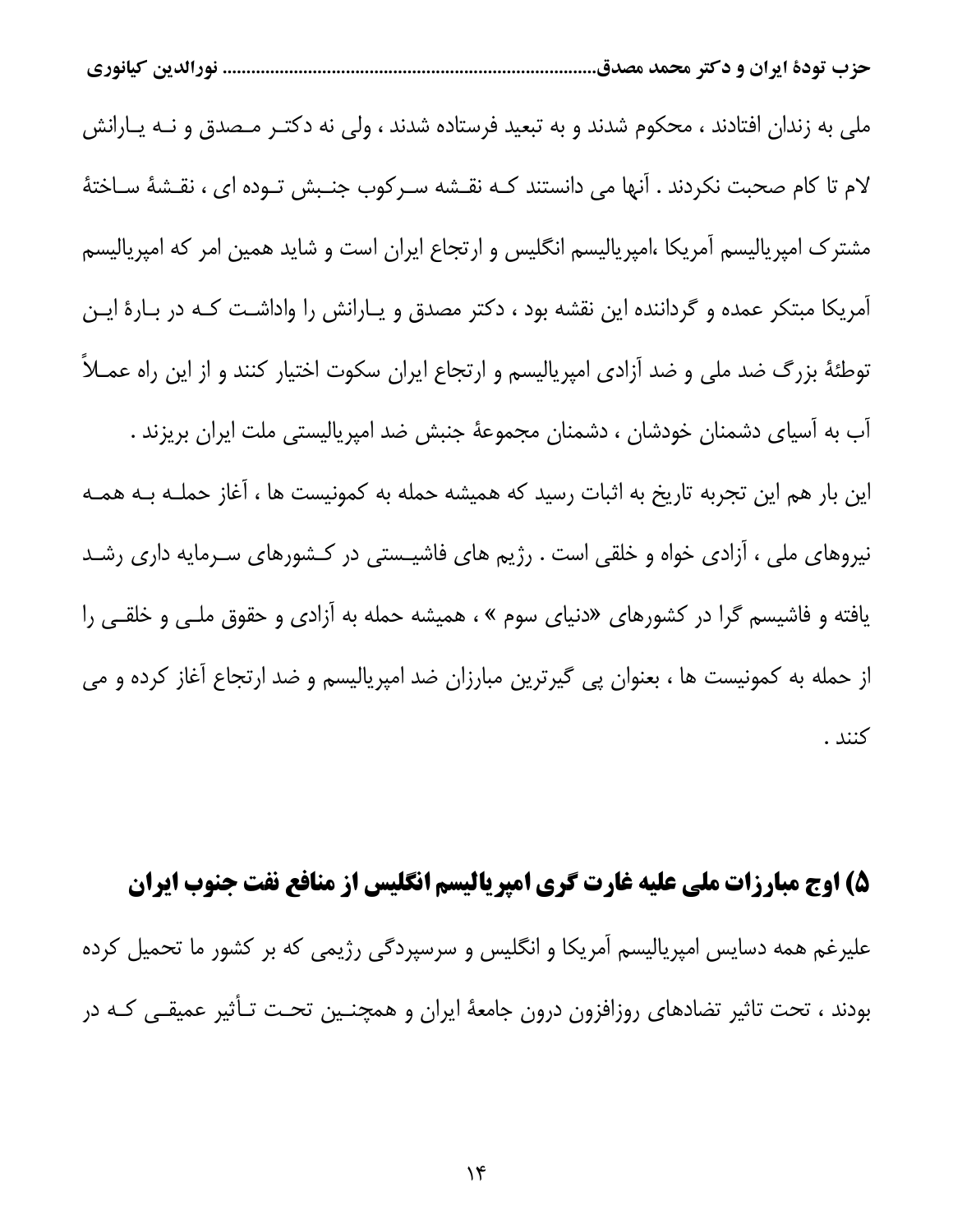ملی به زندان افتادند ، محکوم شدند و به تبعید فرستاده شدند ، ولی نه دکتر مصدق و نه یارانش لام تا کام صحبت نکردند . آنها می دانستند که نقشه سرکوب جنبش توده ای ، نقشهٔ ساختهٔ مشترک امپریالیسم آمریکا ،امپریالیسم انگلیس و ارتجاع ایران است و شاید همین امر که امپریالیسم آمریکا مبتکر عمده و گرداننده این نقشه بود ، دکتر مصدق و یارانش را واداشت که در بارهٔ این توطئهٔ بزرگ ضد ملی و ضد آزادی امپریالیسم و ارتجاع ایران سکوت اختیار کنند و از این راه عملاً آب به آسیای دشمنان خودشان ، دشمنان مجموعهٔ جنبش ضد امپریالیستی ملت ایران بریزند .

این بار هم این تجربه تاریخ به اثبات رسید که همیشه حمله به کمونیست ها ، آغاز حمله به همه نیروهای ملی ، آزادی خواه و خلقی است . رژیم های فاشیستی در کشورهای سرمایه داری رشد یافته و فاشیسم گرا در کشورهای «دنیای سوم » ، همیشه حمله به آزادی و حقوق ملی و خلقی را از حمله به کمونیست ها ، بعنوان پی گیرترین مبارزان ضد امپریالیسم و ضد ارتجاع آغاز کرده و می کنند .

## ۵) اوج مبارزات ملی علیه غارت گری امپریالیسم انگلیس از منافع نفت جنوب ایران

علیرغم همه دسایس امپریالیسم آمریکا و انگلیس و سرسپردگی رژیمی که بر کشور ما تحمیل کرده بودند ، تحت تاثیر تضادهای روزافزون درون جامعهٔ ایران و همچنین تحت تأثیر عمیقی که در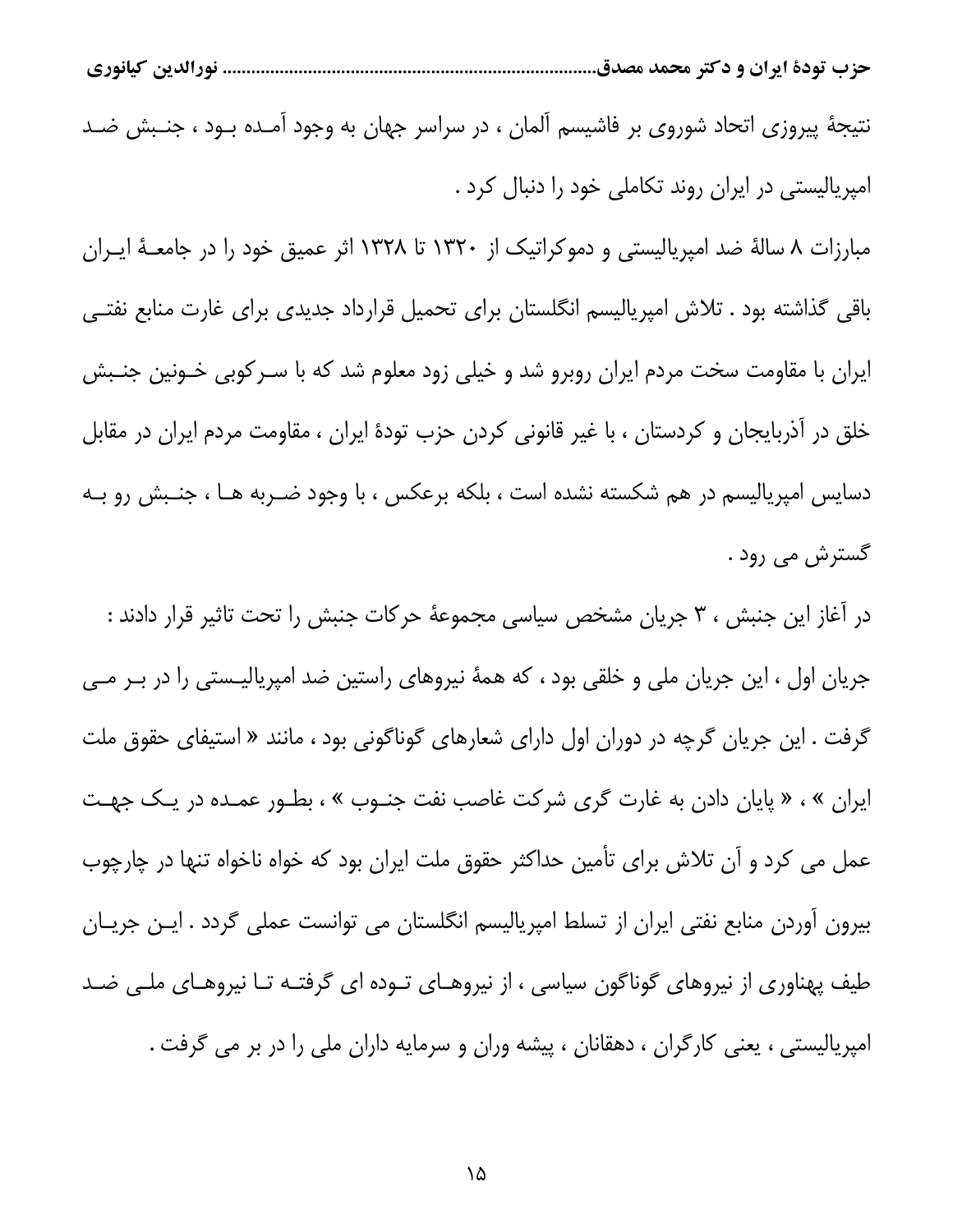نتیجهٔ پیروزی اتحاد شوروی بر فاشیسم آلمان ، در سراسر جهان به وجود آمده بود ، جنبش ضد امپریالیستی در ایران روند تکاملی خود را دنبال کرد .

مبارزات ۸ سالهٔ ضد امپریالیستی و دموکراتیک از ۱۳۲۰ تا ۱۳۲۸ اثر عمیق خود را در جامعهٔ ایران باقی گذاشته بود . تلاش امپریالیسم انگلستان برای تحمیل قرارداد جدیدی برای غارت منابع نفتی ایران با مقاومت سخت مردم ایران روبرو شد و خیلی زود معلوم شد که با سرکوبی خونین جنبش خلق در آذربایجان و کردستان ، با غیر قانونی کردن حزب تودهٔ ایران ، مقاومت مردم ایران در مقابل دسایس امپریالیسم در هم شکسته نشده است ، بلکه برعکس ، با وجود ضربه ها ، جنبش رو به گسترش می رود .

در آغاز این جنبش ، ۳ جریان سیاسی مشخص مجموعهٔ حرکات جنبش را تحت تاثیر قرار دادند : جریان اول ، این جریان ملی و خلقی بود ، که همهٔ نیروهای راستین ضد امپریالیستی را در بر می گرفت . این جریان گرچه در دوران اول دارای شعارهای گوناگونی بود ، مانند « استیفای حقوق ملت ایران » ، « پایان دادن به غارت گری شرکت غاصب نفت جنوب » ، بطور عمده در یک جهت عمل می کرد و آن تلاش برای تأمین حداکثر حقوق ملت ایران بود که خواه ناخواه تنها در چارچوب بیرون آوردن منابع نفتی ایران از تسلط امپریالیسم انگلستان می توانست عملی گردد . این جریان طیف پهناوری از نیروهای گوناگون سیاسی ، از نیروهای توده ای گرفته تا نیروهای ملی ضد امپریالیستی ، یعنی کارگران ، دهقانان ، پیشه وران و سرمایه داران ملی را در بر می گرفت .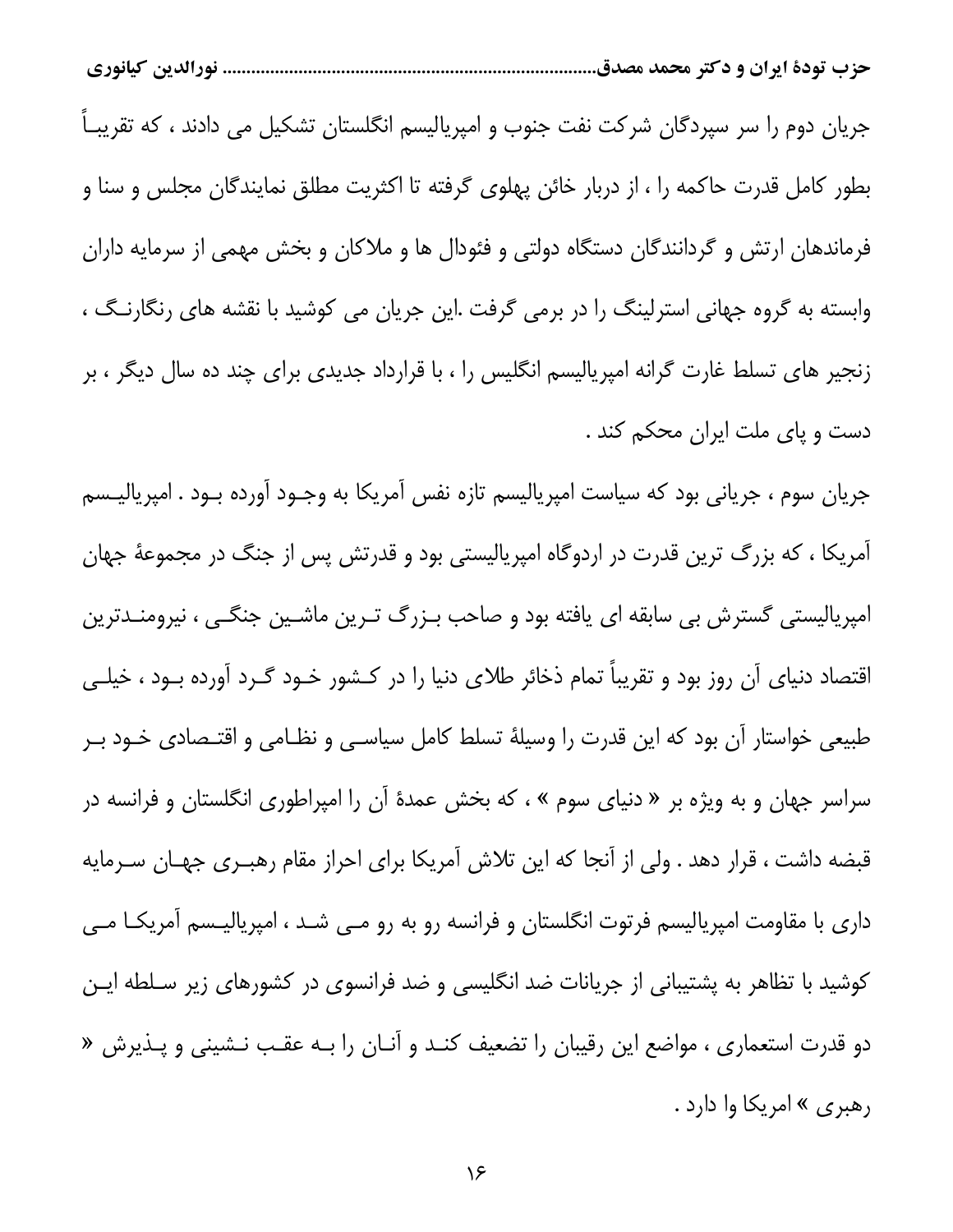جریان دوم را سر سپردگان شرکت نفت جنوب و امپریالیسم انگلستان تشکیل می دادند ، که تقریباً بطور کامل قدرت حاکمه را ، از دربار خائن پهلوی گرفته تا اکثریت مطلق نمایندگان مجلس و سنا و فرماندهان ارتش و گردانندگان دستگاه دولتی و فئودال ها و ملاکان و بخش مهمی از سرمایه داران وابسته به گروه جهانی استرلینگ را در برمی گرفت .این جریان می کوشید با نقشه های رنگارنگ ، زنجیر های تسلط غارت گرانه امپریالیسم انگلیس را ، با قرارداد جدیدی برای چند ده سال دیگر ، بر دست و پای ملت ایران محکم کند .

جریان سوم ، جریانی بود که سیاست امپریالیسم تازه نفس آمریکا به وجود آورده بود . امپریالیسم آمریکا ، که بزرگ ترین قدرت در اردوگاه امپریالیستی بود و قدرتش پس از جنگ در مجموعهٔ جهان امپریالیستی گسترش بی سابقه ای یافته بود و صاحب بزرگ ترین ماشین جنگی ، نیرومندترین اقتصاد دنیای آن روز بود و تقریباً تمام ذخائر طلای دنیا را در کشور خود گرد آورده بود ، خیلی طبیعی خواستار آن بود که این قدرت را وسیلهٔ تسلط کامل سیاسی و نظامی و اقتصادی خود بر سراسر جهان و به ویژه بر « دنیای سوم » ، که بخش عمدهٔ آن را امپراطوری انگلستان و فرانسه در قبضه داشت ، قرار دهد . ولی از آنجا که این تلاش آمریکا برای احراز مقام رهبری جهان سرمایه داری با مقاومت امپریالیسم فرتوت انگلستان و فرانسه رو به رو می شد ، امپریالیسم آمریکا می کوشید با تظاهر به پشتیبانی از جریانات ضد انگلیسی و ضد فرانسوی در کشورهای زیر سلطه این دو قدرت استعماری ، مواضع این رقیبان را تضعیف کند و آنان را به عقب نشینی و پذیرش « رهبری » امریکا وا دارد .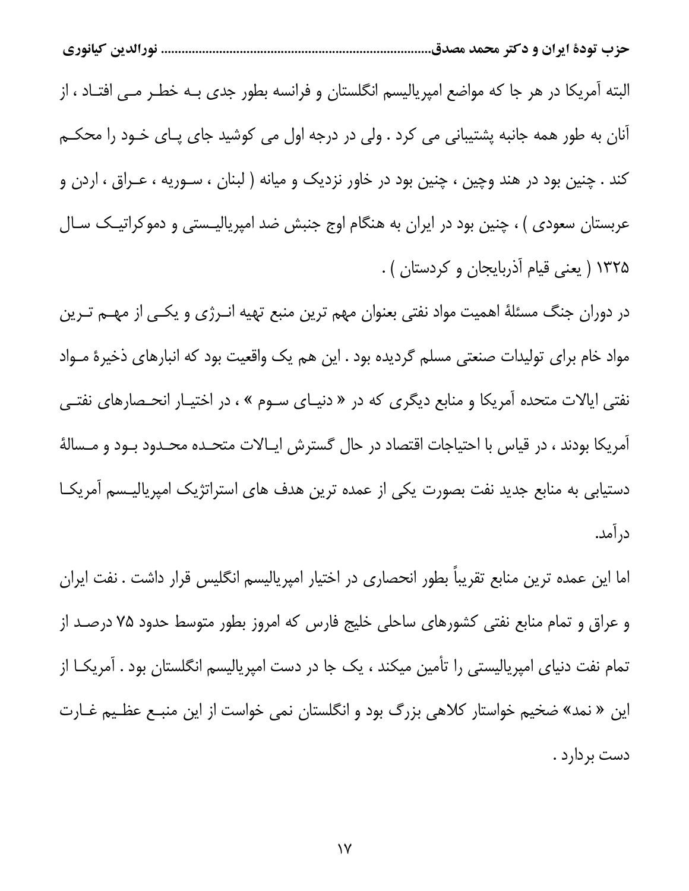البته آمریکا در هر جا که مواضع امپریالیسم انگلستان و فرانسه بطور جدی بـه خطـر مـی افتـاد ، از آنان به طور همه جانبه پشتیبانی می کرد . ولی در درجه اول می کوشید جای پـای خـود را محکـم کند . چنین بود در هند وچین ، چنین بود در خاور نزدیک و میانه ( لبنان ، سـوریه ، عـراق ، اردن و عربستان سعودی ) ، چنین بود در ایران به هنگام اوج جنبش ضد امپریالیـستی و دموکراتیـک سـال ۱۳۲۵ ( یعنی قیام آذربایجان و کردستان ) .

در دوران جنگ مسئلهٔ اهمیت مواد نفتی بعنوان مهم ترین منبع تهیه انـرژی و یکـی از مهـم تـرین مواد خام برای تولیدات صنعتی مسلم گردیده بود . این هم یک واقعیت بود که انبارهای ذخیرهٔ مـواد نفتی ایالات متحده آمریکا و منابع دیگری که در « دنیـای سـوم » ، در اختیـار انحـصارهای نفتـی آمریکا بودند ، در قیاس با احتیاجات اقتصاد در حال گسترش ایـالات متحـده محـدود بـود و مـسالهٔ دستیابی به منابع جدید نفت بصورت یکی از عمده ترین هدف های استراتژیک امپریالیـسم آمریکـا درآمد.

اما این عمده ترین منابع تقریباً بطور انحصاری در اختیار امپریالیسم انگلیس قرار داشت . نفت ایران و عراق و تمام منابع نفتی کشورهای ساحلی خلیج فارس که امروز بطور متوسط حدود ۷۵ درصـد از تمام نفت دنیای امپریالیستی را تأمین میکند ، یک جا در دست امپریالیسم انگلستان بود . آمریکـا از این « نمد» ضخیم خواستار کلاهی بزرگ بود و انگلستان نمی خواست از این منبـع عظـیم غـارت دست بردارد .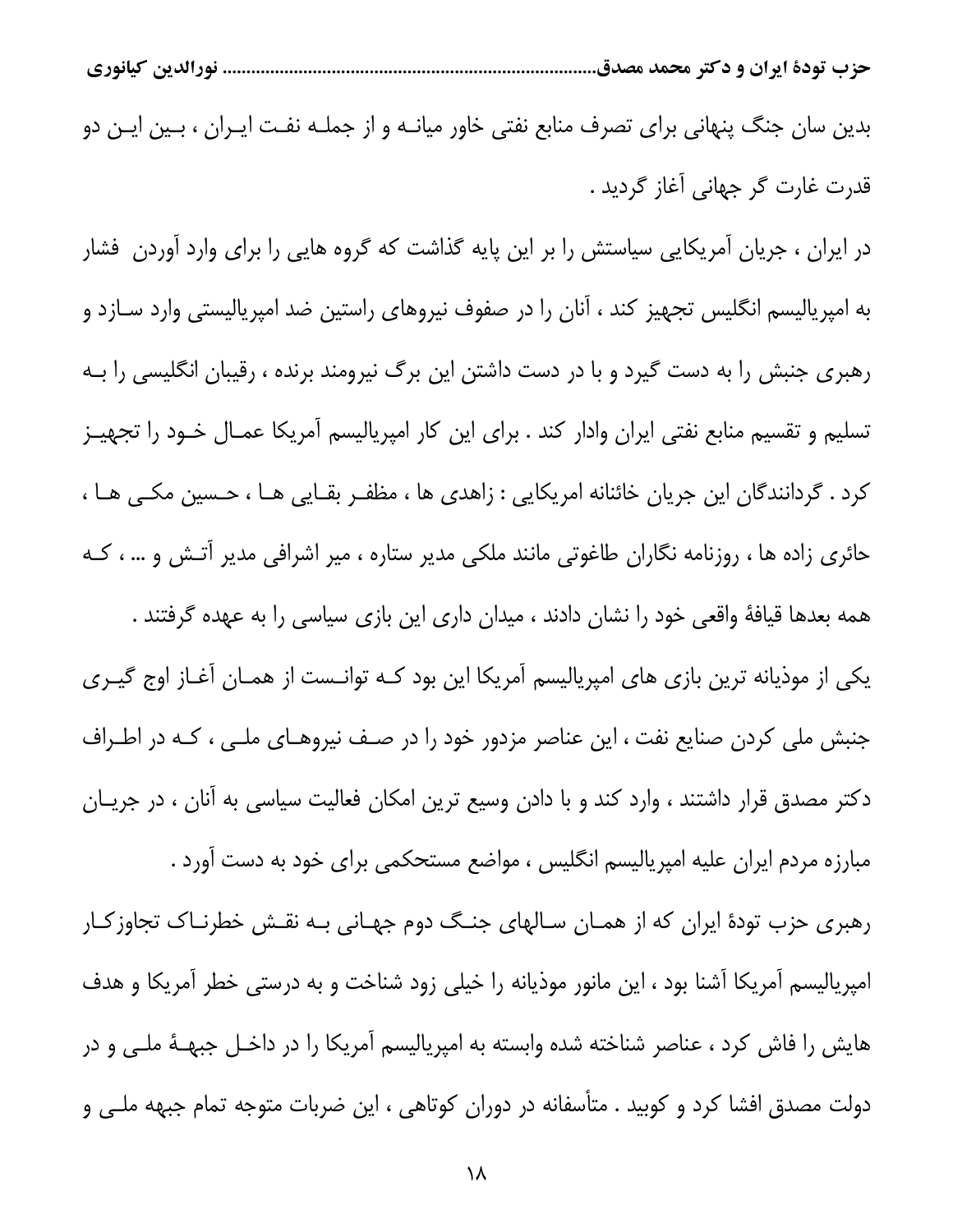بدین سان جنگ پنهانی برای تصرف منابع نفتی خاور میانـه و از جملـه نفـت ایـران ، بـین ایـن دو قدرت غارت گر جهانی آغاز گردید .

در ایران ، جریان آمریکایی سیاستش را بر این پایه گذاشت که گروه هایی را برای وارد آوردن فشار به امپریالیسم انگلیس تجهیز کند ، آنان را در صفوف نیروهای راستین ضد امپریالیستی وارد سـازد و رهبری جنبش را به دست گیرد و با در دست داشتن این برگ نیرومند برنده ، رقیبان انگلیسی را بـه تسلیم و تقسیم منابع نفتی ایران وادار کند . برای این کار امپریالیسم آمریکا عمـال خـود را تجهیـز کرد . گردانندگان این جریان خائنانه امریکایی : زاهدی ها ، مظفـر بقـایی هـا ، حـسین مکـی هـا ، حائری زاده ها ، روزنامه نگاران طاغوتی مانند ملکی مدیر ستاره ، میر اشرافی مدیر آتـش و ... ، کـه همه بعدها قیافهٔ واقعی خود را نشان دادند ، میدان داری این بازی سیاسی را به عهده گرفتند .

یکی از موذیانه ترین بازی های امپریالیسم آمریکا این بود کـه توانـست از همـان آغـاز اوج گیـری جنبش ملی کردن صنایع نفت ، این عناصر مزدور خود را در صـف نیروهـای ملـی ، کـه در اطـراف دکتر مصدق قرار داشتند ، وارد کند و با دادن وسیع ترین امکان فعالیت سیاسی به آنان ، در جریـان مبارزه مردم ایران علیه امپریالیسم انگلیس ، مواضع مستحکمی برای خود به دست آورد .

رهبری حزب تودهٔ ایران که از همـان سـالهای جنـگ دوم جهـانی بـه نقـش خطرنـاک تجاوزکـار امپریالیسم آمریکا آشنا بود ، این مانور موذیانه را خیلی زود شناخت و به درستی خطر آمریکا و هدف هایش را فاش کرد ، عناصر شناخته شده وابسته به امپریالیسم آمریکا را در داخـل جبهـهٔ ملـی و در دولت مصدق افشا کرد و کوبید . متأسفانه در دوران کوتاهی ، این ضربات متوجه تمام جبهه ملـی و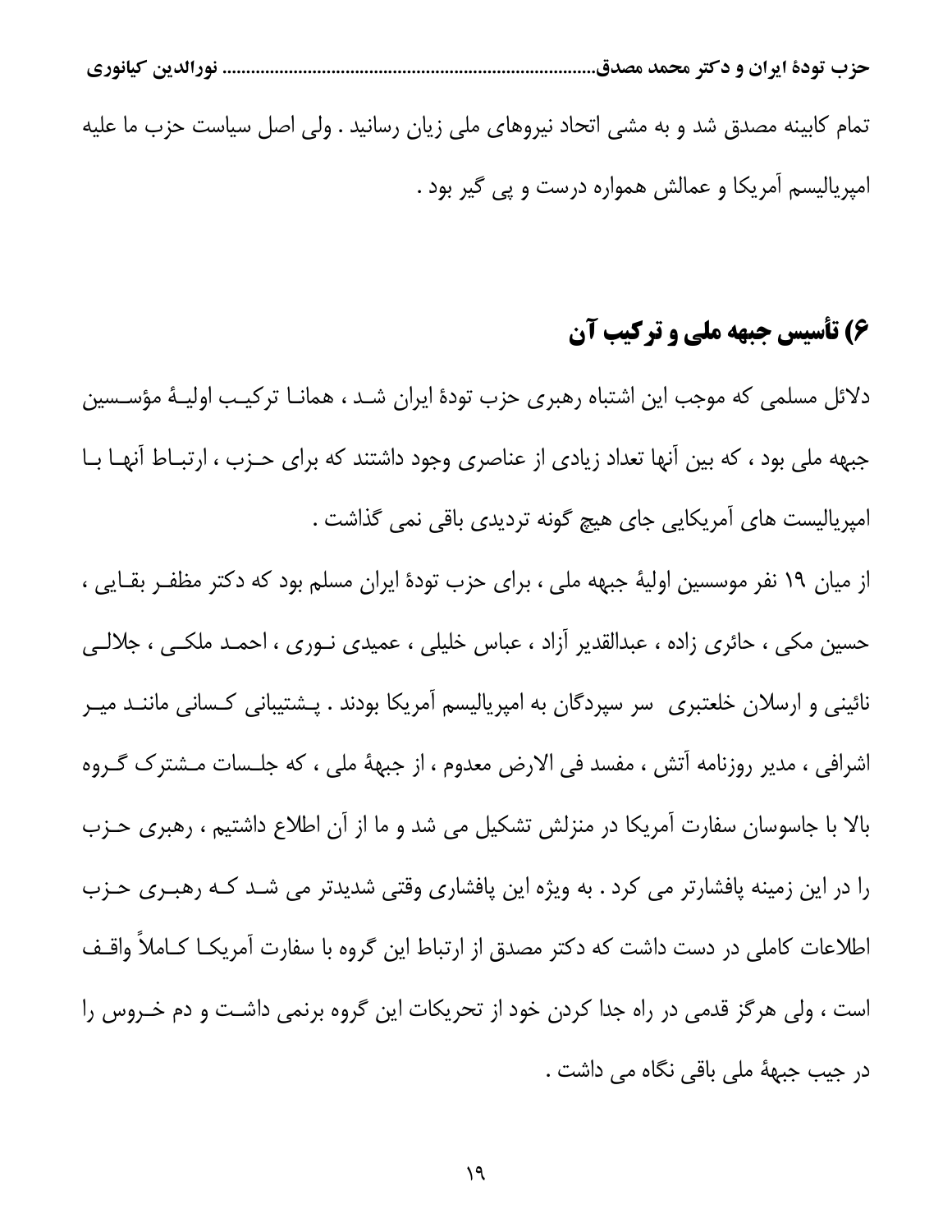تمام کابینه مصدق شد و به مشی اتحاد نیروهای ملی زیان رسانید . ولی اصل سیاست حزب ما علیه امپریالیسم آمریکا و عمالش همواره درست و پی گیر بود .

## ۶) تأسیس جبهه ملی و ترکیب آن

دلائل مسلمی که موجب این اشتباه رهبری حزب تودهٔ ایران شد ، همانا ترکیب اولیهٔ مؤسسین جبهه ملی بود ، که بین آنها تعداد زیادی از عناصری وجود داشتند که برای حزب ، ارتباط آنها با امپریالیست های آمریکایی جای هیچ گونه تردیدی باقی نمی گذاشت .

از میان ۱۹ نفر موسسین اولیهٔ جبهه ملی ، برای حزب تودهٔ ایران مسلم بود که دکتر مظفر بقایی ، حسین مکی ، حائری زاده ، عبدالقدیر آزاد ، عباس خلیلی ، عمیدی نوری ، احمد ملکی ، جلالی نائینی و ارسلان خلعتبری سر سپردگان به امپریالیسم آمریکا بودند . پشتیبانی کسانی مانند میر اشرافی ، مدیر روزنامه آتش ، مفسد فی الارض معدوم ، از جبههٔ ملی ، که جلسات مشترک گروه بالا با جاسوسان سفارت آمریکا در منزلش تشکیل می شد و ما از آن اطلاع داشتیم ، رهبری حزب را در این زمینه پافشارتر می کرد . به ویژه این پافشاری وقتی شدیدتر می شد که رهبری حزب اطلاعات کاملی در دست داشت که دکتر مصدق از ارتباط این گروه با سفارت آمریکا کاملاً واقف است ، ولی هرگز قدمی در راه جدا کردن خود از تحریکات این گروه برنمی داشت و دم خروس را در جیب جبههٔ ملی باقی نگاه می داشت .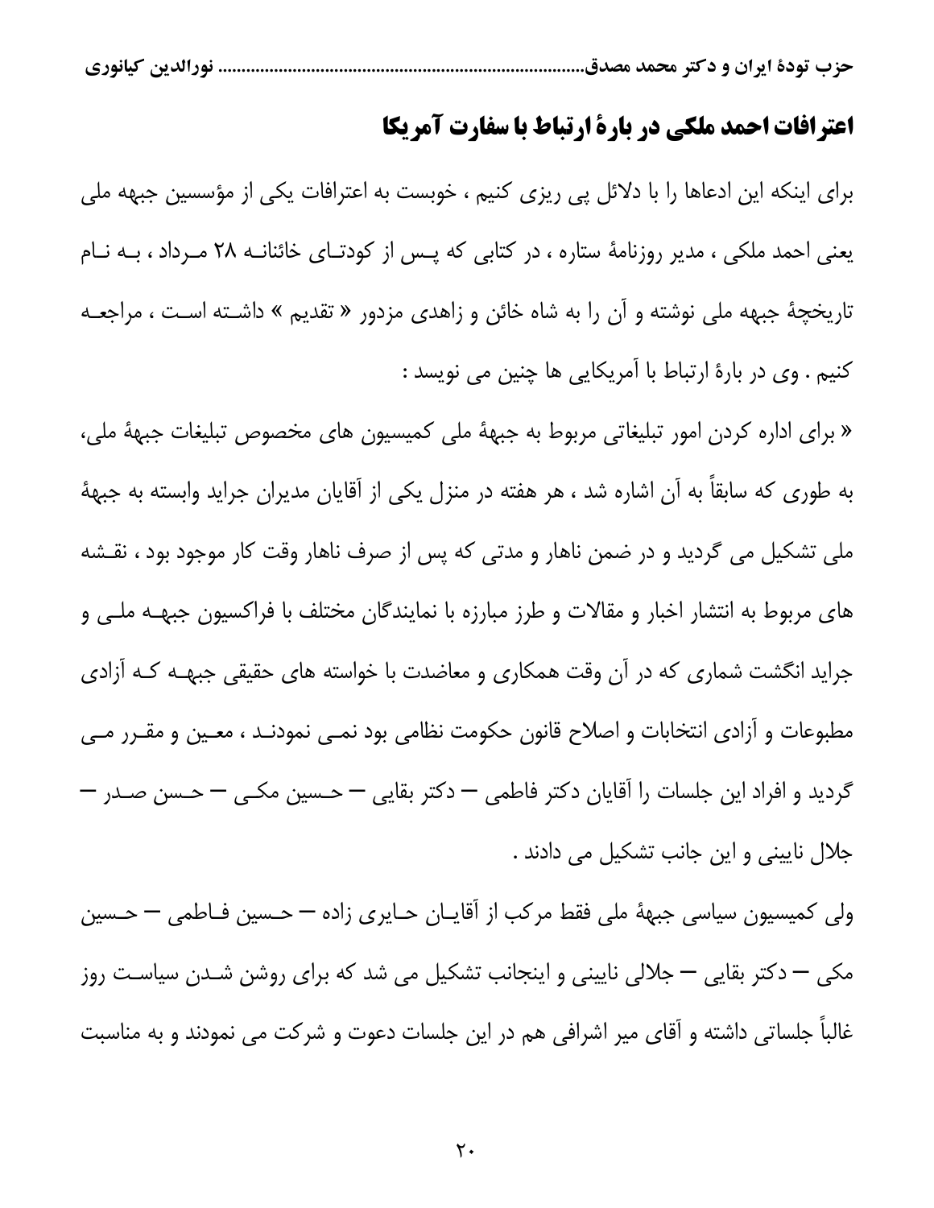## اعترافات احمد ملکی در بارۀ ارتباط با سفارت آمریکا

برای اینکه این ادعاها را با دلائل پی ریزی کنیم ، خوبست به اعترافات یکی از مؤسسین جبهه ملی یعنی احمد ملکی ، مدیر روزنامۀ ستاره ، در کتابی که پس از کودتای خائنانه ۲۸ مرداد ، به نام تاریخچۀ جبهه ملی نوشته و آن را به شاه خائن و زاهدی مزدور « تقدیم » داشته است ، مراجعه کنیم . وی در بارۀ ارتباط با آمریکایی ها چنین می نویسد :

« برای اداره کردن امور تبلیغاتی مربوط به جبهۀ ملی کمیسیون های مخصوص تبلیغات جبهۀ ملی، به طوری که سابقاً به آن اشاره شد ، هر هفته در منزل یکی از آقایان مدیران جراید وابسته به جبهۀ ملی تشکیل می گردید و در ضمن ناهار و مدتی که پس از صرف ناهار وقت کار موجود بود ، نقشه های مربوط به انتشار اخبار و مقالات و طرز مبارزه با نمایندگان مختلف با فراکسیون جبهه ملی و جراید انگشت شماری که در آن وقت همکاری و معاضدت با خواسته های حقیقی جبهه که آزادی مطبوعات و آزادی انتخابات و اصلاح قانون حکومت نظامی بود نمی نمودند ، معین و مقرر می گردید و افراد این جلسات را آقایان دکتر فاطمی – دکتر بقایی – حسین مکی – حسن صدر – جلال نایینی و این جانب تشکیل می دادند .

ولی کمیسیون سیاسی جبهۀ ملی فقط مرکب از آقایان حایری زاده – حسین فاطمی – حسین مکی – دکتر بقایی – جلالی نایینی و اینجانب تشکیل می شد که برای روشن شدن سیاست روز غالباً جلساتی داشته و آقای میر اشرافی هم در این جلسات دعوت و شرکت می نمودند و به مناسبت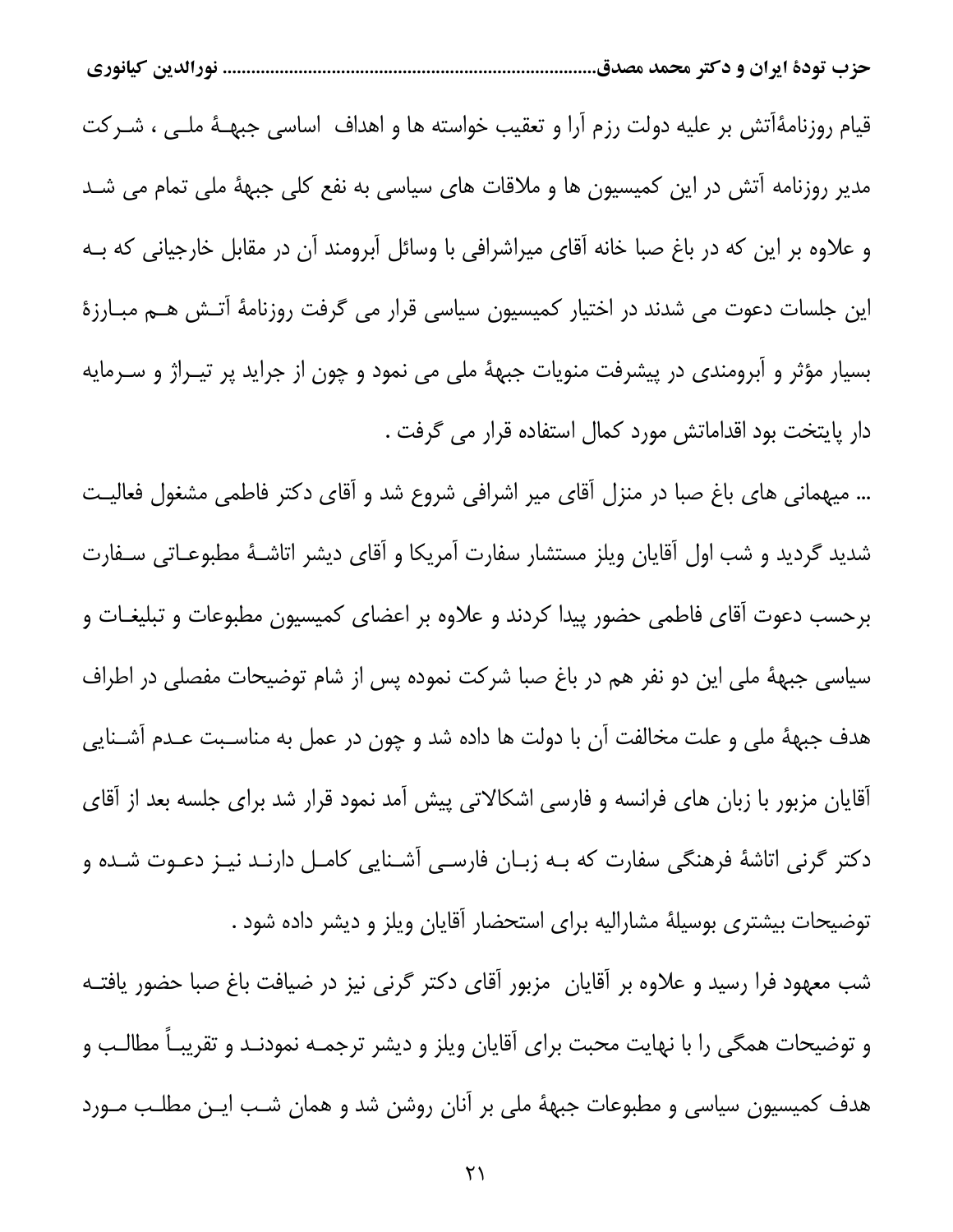قیام روزنامۀآتش بر علیه دولت رزم آرا و تعقیب خواسته ها و اهداف اساسی جبهـۀ ملـی ، شـرکت مدیر روزنامه آتش در این کمیسیون ها و ملاقات های سیاسی به نفع کلی جبهۀ ملی تمام می شـد و علاوه بر این که در باغ صبا خانه آقای میراشرافی با وسائل آبرومند آن در مقابل خارجیانی که بـه این جلسات دعوت می شدند در اختیار کمیسیون سیاسی قرار می گرفت روزنامۀ آتـش هـم مبـارزۀ بسیار مؤثر و آبرومندی در پیشرفت منویات جبهۀ ملی می نمود و چون از جراید پر تیـراژ و سـرمایه دار پایتخت بود اقداماتش مورد کمال استفاده قرار می گرفت .

... میهمانی های باغ صبا در منزل آقای میر اشرافی شروع شد و آقای دکتر فاطمی مشغول فعالیـت شدید گردید و شب اول آقایان ویلز مستشار سفارت آمریکا و آقای دیشر اتاشـۀ مطبوعـاتی سـفارت برحسب دعوت آقای فاطمی حضور پیدا کردند و علاوه بر اعضای کمیسیون مطبوعات و تبلیغـات و سیاسی جبهۀ ملی این دو نفر هم در باغ صبا شرکت نموده پس از شام توضیحات مفصلی در اطراف هدف جبهۀ ملی و علت مخالفت آن با دولت ها داده شد و چون در عمل به مناسـبت عـدم آشـنایی آقایان مزبور با زبان های فرانسه و فارسی اشکالاتی پیش آمد نمود قرار شد برای جلسه بعد از آقای دکتر گرنی اتاشۀ فرهنگی سفارت که بـه زبـان فارسـی آشـنایی کامـل دارنـد نیـز دعـوت شـده و توضیحات بیشتری بوسیلۀ مشارالیه برای استحضار آقایان ویلز و دیشر داده شود .

شب معهود فرا رسید و علاوه بر آقایان مزبور آقای دکتر گرنی نیز در ضیافت باغ صبا حضور یافتـه و توضیحات همگی را با نهایت محبت برای آقایان ویلز و دیشر ترجمـه نمودنـد و تقریبـاً مطالـب و هدف کمیسیون سیاسی و مطبوعات جبهۀ ملی بر آنان روشن شد و همان شـب ایـن مطلـب مـورد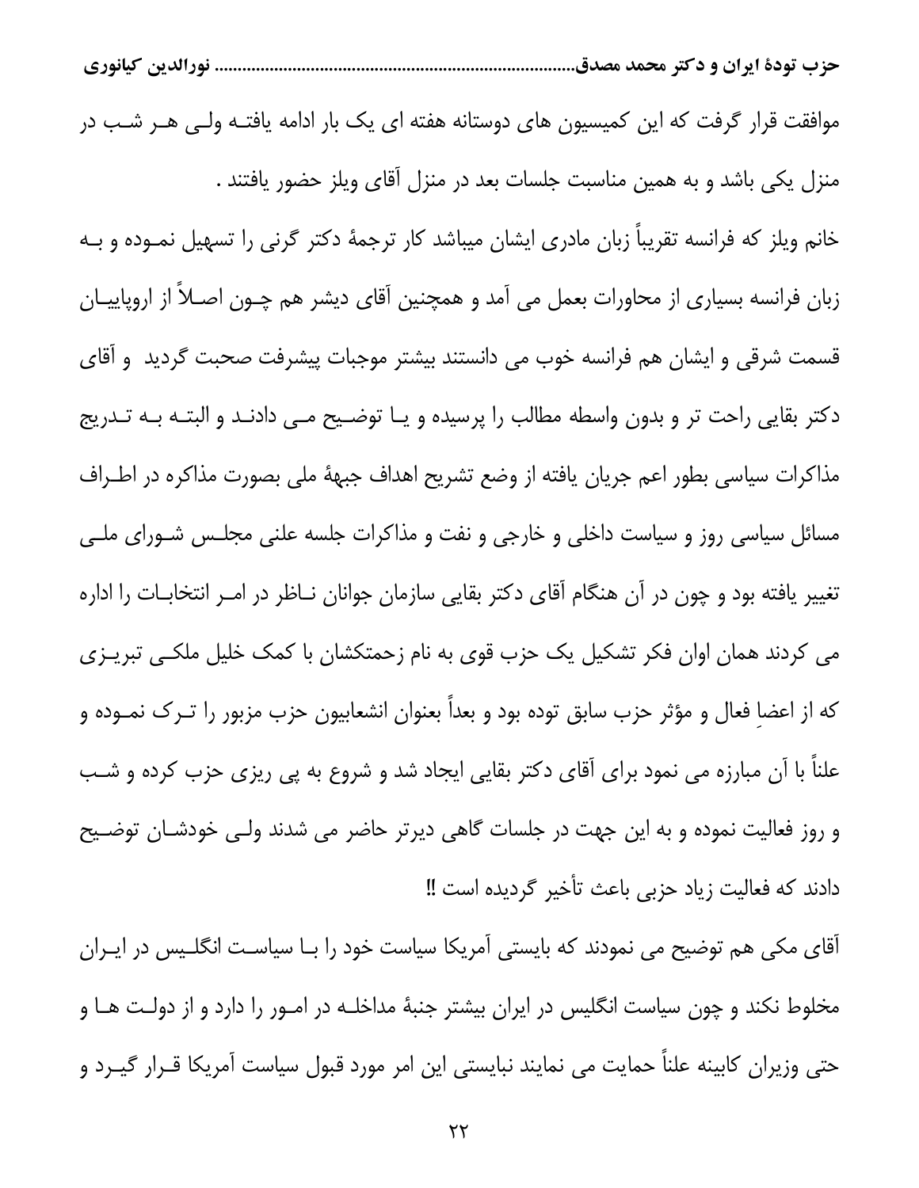موافقت قرار گرفت که این کمیسیون های دوستانه هفته ای یک بار ادامه یافتـه ولـی هـر شـب در منزل یکی باشد و به همین مناسبت جلسات بعد در منزل آقای ویلز حضور یافتند .

خانم ویلز که فرانسه تقریباً زبان مادری ایشان میباشد کار ترجمهٔ دکتر گرنی را تسهیل نمـوده و بـه زبان فرانسه بسیاری از محاورات بعمل می آمد و همچنین آقای دیشر هم چـون اصـلاً از اروپاییـان قسمت شرقی و ایشان هم فرانسه خوب می دانستند بیشتر موجبات پیشرفت صحبت گردید و آقای دکتر بقایی راحت تر و بدون واسطه مطالب را پرسیده و یـا توضـیح مـی دادنـد و البتـه بـه تـدریج مذاکرات سیاسی بطور اعم جریان یافته از وضع تشریح اهداف جبههٔ ملی بصورت مذاکره در اطـراف مسائل سیاسی روز و سیاست داخلی و خارجی و نفت و مذاکرات جلسه علنی مجلـس شـورای ملـی تغییر یافته بود و چون در آن هنگام آقای دکتر بقایی سازمان جوانان نـاظر در امـر انتخابـات را اداره می کردند همان اوان فکر تشکیل یک حزب قوی به نام زحمتکشان با کمک خلیل ملکـی تبریـزی که از اعضاِ فعال و مؤثر حزب سابق توده بود و بعداً بعنوان انشعابیون حزب مزبور را تـرک نمـوده و علناً با آن مبارزه می نمود برای آقای دکتر بقایی ایجاد شد و شروع به پی ریزی حزب کرده و شـب و روز فعالیت نموده و به این جهت در جلسات گاهی دیرتر حاضر می شدند ولـی خودشـان توضـیح دادند که فعالیت زیاد حزبی باعث تأخیر گردیده است !!

آقای مکی هم توضیح می نمودند که بایستی آمریکا سیاست خود را بـا سیاسـت انگلـیس در ایـران مخلوط نکند و چون سیاست انگلیس در ایران بیشتر جنبهٔ مداخلـه در امـور را دارد و از دولـت هـا و حتی وزیران کابینه علناً حمایت می نمایند نبایستی این امر مورد قبول سیاست آمریکا قـرار گیـرد و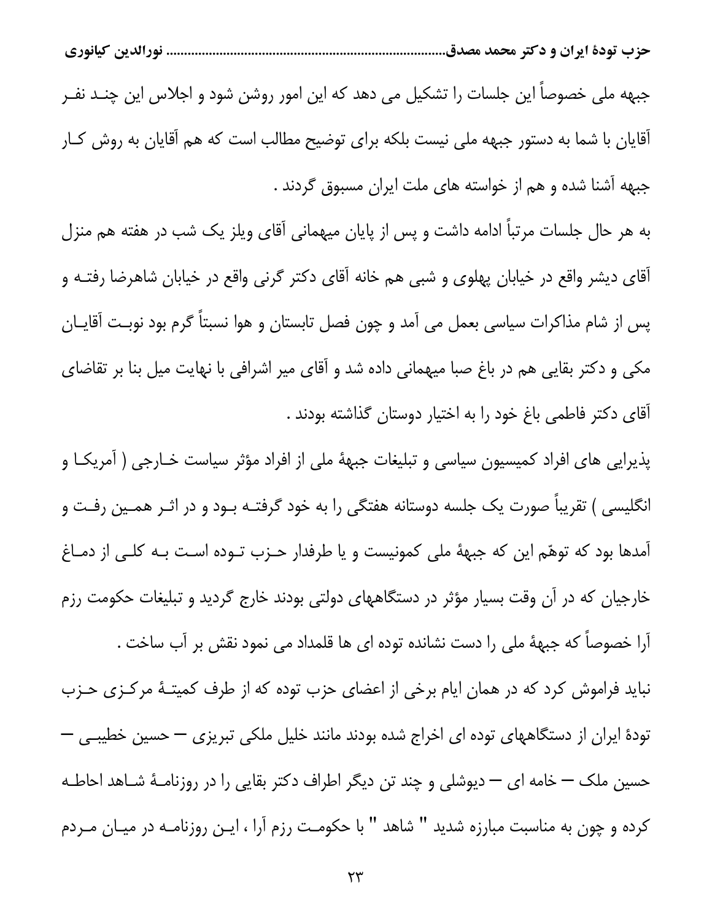جبهه ملی خصوصاً این جلسات را تشکیل می دهد که این امور روشن شود و اجلاس این چند نفر آقایان با شما به دستور جبهه ملی نیست بلکه برای توضیح مطالب است که هم آقایان به روش کار جبهه آشنا شده و هم از خواسته های ملت ایران مسبوق گردند .

به هر حال جلسات مرتباً ادامه داشت و پس از پایان میهمانی آقای ویلز یک شب در هفته هم منزل آقای دیشر واقع در خیابان پهلوی و شبی هم خانه آقای دکتر گرنی واقع در خیابان شاهرضا رفته و پس از شام مذاکرات سیاسی بعمل می آمد و چون فصل تابستان و هوا نسبتاً گرم بود نوبت آقایان مکی و دکتر بقایی هم در باغ صبا میهمانی داده شد و آقای میر اشرافی با نهایت میل بنا بر تقاضای آقای دکتر فاطمی باغ خود را به اختیار دوستان گذاشته بودند .

پذیرایی های افراد کمیسیون سیاسی و تبلیغات جبههٔ ملی از افراد مؤثر سیاست خارجی ( آمریکا و انگلیسی ) تقریباً صورت یک جلسه دوستانه هفتگی را به خود گرفته بود و در اثر همین رفت و آمدها بود که توهّم این که جبههٔ ملی کمونیست و یا طرفدار حزب توده است به کلی از دماغ خارجیان که در آن وقت بسیار مؤثر در دستگاههای دولتی بودند خارج گردید و تبلیغات حکومت رزم آرا خصوصاً که جبههٔ ملی را دست نشانده توده ای ها قلمداد می نمود نقش بر آب ساخت .

نباید فراموش کرد که در همان ایام برخی از اعضای حزب توده که از طرف کمیتهٔ مرکزی حزب تودهٔ ایران از دستگاههای توده ای اخراج شده بودند مانند خلیل ملکی تبریزی – حسین خطیبی – حسین ملک – خامه ای – دیوشلی و چند تن دیگر اطراف دکتر بقایی را در روزنامهٔ شاهد احاطه کرده و چون به مناسبت مبارزه شدید " شاهد " با حکومت رزم آرا ، این روزنامه در میان مردم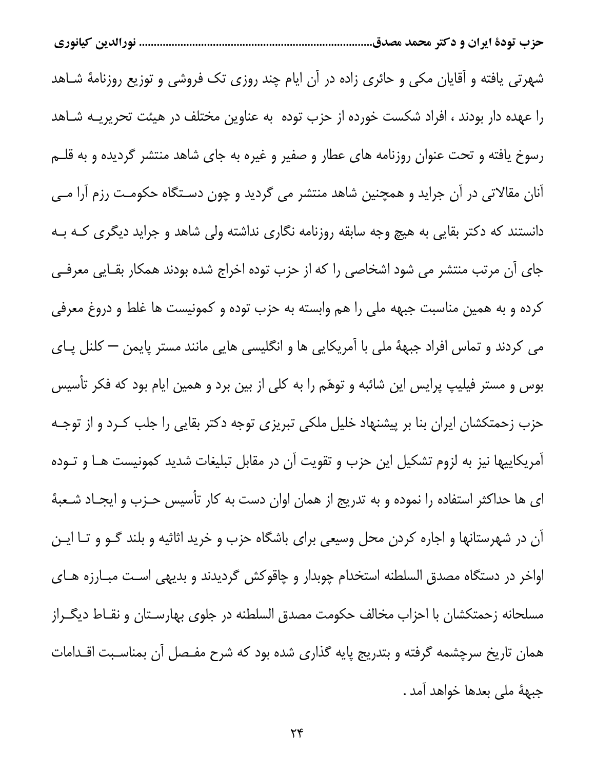شهرتی یافته و آقایان مکی و حائری زاده در آن ایام چند روزی تک فروشی و توزیع روزنامهٔ شاهد را عهده دار بودند ، افراد شکست خورده از حزب توده به عناوین مختلف در هیئت تحریریه شاهد رسوخ یافته و تحت عنوان روزنامه های عطار و صفیر و غیره به جای شاهد منتشر گردیده و به قلم آنان مقالاتی در آن جراید و همچنین شاهد منتشر می گردید و چون دستگاه حکومت رزم آرا می دانستند که دکتر بقایی به هیچ وجه سابقه روزنامه نگاری نداشته ولی شاهد و جراید دیگری که به جای آن مرتب منتشر می شود اشخاصی را که از حزب توده اخراج شده بودند همکار بقایی معرفی کرده و به همین مناسبت جبهه ملی را هم وابسته به حزب توده و کمونیست ها غلط و دروغ معرفی می کردند و تماس افراد جبههٔ ملی با آمریکایی ها و انگلیسی هایی مانند مستر پایمن – کلنل پای بوس و مستر فیلیپ پرایس این شائبه و توهّم را به کلی از بین برد و همین ایام بود که فکر تأسیس حزب زحمتکشان ایران بنا بر پیشنهاد خلیل ملکی تبریزی توجه دکتر بقایی را جلب کرد و از توجه آمریکاییها نیز به لزوم تشکیل این حزب و تقویت آن در مقابل تبلیغات شدید کمونیست ها و توده ای ها حداکثر استفاده را نموده و به تدریج از همان اوان دست به کار تأسیس حزب و ایجاد شعبهٔ آن در شهرستانها و اجاره کردن محل وسیعی برای باشگاه حزب و خرید اثاثیه و بلند گو و تا این اواخر در دستگاه مصدق السلطنه استخدام چوبدار و چاقوکش گردیدند و بدیهی است مبارزه های مسلحانه زحمتکشان با احزاب مخالف حکومت مصدق السلطنه در جلوی بهارستان و نقاط دیگراز همان تاریخ سرچشمه گرفته و بتدریج پایه گذاری شده بود که شرح مفصل آن بمناسبت اقدامات جبههٔ ملی بعدها خواهد آمد .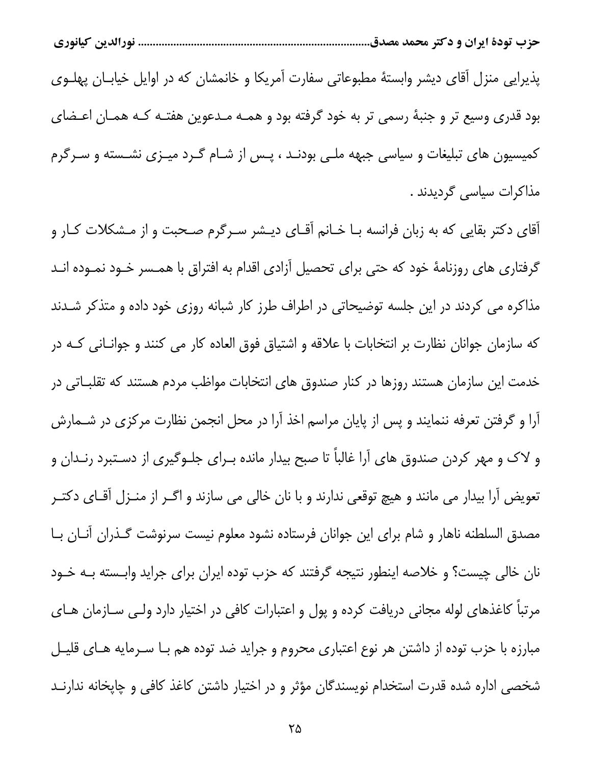پذیرایی منزل آقای دیشر وابستهٔ مطبوعاتی سفارت آمریکا و خانمشان که در اوایل خیابان پهلوی بود قدری وسیع تر و جنبهٔ رسمی تر به خود گرفته بود و همه مدعوین هفته که همان اعضای کمیسیون های تبلیغات و سیاسی جبهه ملی بودند ، پس از شام گرد میزی نشسته و سرگرم مذاکرات سیاسی گردیدند .

آقای دکتر بقایی که به زبان فرانسه با خانم آقای دیشر سرگرم صحبت و از مشکلات کار و گرفتاری های روزنامهٔ خود که حتی برای تحصیل آزادی اقدام به افتراق با همسر خود نموده اند مذاکره می کردند در این جلسه توضیحاتی در اطراف طرز کار شبانه روزی خود داده و متذکر شدند که سازمان جوانان نظارت بر انتخابات با علاقه و اشتیاق فوق العاده کار می کنند و جوانانی که در خدمت این سازمان هستند روزها در کنار صندوق های انتخابات مواظب مردم هستند که تقلباتی در آرا و گرفتن تعرفه ننمایند و پس از پایان مراسم اخذ آرا در محل انجمن نظارت مرکزی در شمارش و لاک و مهر کردن صندوق های آرا غالباً تا صبح بیدار مانده برای جلوگیری از دستبرد رندان و تعویض آرا بیدار می مانند و هیچ توقعی ندارند و با نان خالی می سازند و اگر از منزل آقای دکتر مصدق السلطنه ناهار و شام برای این جوانان فرستاده نشود معلوم نیست سرنوشت گذران آنان با نان خالی چیست؟ و خلاصه اینطور نتیجه گرفتند که حزب توده ایران برای جراید وابسته به خود مرتباً کاغذهای لوله مجانی دریافت کرده و پول و اعتبارات کافی در اختیار دارد ولی سازمان های مبارزه با حزب توده از داشتن هر نوع اعتباری محروم و جراید ضد توده هم با سرمایه های قلیل شخصی اداره شده قدرت استخدام نویسندگان مؤثر و در اختیار داشتن کاغذ کافی و چاپخانه ندارند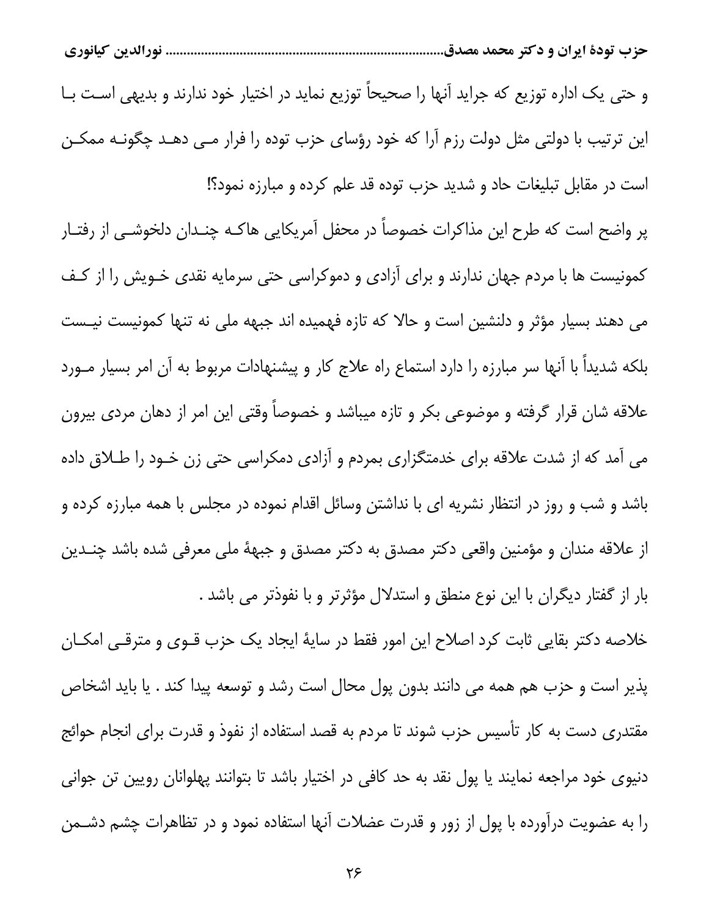و حتی یک اداره توزیع که جراید آنها را صحیحاً توزیع نماید در اختیار خود ندارند و بدیهی است با این ترتیب با دولتی مثل دولت رزم آرا که خود رؤسای حزب توده را فرار می دهد چگونه ممکن است در مقابل تبلیغات حاد و شدید حزب توده قد علم کرده و مبارزه نمود؟!

پر واضح است که طرح این مذاکرات خصوصاً در محفل آمریکایی هاکه چندان دلخوشی از رفتار کمونیست ها با مردم جهان ندارند و برای آزادی و دموکراسی حتی سرمایه نقدی خویش را از کف می دهند بسیار مؤثر و دلنشین است و حالا که تازه فهمیده اند جبهه ملی نه تنها کمونیست نیست بلکه شدیداً با آنها سر مبارزه را دارد استماع راه علاج کار و پیشنهادات مربوط به آن امر بسیار مورد علاقه شان قرار گرفته و موضوعی بکر و تازه میباشد و خصوصاً وقتی این امر از دهان مردی بیرون می آمد که از شدت علاقه برای خدمتگزاری بمردم و آزادی دمکراسی حتی زن خود را طلاق داده باشد و شب و روز در انتظار نشریه ای با نداشتن وسائل اقدام نموده در مجلس با همه مبارزه کرده و از علاقه مندان و مؤمنین واقعی دکتر مصدق به دکتر مصدق و جبههٔ ملی معرفی شده باشد چندین بار از گفتار دیگران با این نوع منطق و استدلال مؤثرتر و با نفوذتر می باشد .

خلاصه دکتر بقایی ثابت کرد اصلاح این امور فقط در سایهٔ ایجاد یک حزب قوی و مترقی امکان پذیر است و حزب هم همه می دانند بدون پول محال است رشد و توسعه پیدا کند . یا باید اشخاص مقتدری دست به کار تأسیس حزب شوند تا مردم به قصد استفاده از نفوذ و قدرت برای انجام حوائج دنیوی خود مراجعه نمایند یا پول نقد به حد کافی در اختیار باشد تا بتوانند پهلوانان رویین تن جوانی را به عضویت درآورده با پول از زور و قدرت عضلات آنها استفاده نمود و در تظاهرات چشم دشمن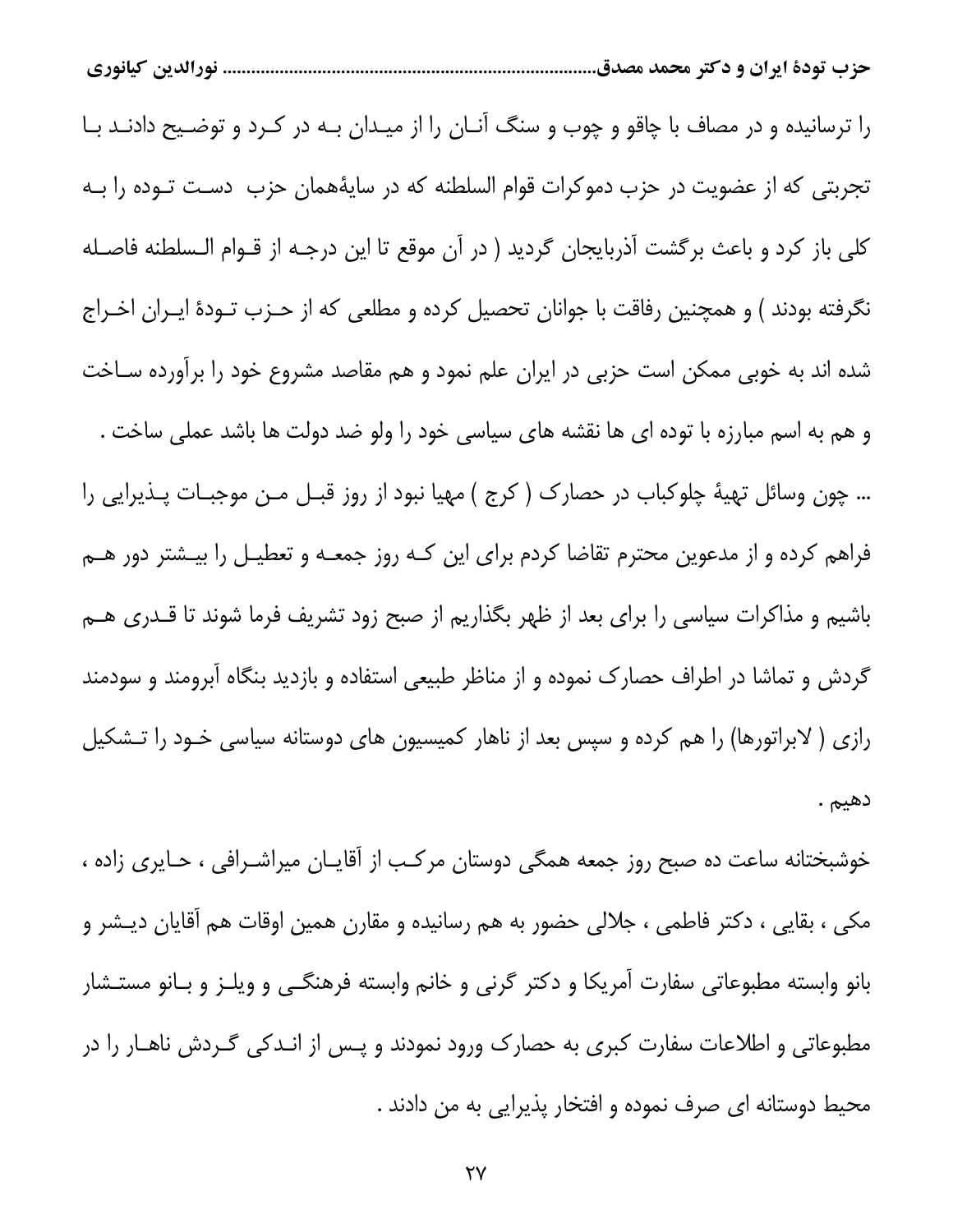را ترسانیده و در مصاف با چاقو و چوب و سنگ آنـان را از میـدان بـه در کـرد و توضـیح دادنـد بـا تجربتی که از عضویت در حزب دموکرات قوام السلطنه که در سایۀهمان حزب  دسـت تـوده را بـه کلی باز کرد و باعث برگشت آذربایجان گردید ( در آن موقع تا این درجـه از قـوام الـسلطنه فاصـله نگرفته بودند ) و همچنین رفاقت با جوانان تحصیل کرده و مطلعی که از حـزب تـودۀ ایـران اخـراج شده اند به خوبی ممکن است حزبی در ایران علم نمود و هم مقاصد مشروع خود را برآورده سـاخت و هم به اسم مبارزه با توده ای ها نقشه های سیاسی خود را ولو ضد دولت ها باشد عملی ساخت .

... چون وسائل تهیۀ چلوکباب در حصارک ( کرج ) مهیا نبود از روز قبـل مـن موجبـات پـذیرایی را فراهم کرده و از مدعوین محترم تقاضا کردم برای این کـه روز جمعـه و تعطیـل را بیـشتر دور هـم باشیم و مذاکرات سیاسی را برای بعد از ظهر بگذاریم از صبح زود تشریف فرما شوند تا قـدری هـم گردش و تماشا در اطراف حصارک نموده و از مناظر طبیعی استفاده و بازدید بنگاه آبرومند و سودمند رازی ( لابراتورها) را هم کرده و سپس بعد از ناهار کمیسیون های دوستانه سیاسی خـود را تـشکیل دهیم .

خوشبختانه ساعت ده صبح روز جمعه همگی دوستان مرکـب از آقایـان میراشـرافی ، حـایری زاده ، مکی ، بقایی ، دکتر فاطمی ، جلالی حضور به هم رسانیده و مقارن همین اوقات هم آقایان دیـشر و بانو وابسته مطبوعاتی سفارت آمریکا و دکتر گرنی و خانم وابسته فرهنگـی و ویلـز و بـانو مستـشار مطبوعاتی و اطلاعات سفارت کبری به حصارک ورود نمودند و پـس از انـدکی گـردش ناهـار را در محیط دوستانه ای صرف نموده و افتخار پذیرایی به من دادند .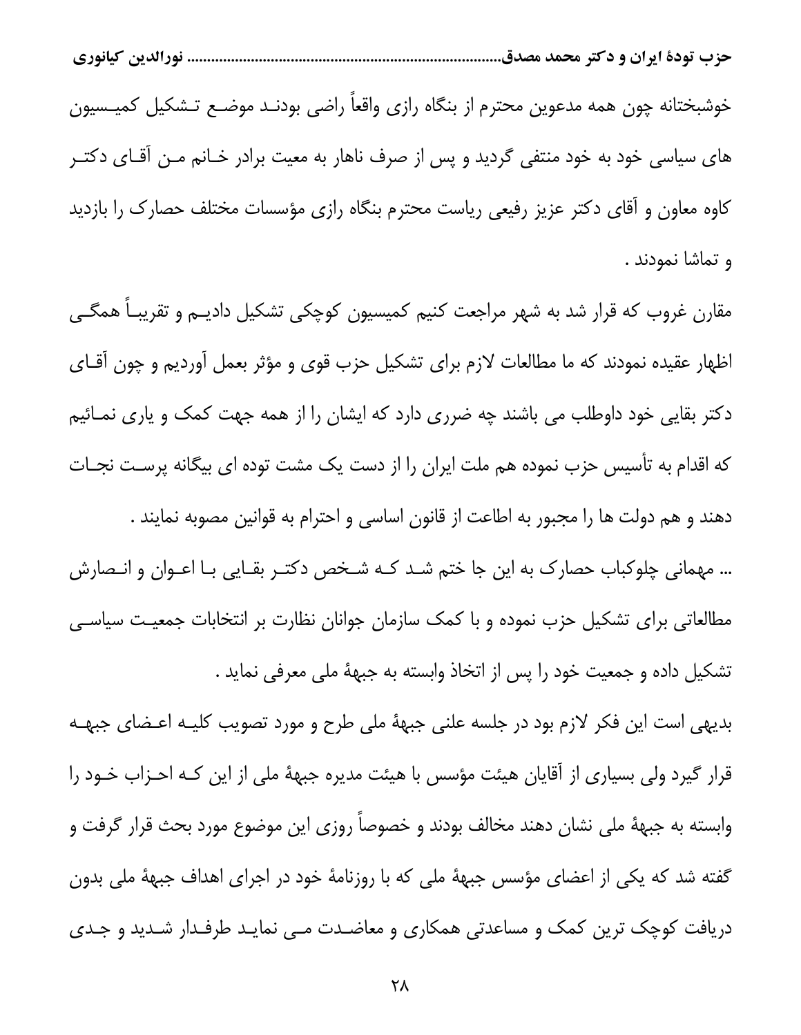خوشبختانه چون همه مدعوین محترم از بنگاه رازی واقعاً راضی بودند موضع تشکیل کمیسیون های سیاسی خود به خود منتفی گردید و پس از صرف ناهار به معیت برادر خانم من آقای دکتر کاوه معاون و آقای دکتر عزیز رفیعی ریاست محترم بنگاه رازی مؤسسات مختلف حصارک را بازدید و تماشا نمودند .

مقارن غروب که قرار شد به شهر مراجعت کنیم کمیسیون کوچکی تشکیل دادیم و تقریباً همگی اظهار عقیده نمودند که ما مطالعات لازم برای تشکیل حزب قوی و مؤثر بعمل آوردیم و چون آقای دکتر بقایی خود داوطلب می باشند چه ضرری دارد که ایشان را از همه جهت کمک و یاری نمائیم که اقدام به تأسیس حزب نموده هم ملت ایران را از دست یک مشت توده ای بیگانه پرست نجات دهند و هم دولت ها را مجبور به اطاعت از قانون اساسی و احترام به قوانین مصوبه نمایند .

... مهمانی چلوکباب حصارک به این جا ختم شد که شخص دکتر بقایی با اعوان و انصارش مطالعاتی برای تشکیل حزب نموده و با کمک سازمان جوانان نظارت بر انتخابات جمعیت سیاسی تشکیل داده و جمعیت خود را پس از اتخاذ وابسته به جبههٔ ملی معرفی نماید .

بدیهی است این فکر لازم بود در جلسه علنی جبههٔ ملی طرح و مورد تصویب کلیه اعضای جبهه قرار گیرد ولی بسیاری از آقایان هیئت مؤسس با هیئت مدیره جبههٔ ملی از این که احزاب خود را وابسته به جبههٔ ملی نشان دهند مخالف بودند و خصوصاً روزی این موضوع مورد بحث قرار گرفت و گفته شد که یکی از اعضای مؤسس جبههٔ ملی که با روزنامهٔ خود در اجرای اهداف جبههٔ ملی بدون دریافت کوچک ترین کمک و مساعدتی همکاری و معاضدت می نماید طرفدار شدید و جدی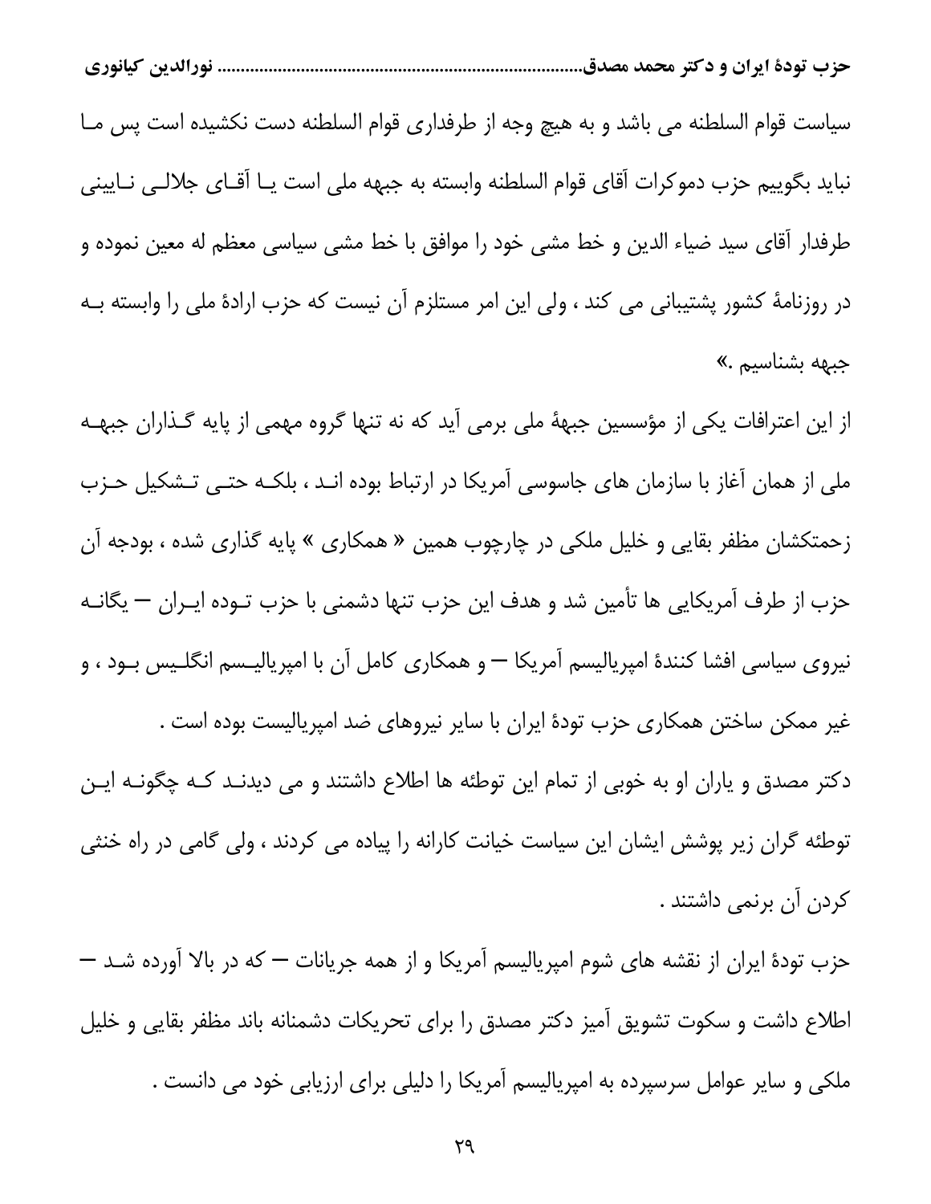سیاست قوام السلطنه می باشد و به هیچ وجه از طرفداری قوام السلطنه دست نکشیده است پس ما نباید بگوییم حزب دموکرات آقای قوام السلطنه وابسته به جبهه ملی است یا آقای جلالی نایینی طرفدار آقای سید ضیاء الدین و خط مشی خود را موافق با خط مشی سیاسی معظم له معین نموده و در روزنامهٔ کشور پشتیبانی می کند ، ولی این امر مستلزم آن نیست که حزب ارادهٔ ملی را وابسته به جبهه بشناسیم .»

از این اعترافات یکی از مؤسسین جبههٔ ملی برمی آید که نه تنها گروه مهمی از پایه گذاران جبهه ملی از همان آغاز با سازمان های جاسوسی آمریکا در ارتباط بوده اند ، بلکه حتی تشکیل حزب زحمتکشان مظفر بقایی و خلیل ملکی در چارچوب همین « همکاری » پایه گذاری شده ، بودجه آن حزب از طرف آمریکایی ها تأمین شد و هدف این حزب تنها دشمنی با حزب توده ایران — یگانه نیروی سیاسی افشا کنندهٔ امپریالیسم آمریکا — و همکاری کامل آن با امپریالیسم انگلیس بود ، و غیر ممکن ساختن همکاری حزب تودهٔ ایران با سایر نیروهای ضد امپریالیست بوده است .

دکتر مصدق و یاران او به خوبی از تمام این توطئه ها اطلاع داشتند و می دیدند که چگونه این توطئه گران زیر پوشش ایشان این سیاست خیانت کارانه را پیاده می کردند ، ولی گامی در راه خنثی کردن آن برنمی داشتند .

حزب تودهٔ ایران از نقشه های شوم امپریالیسم آمریکا و از همه جریانات — که در بالا آورده شد — اطلاع داشت و سکوت تشویق آمیز دکتر مصدق را برای تحریکات دشمنانه باند مظفر بقایی و خلیل ملکی و سایر عوامل سرسپرده به امپریالیسم آمریکا را دلیلی برای ارزیابی خود می دانست .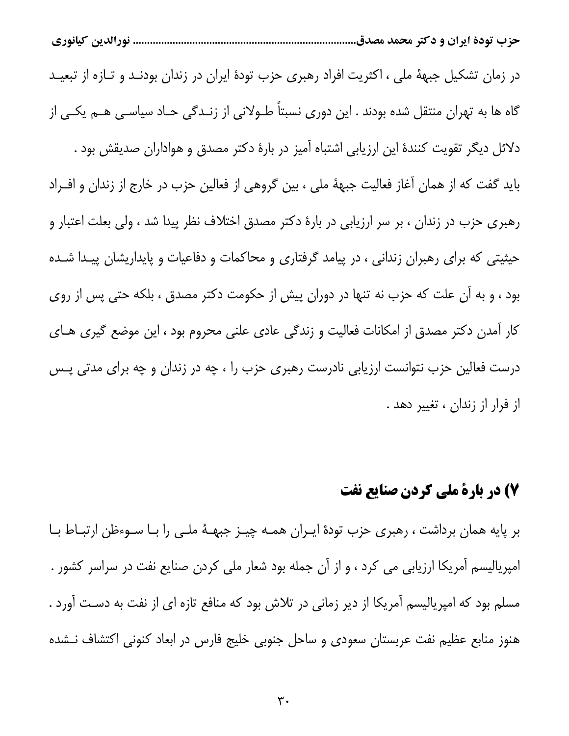در زمان تشکیل جبههٔ ملی ، اکثریت افراد رهبری حزب تودهٔ ایران در زندان بودنـد و تـازه از تبعیـد گاه ها به تهران منتقل شده بودند . این دوری نسبتاً طـولانی از زنـدگی حـاد سیاسـی هـم یکـی از دلائل دیگر تقویت کنندهٔ این ارزیابی اشتباه آمیز در بارهٔ دکتر مصدق و هواداران صدیقش بود .

باید گفت که از همان آغاز فعالیت جبههٔ ملی ، بین گروهی از فعالین حزب در خارج از زندان و افـراد رهبری حزب در زندان ، بر سر ارزیابی در بارهٔ دکتر مصدق اختلاف نظر پیدا شد ، ولی بعلت اعتبار و حیثیتی که برای رهبران زندانی ، در پیامد گرفتاری و محاکمات و دفاعیات و پایداریشان پیـدا شـده بود ، و به آن علت که حزب نه تنها در دوران پیش از حکومت دکتر مصدق ، بلکه حتی پس از روی کار آمدن دکتر مصدق از امکانات فعالیت و زندگی عادی علنی محروم بود ، این موضع گیری هـای درست فعالین حزب نتوانست ارزیابی نادرست رهبری حزب را ، چه در زندان و چه برای مدتی پـس از فرار از زندان ، تغییر دهد .

## ۷) در بارهٔ ملی کردن صنایع نفت

بر پایه همان برداشت ، رهبری حزب تودهٔ ایـران همـه چیـز جبهـهٔ ملـی را بـا سـوءظن ارتبـاط بـا امپریالیسم آمریکا ارزیابی می کرد ، و از آن جمله بود شعار ملی کردن صنایع نفت در سراسر کشور . مسلم بود که امپریالیسم آمریکا از دیر زمانی در تلاش بود که منافع تازه ای از نفت به دسـت آورد . هنوز منابع عظیم نفت عربستان سعودی و ساحل جنوبی خلیج فارس در ابعاد کنونی اکتشاف نـشده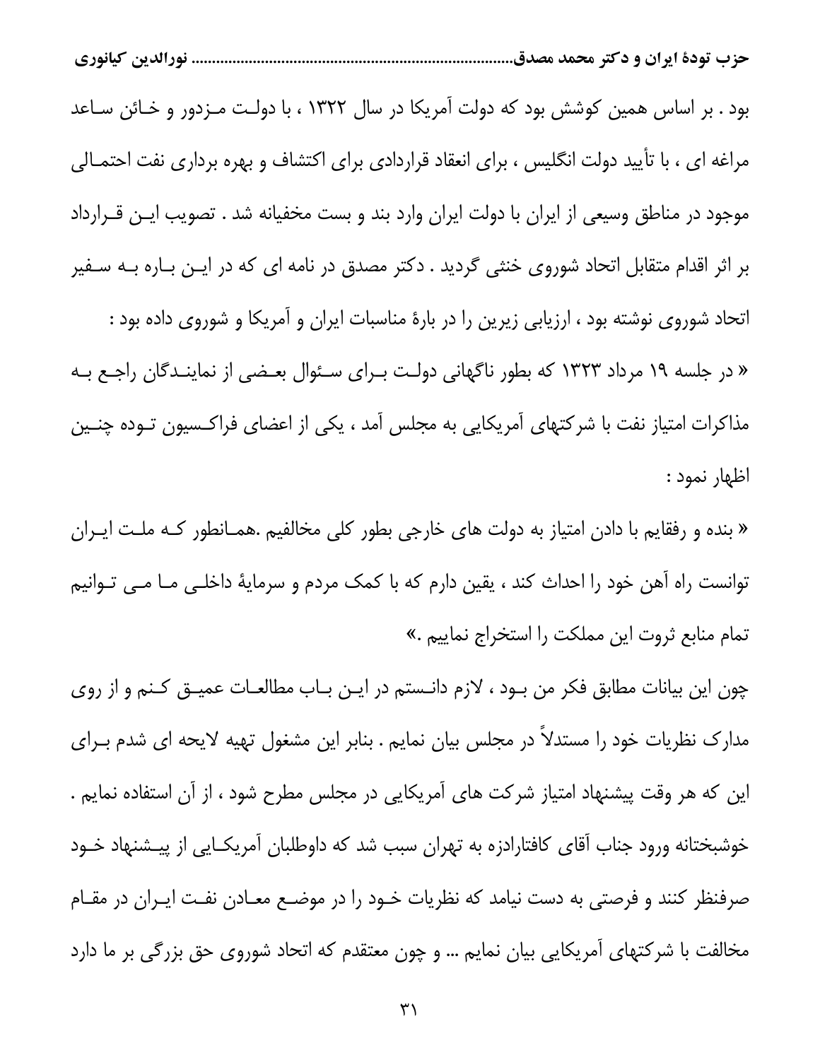بود . بر اساس همین کوشش بود که دولت آمریکا در سال ۱۳۲۲ ، با دولت مـزدور و خـائن سـاعد مراغه ای ، با تأیید دولت انگلیس ، برای انعقاد قراردادی برای اکتشاف و بهره برداری نفت احتمـالی موجود در مناطق وسیعی از ایران با دولت ایران وارد بند و بست مخفیانه شد . تصویب ایـن قـرارداد بر اثر اقدام متقابل اتحاد شوروی خنثی گردید . دکتر مصدق در نامه ای که در ایـن بـاره بـه سـفیر اتحاد شوروی نوشته بود ، ارزیابی زیرین را در بارهٔ مناسبات ایران و آمریکا و شوروی داده بود :

« در جلسه ۱۹ مرداد ۱۳۲۳ که بطور ناگهانی دولـت بـرای سـئوال بعـضی از نماینـدگان راجـع بـه مذاکرات امتیاز نفت با شرکتهای آمریکایی به مجلس آمد ، یکی از اعضای فراکـسیون تـوده چنـین اظهار نمود :

« بنده و رفقایم با دادن امتیاز به دولت های خارجی بطور کلی مخالفیم .همـانطور کـه ملـت ایـران توانست راه آهن خود را احداث کند ، یقین دارم که با کمک مردم و سرمایهٔ داخلـی مـا مـی تـوانیم تمام منابع ثروت این مملکت را استخراج نماییم .»

چون این بیانات مطابق فکر من بـود ، لازم دانـستم در ایـن بـاب مطالعـات عمیـق کـنم و از روی مدارک نظریات خود را مستدلاً در مجلس بیان نمایم . بنابر این مشغول تهیه لایحه ای شدم بـرای این که هر وقت پیشنهاد امتیاز شرکت های آمریکایی در مجلس مطرح شود ، از آن استفاده نمایم . خوشبختانه ورود جناب آقای کافتارادزه به تهران سبب شد که داوطلبان آمریکـایی از پیـشنهاد خـود صرفنظر کنند و فرصتی به دست نیامد که نظریات خـود را در موضـع معـادن نفـت ایـران در مقـام مخالفت با شرکتهای آمریکایی بیان نمایم ... و چون معتقدم که اتحاد شوروی حق بزرگی بر ما دارد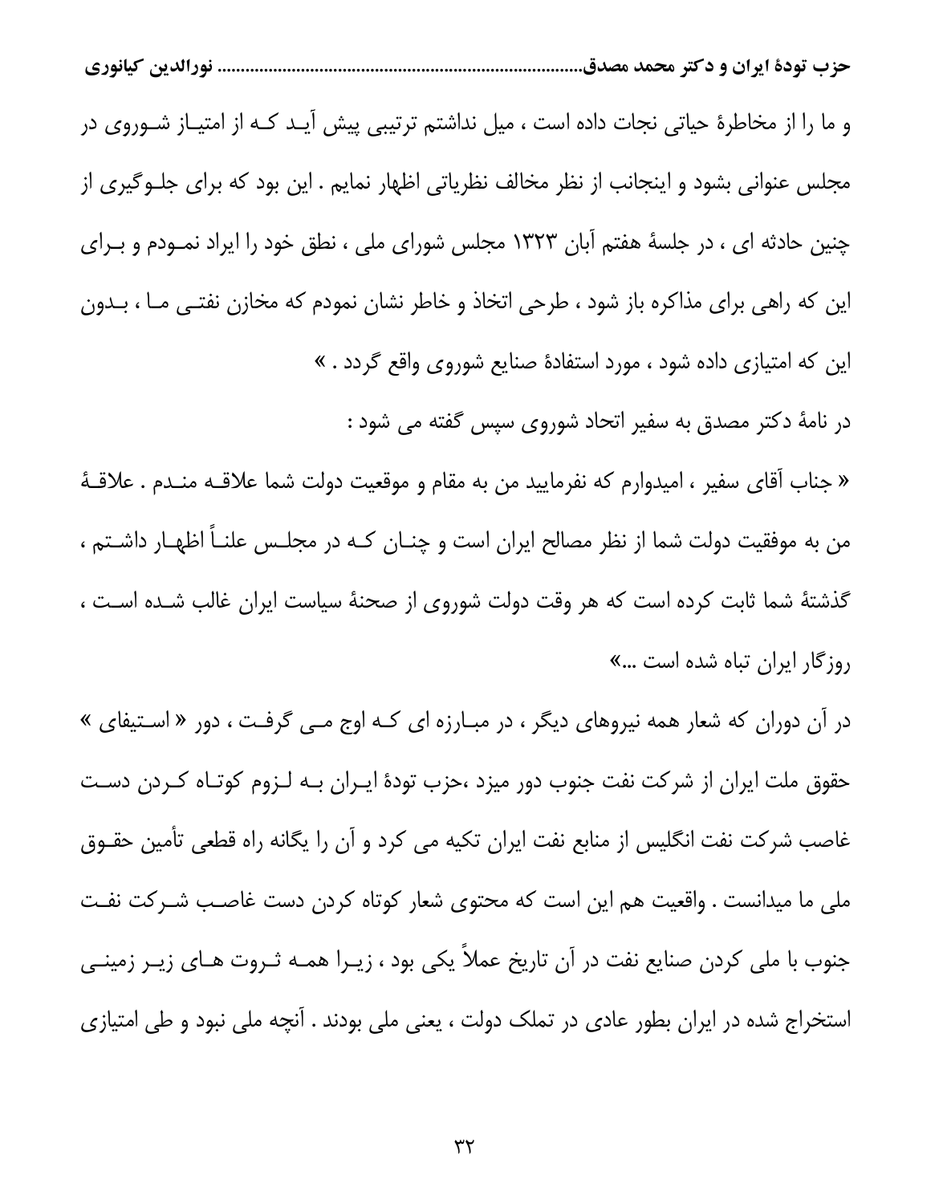و ما را از مخاطرهٔ حیاتی نجات داده است ، میل نداشتم ترتیبی پیش آید که از امتیاز شوروی در مجلس عنوانی بشود و اینجانب از نظر مخالف نظریاتی اظهار نمایم . این بود که برای جلوگیری از چنین حادثه ای ، در جلسهٔ هفتم آبان ۱۳۲۳ مجلس شورای ملی ، نطق خود را ایراد نمودم و برای این که راهی برای مذاکره باز شود ، طرحی اتخاذ و خاطر نشان نمودم که مخازن نفتی ما ، بدون این که امتیازی داده شود ، مورد استفادهٔ صنایع شوروی واقع گردد . »

در نامهٔ دکتر مصدق به سفیر اتحاد شوروی سپس گفته می شود :

« جناب آقای سفیر ، امیدوارم که نفرمایید من به مقام و موقعیت دولت شما علاقه مندم . علاقهٔ من به موفقیت دولت شما از نظر مصالح ایران است و چنان که در مجلس علناً اظهار داشتم ، گذشتهٔ شما ثابت کرده است که هر وقت دولت شوروی از صحنهٔ سیاست ایران غالب شده است ، روزگار ایران تباه شده است ...»

در آن دوران که شعار همه نیروهای دیگر ، در مبارزه ای که اوج می گرفت ، دور « استیفای » حقوق ملت ایران از شرکت نفت جنوب دور میزد ،حزب تودهٔ ایران به لزوم کوتاه کردن دست غاصب شرکت نفت انگلیس از منابع نفت ایران تکیه می کرد و آن را یگانه راه قطعی تأمین حقوق ملی ما میدانست . واقعیت هم این است که محتوی شعار کوتاه کردن دست غاصب شرکت نفت جنوب با ملی کردن صنایع نفت در آن تاریخ عملاً یکی بود ، زیرا همه ثروت های زیر زمینی استخراج شده در ایران بطور عادی در تملک دولت ، یعنی ملی بودند . آنچه ملی نبود و طی امتیازی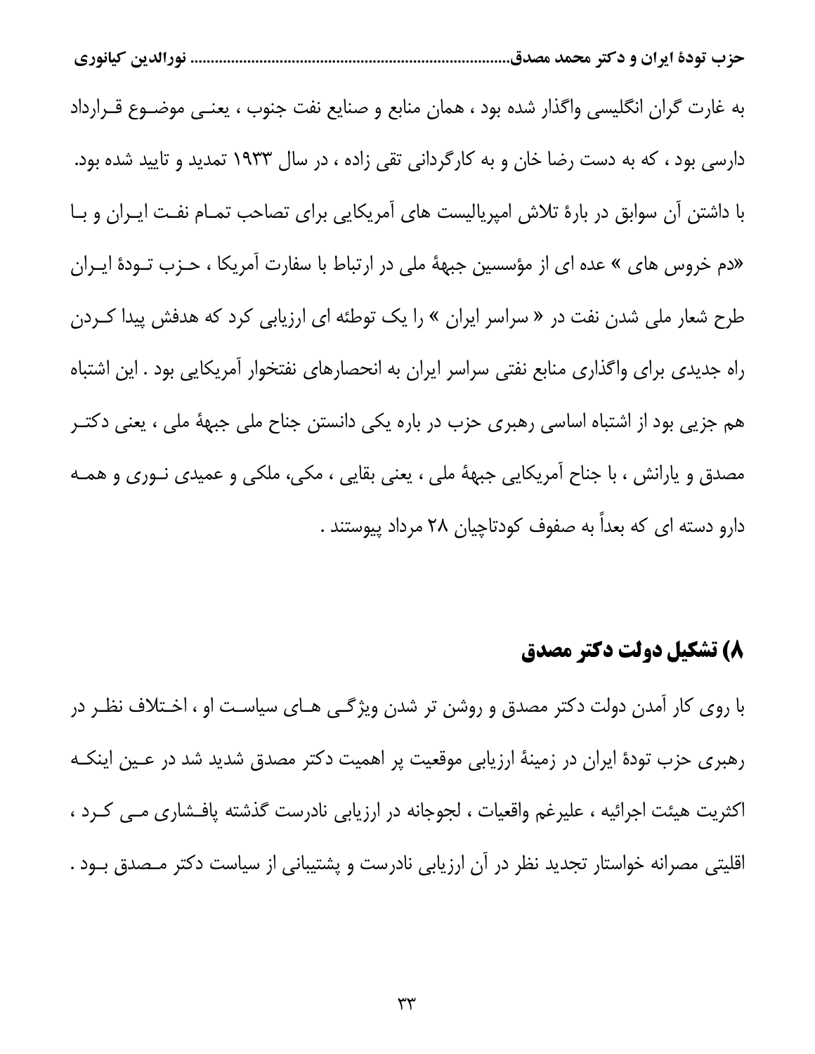به غارت گران انگلیسی واگذار شده بود ، همان منابع و صنایع نفت جنوب ، یعنی موضوع قرارداد دارسی بود ، که به دست رضا خان و به کارگردانی تقی زاده ، در سال ۱۹۳۳ تمدید و تایید شده بود. با داشتن آن سوابق در بارهٔ تلاش امپریالیست های آمریکایی برای تصاحب تمام نفت ایران و با «دم خروس های » عده ای از مؤسسین جبههٔ ملی در ارتباط با سفارت آمریکا ، حزب تودهٔ ایران طرح شعار ملی شدن نفت در « سراسر ایران » را یک توطئه ای ارزیابی کرد که هدفش پیدا کردن راه جدیدی برای واگذاری منابع نفتی سراسر ایران به انحصارهای نفتخوار آمریکایی بود . این اشتباه هم جزیی بود از اشتباه اساسی رهبری حزب در باره یکی دانستن جناح ملی جبههٔ ملی ، یعنی دکتر مصدق و یارانش ، با جناح آمریکایی جبههٔ ملی ، یعنی بقایی ، مکی، ملکی و عمیدی نوری و همه دارو دسته ای که بعداً به صفوف کودتاچیان ۲۸ مرداد پیوستند .

## ۸) تشکیل دولت دکتر مصدق

با روی کار آمدن دولت دکتر مصدق و روشن تر شدن ویژگی های سیاست او ، اختلاف نظر در رهبری حزب تودهٔ ایران در زمینهٔ ارزیابی موقعیت پر اهمیت دکتر مصدق شدید شد در عین اینکه اکثریت هیئت اجرائیه ، علیرغم واقعیات ، لجوجانه در ارزیابی نادرست گذشته پافشاری می کرد ، اقلیتی مصرانه خواستار تجدید نظر در آن ارزیابی نادرست و پشتیبانی از سیاست دکتر مصدق بود .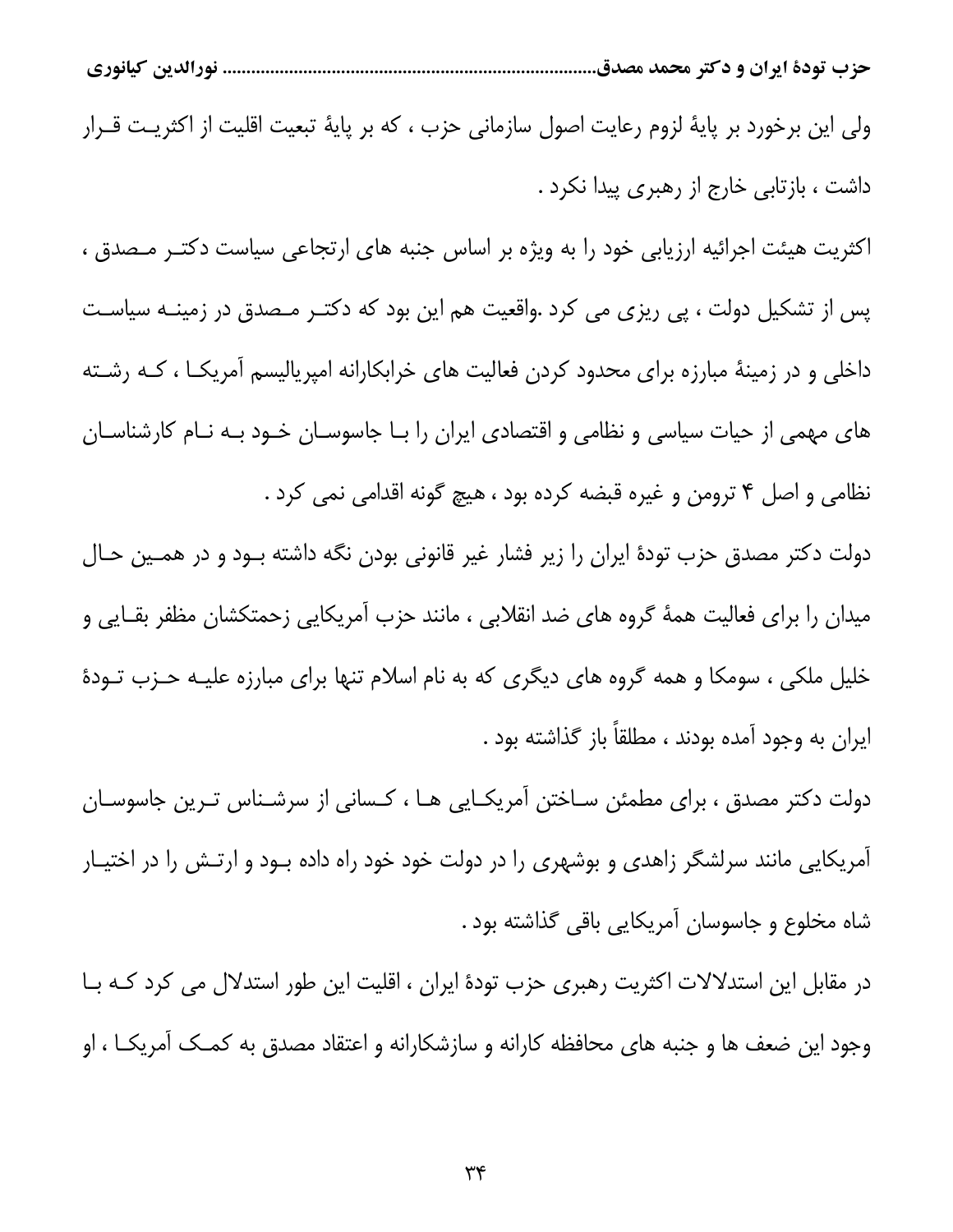ولی این برخورد بر پایهٔ لزوم رعایت اصول سازمانی حزب ، که بر پایهٔ تبعیت اقلیت از اکثریت قرار داشت ، بازتابی خارج از رهبری پیدا نکرد .

اکثریت هیئت اجرائیه ارزیابی خود را به ویژه بر اساس جنبه های ارتجاعی سیاست دکتر مصدق ، پس از تشکیل دولت ، پی ریزی می کرد .واقعیت هم این بود که دکتر مصدق در زمینه سیاست داخلی و در زمینهٔ مبارزه برای محدود کردن فعالیت های خرابکارانه امپریالیسم آمریکا ، که رشته های مهمی از حیات سیاسی و نظامی و اقتصادی ایران را با جاسوسان خود به نام کارشناسان نظامی و اصل ۴ ترومن و غیره قبضه کرده بود ، هیچ گونه اقدامی نمی کرد .

دولت دکتر مصدق حزب تودهٔ ایران را زیر فشار غیر قانونی بودن نگه داشته بود و در همین حال میدان را برای فعالیت همهٔ گروه های ضد انقلابی ، مانند حزب آمریکایی زحمتکشان مظفر بقایی و خلیل ملکی ، سومکا و همه گروه های دیگری که به نام اسلام تنها برای مبارزه علیه حزب تودهٔ ایران به وجود آمده بودند ، مطلقاً باز گذاشته بود .

دولت دکتر مصدق ، برای مطمئن ساختن آمریکایی ها ، کسانی از سرشناس ترین جاسوسان آمریکایی مانند سرلشگر زاهدی و بوشهری را در دولت خود خود راه داده بود و ارتش را در اختیار شاه مخلوع و جاسوسان آمریکایی باقی گذاشته بود .

در مقابل این استدلالات اکثریت رهبری حزب تودهٔ ایران ، اقلیت این طور استدلال می کرد که با وجود این ضعف ها و جنبه های محافظه کارانه و سازشکارانه و اعتقاد مصدق به کمک آمریکا ، او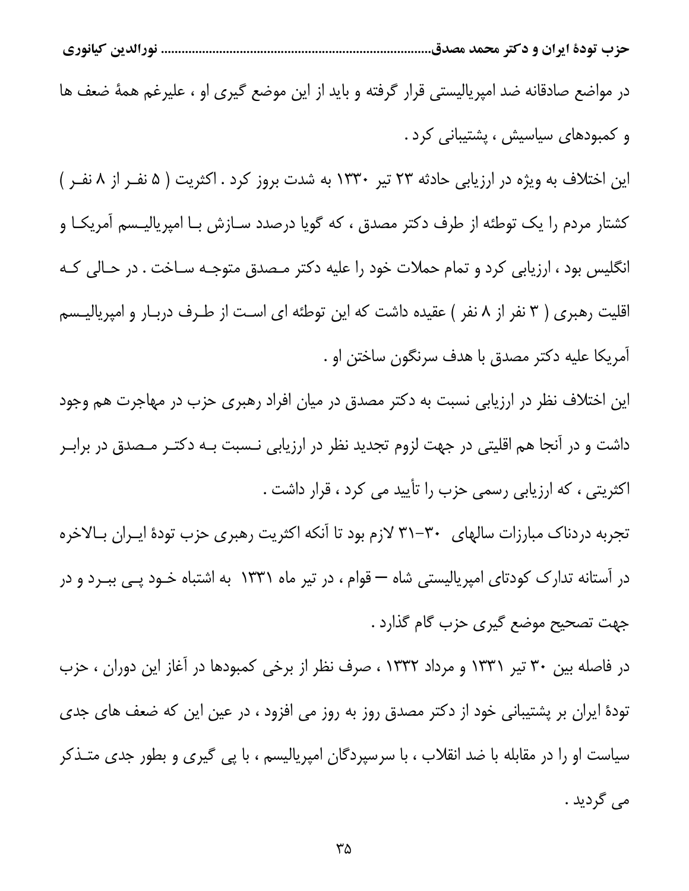در مواضع صادقانه ضد امپریالیستی قرار گرفته و باید از این موضع گیری او ، علیرغم همهٔ ضعف ها و کمبودهای سیاسیش ، پشتیبانی کرد .

این اختلاف به ویژه در ارزیابی حادثه ۲۳ تیر ۱۳۳۰ به شدت بروز کرد . اکثریت ( ۵ نفر از ۸ نفر ) کشتار مردم را یک توطئه از طرف دکتر مصدق ، که گویا درصدد سازش با امپریالیسم آمریکا و انگلیس بود ، ارزیابی کرد و تمام حملات خود را علیه دکتر مصدق متوجه ساخت . در حالی که اقلیت رهبری ( ۳ نفر از ۸ نفر ) عقیده داشت که این توطئه ای است از طرف دربار و امپریالیسم آمریکا علیه دکتر مصدق با هدف سرنگون ساختن او .

این اختلاف نظر در ارزیابی نسبت به دکتر مصدق در میان افراد رهبری حزب در مهاجرت هم وجود داشت و در آنجا هم اقلیتی در جهت لزوم تجدید نظر در ارزیابی نسبت به دکتر مصدق در برابر اکثریتی ، که ارزیابی رسمی حزب را تأیید می کرد ، قرار داشت .

تجربه دردناک مبارزات سالهای ۳۰-۳۱ لازم بود تا آنکه اکثریت رهبری حزب تودهٔ ایران بالاخره در آستانه تدارک کودتای امپریالیستی شاه – قوام ، در تیر ماه ۱۳۳۱ به اشتباه خود پی ببرد و در جهت تصحیح موضع گیری حزب گام گذارد .

در فاصله بین ۳۰ تیر ۱۳۳۱ و مرداد ۱۳۳۲ ، صرف نظر از برخی کمبودها در آغاز این دوران ، حزب تودهٔ ایران بر پشتیبانی خود از دکتر مصدق روز به روز می افزود ، در عین این که ضعف های جدی سیاست او را در مقابله با ضد انقلاب ، با سرسپردگان امپریالیسم ، با پی گیری و بطور جدی متذکر می گردید .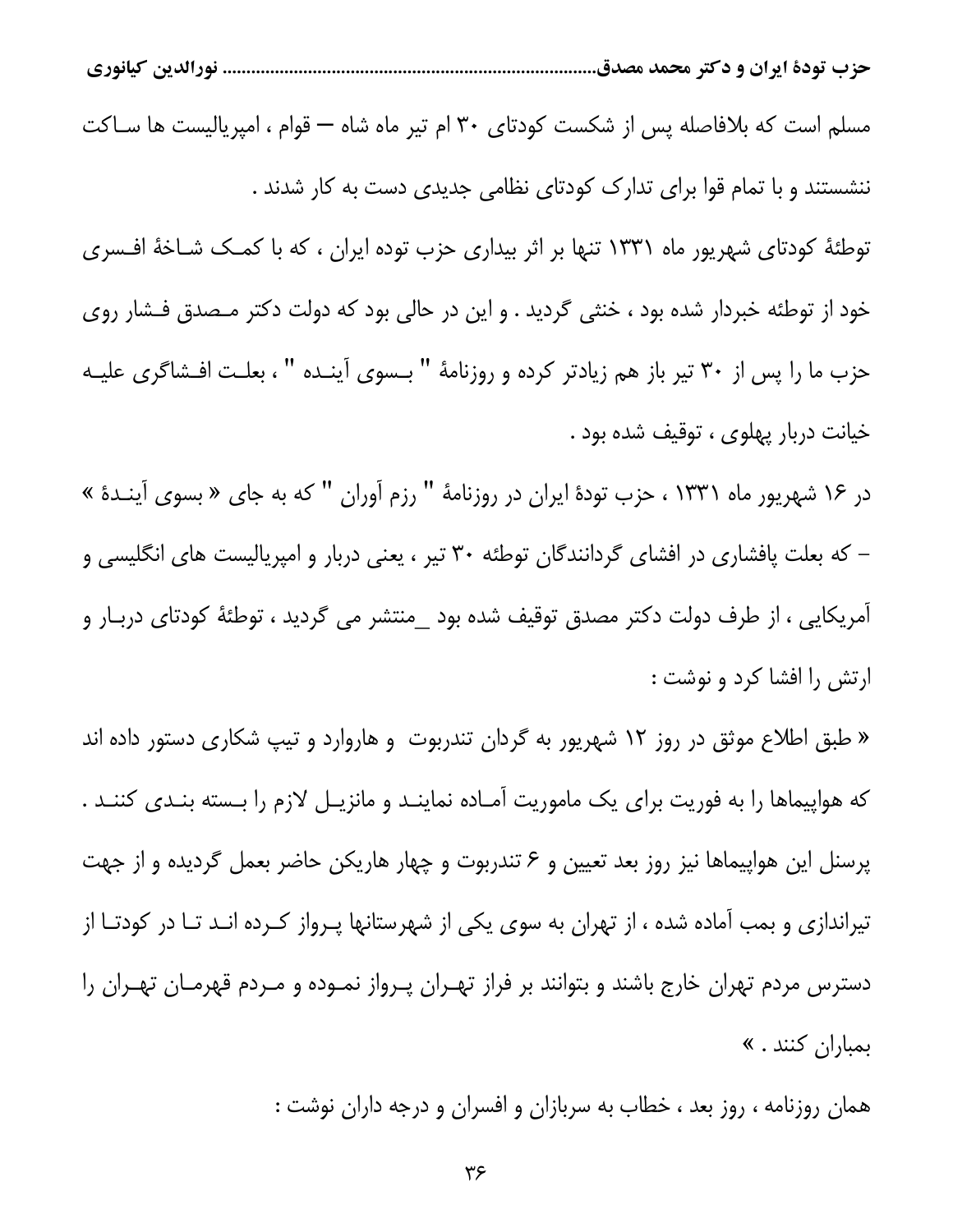مسلم است که بلافاصله پس از شکست کودتای ۳۰ ام تیر ماه شاه – قوام ، امپریالیست ها ساکت ننشستند و با تمام قوا برای تدارک کودتای نظامی جدیدی دست به کار شدند .

توطئهٔ کودتای شهریور ماه ۱۳۳۱ تنها بر اثر بیداری حزب توده ایران ، که با کمک شاخهٔ افسری خود از توطئه خبردار شده بود ، خنثی گردید . و این در حالی بود که دولت دکتر مصدق فشار روی حزب ما را پس از ۳۰ تیر باز هم زیادتر کرده و روزنامهٔ " بسوی آینده " ، بعلت افشاگری علیه خیانت دربار پهلوی ، توقیف شده بود .

در ۱۶ شهریور ماه ۱۳۳۱ ، حزب تودهٔ ایران در روزنامهٔ " رزم آوران " که به جای « بسوی آیندهٔ » – که بعلت پافشاری در افشای گردانندگان توطئه ۳۰ تیر ، یعنی دربار و امپریالیست های انگلیسی و آمریکایی ، از طرف دولت دکتر مصدق توقیف شده بود _منتشر می گردید ، توطئهٔ کودتای دربار و ارتش را افشا کرد و نوشت :

« طبق اطلاع موثق در روز ۱۲ شهریور به گردان تندربوت و هاروارد و تیپ شکاری دستور داده اند که هواپیماها را به فوریت برای یک ماموریت آماده نمایند و مانزیل لازم را بسته بندی کنند . پرسنل این هواپیماها نیز روز بعد تعیین و ۶ تندربوت و چهار هاریکن حاضر بعمل گردیده و از جهت تیراندازی و بمب آماده شده ، از تهران به سوی یکی از شهرستانها پرواز کرده اند تا در کودتا از دسترس مردم تهران خارج باشند و بتوانند بر فراز تهران پرواز نموده و مردم قهرمان تهران را بمباران کنند . »

همان روزنامه ، روز بعد ، خطاب به سربازان و افسران و درجه داران نوشت :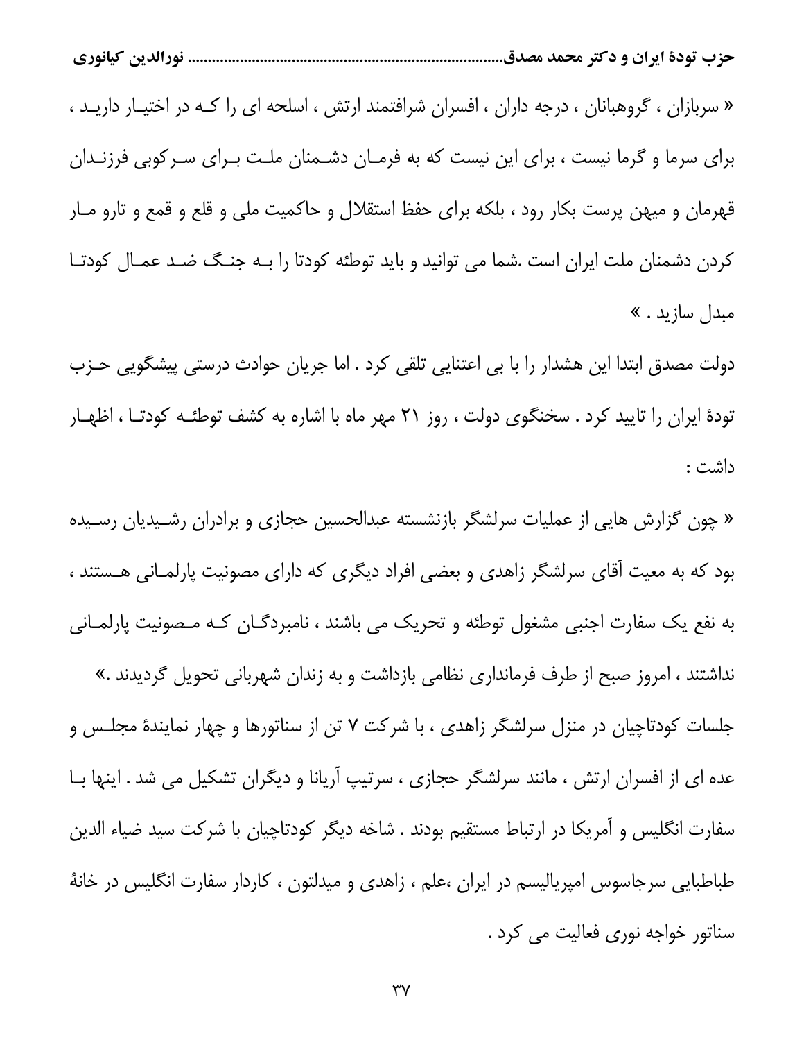« سربازان ، گروهبانان ، درجه داران ، افسران شرافتمند ارتش ، اسلحه ای را کـه در اختیـار داریـد ، برای سرما و گرما نیست ، برای این نیست که به فرمـان دشـمنان ملـت بـرای سـرکوبی فرزنـدان قهرمان و میهن پرست بکار رود ، بلکه برای حفظ استقلال و حاکمیت ملی و قلع و قمع و تارو مـار کردن دشمنان ملت ایران است .شما می توانید و باید توطئه کودتا را بـه جنـگ ضـد عمـال کودتـا مبدل سازید . »

دولت مصدق ابتدا این هشدار را با بی اعتنایی تلقی کرد . اما جریان حوادث درستی پیشگویی حـزب تودهٔ ایران را تایید کرد . سخنگوی دولت ، روز ۲۱ مهر ماه با اشاره به کشف توطئـه کودتـا ، اظهـار داشت :

« چون گزارش هایی از عملیات سرلشگر بازنشسته عبدالحسین حجازی و برادران رشـیدیان رسـیده بود که به معیت آقای سرلشگر زاهدی و بعضی افراد دیگری که دارای مصونیت پارلمـانی هـستند ، به نفع یک سفارت اجنبی مشغول توطئه و تحریک می باشند ، نامبردگـان کـه مـصونیت پارلمـانی نداشتند ، امروز صبح از طرف فرمانداری نظامی بازداشت و به زندان شهربانی تحویل گردیدند .»

جلسات کودتاچیان در منزل سرلشگر زاهدی ، با شرکت ۷ تن از سناتورها و چهار نمایندهٔ مجلـس و عده ای از افسران ارتش ، مانند سرلشگر حجازی ، سرتیپ آریانا و دیگران تشکیل می شد . اینها بـا سفارت انگلیس و آمریکا در ارتباط مستقیم بودند . شاخه دیگر کودتاچیان با شرکت سید ضیاء الدین طباطبایی سرجاسوس امپریالیسم در ایران ،علم ، زاهدی و میدلتون ، کاردار سفارت انگلیس در خانهٔ سناتور خواجه نوری فعالیت می کرد .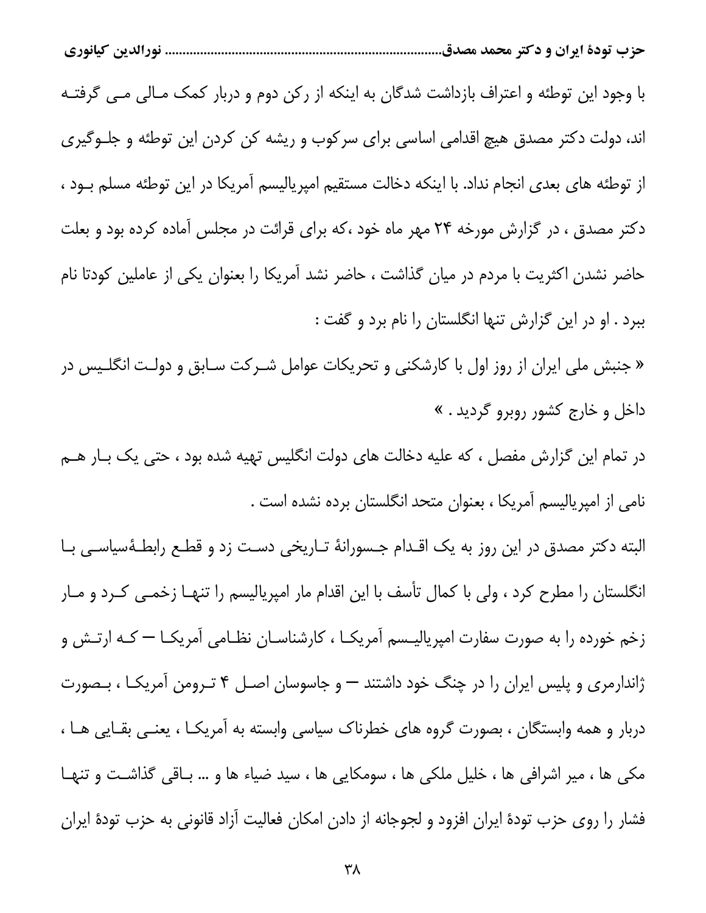با وجود این توطئه و اعتراف بازداشت شدگان به اینکه از رکن دوم و دربار کمک مالی می گرفته اند، دولت دکتر مصدق هیچ اقدامی اساسی برای سرکوب و ریشه کن کردن این توطئه و جلوگیری از توطئه های بعدی انجام نداد. با اینکه دخالت مستقیم امپریالیسم آمریکا در این توطئه مسلم بود ، دکتر مصدق ، در گزارش مورخه ۲۴ مهر ماه خود ،که برای قرائت در مجلس آماده کرده بود و بعلت حاضر نشدن اکثریت با مردم در میان گذاشت ، حاضر نشد آمریکا را بعنوان یکی از عاملین کودتا نام ببرد . او در این گزارش تنها انگلستان را نام برد و گفت :

« جنبش ملی ایران از روز اول با کارشکنی و تحریکات عوامل شرکت سابق و دولت انگلیس در داخل و خارج کشور روبرو گردید . »

در تمام این گزارش مفصل ، که علیه دخالت های دولت انگلیس تهیه شده بود ، حتی یک بار هم نامی از امپریالیسم آمریکا ، بعنوان متحد انگلستان برده نشده است .

البته دکتر مصدق در این روز به یک اقدام جسورانهٔ تاریخی دست زد و قطع رابطهٔسیاسی با انگلستان را مطرح کرد ، ولی با کمال تأسف با این اقدام مار امپریالیسم را تنها زخمی کرد و مار زخم خورده را به صورت سفارت امپریالیسم آمریکا ، کارشناسان نظامی آمریکا – که ارتش و ژاندارمری و پلیس ایران را در چنگ خود داشتند – و جاسوسان اصل ۴ ترومن آمریکا ، بصورت دربار و همه وابستگان ، بصورت گروه های خطرناک سیاسی وابسته به آمریکا ، یعنی بقایی ها ، مکی ها ، میر اشرافی ها ، خلیل ملکی ها ، سومکایی ها ، سید ضیاء ها و ... باقی گذاشت و تنها فشار را روی حزب تودهٔ ایران افزود و لجوجانه از دادن امکان فعالیت آزاد قانونی به حزب تودهٔ ایران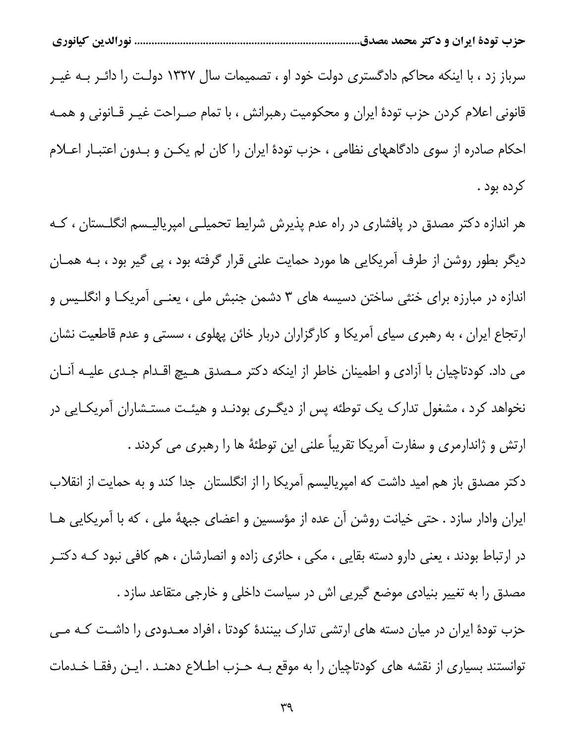سرباز زد ، با اینکه محاکم دادگستری دولت خود او ، تصمیمات سال ۱۳۲۷ دولت را دائر به غیر قانونی اعلام کردن حزب تودهٔ ایران و محکومیت رهبرانش ، با تمام صراحت غیر قانونی و همه احکام صادره از سوی دادگاههای نظامی ، حزب تودهٔ ایران را کان لم یکن و بدون اعتبار اعلام کرده بود .

هر اندازه دکتر مصدق در پافشاری در راه عدم پذیرش شرایط تحمیلی امپریالیسم انگلستان ، که دیگر بطور روشن از طرف آمریکایی ها مورد حمایت علنی قرار گرفته بود ، پی گیر بود ، به همان اندازه در مبارزه برای خنثی ساختن دسیسه های ۳ دشمن جنبش ملی ، یعنی آمریکا و انگلیس و ارتجاع ایران ، به رهبری سیای آمریکا و کارگزاران دربار خائن پهلوی ، سستی و عدم قاطعیت نشان می داد. کودتاچیان با آزادی و اطمینان خاطر از اینکه دکتر مصدق هیچ اقدام جدی علیه آنان نخواهد کرد ، مشغول تدارک یک توطئه پس از دیگری بودند و هیئت مستشاران آمریکایی در ارتش و ژاندارمری و سفارت آمریکا تقریباً علنی این توطئهٔ ها را رهبری می کردند .

دکتر مصدق باز هم امید داشت که امپریالیسم آمریکا را از انگلستان جدا کند و به حمایت از انقلاب ایران وادار سازد . حتی خیانت روشن آن عده از مؤسسین و اعضای جبههٔ ملی ، که با آمریکایی ها در ارتباط بودند ، یعنی دارو دسته بقایی ، مکی ، حائری زاده و انصارشان ، هم کافی نبود که دکتر مصدق را به تغییر بنیادی موضع گیریی اش در سیاست داخلی و خارجی متقاعد سازد .

حزب تودهٔ ایران در میان دسته های ارتشی تدارک بینندهٔ کودتا ، افراد معدودی را داشت که می توانستند بسیاری از نقشه های کودتاچیان را به موقع به حزب اطلاع دهند . این رفقا خدمات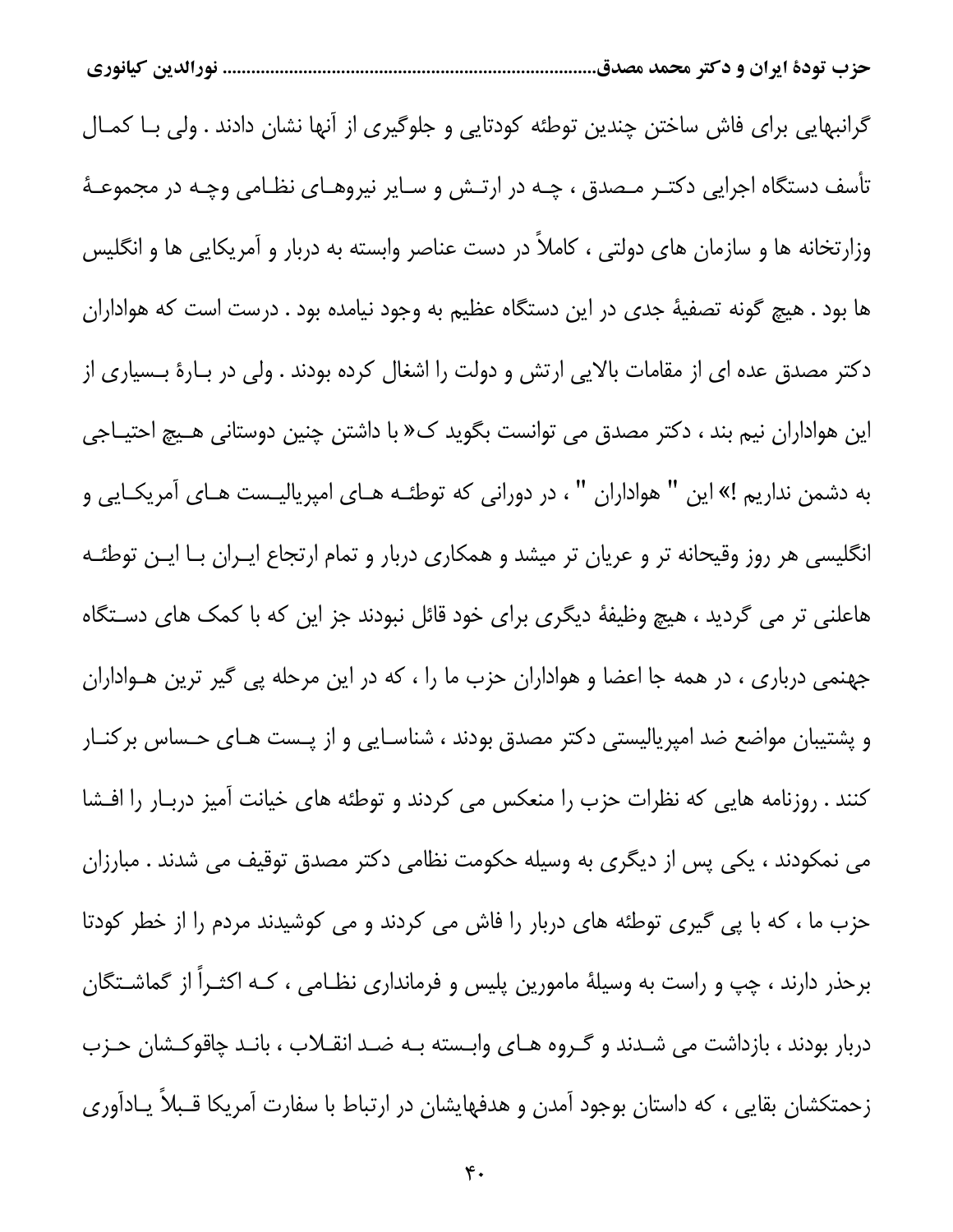گرانبهایی برای فاش ساختن چندین توطئه کودتایی و جلوگیری از آنها نشان دادند . ولی با کمال تأسف دستگاه اجرایی دکتر مصدق ، چه در ارتش و سایر نیروهای نظامی وچه در مجموعۀ وزارتخانه ها و سازمان های دولتی ، کاملاً در دست عناصر وابسته به دربار و آمریکایی ها و انگلیس ها بود . هیچ گونه تصفیۀ جدی در این دستگاه عظیم به وجود نیامده بود . درست است که هواداران دکتر مصدق عده ای از مقامات بالایی ارتش و دولت را اشغال کرده بودند . ولی در بارۀ بسیاری از این هواداران نیم بند ، دکتر مصدق می توانست بگوید ک« با داشتن چنین دوستانی هیچ احتیاجی به دشمن نداریم !» این " هواداران " ، در دورانی که توطئه های امپریالیست های آمریکایی و انگلیسی هر روز وقیحانه تر و عریان تر میشد و همکاری دربار و تمام ارتجاع ایران با این توطئه هاعلنی تر می گردید ، هیچ وظیفۀ دیگری برای خود قائل نبودند جز این که با کمک های دستگاه جهنمی درباری ، در همه جا اعضا و هواداران حزب ما را ، که در این مرحله پی گیر ترین هواداران و پشتیبان مواضع ضد امپریالیستی دکتر مصدق بودند ، شناسایی و از پست های حساس برکنار کنند . روزنامه هایی که نظرات حزب را منعکس می کردند و توطئه های خیانت آمیز دربار را افشا می نمکودند ، یکی پس از دیگری به وسیله حکومت نظامی دکتر مصدق توقیف می شدند . مبارزان حزب ما ، که با پی گیری توطئه های دربار را فاش می کردند و می کوشیدند مردم را از خطر کودتا برحذر دارند ، چپ و راست به وسیلۀ مامورین پلیس و فرمانداری نظامی ، که اکثراً از گماشتگان دربار بودند ، بازداشت می شدند و گروه های وابسته به ضد انقلاب ، باند چاقوکشان حزب زحمتکشان بقایی ، که داستان بوجود آمدن و هدفهایشان در ارتباط با سفارت آمریکا قبلاً یادآوری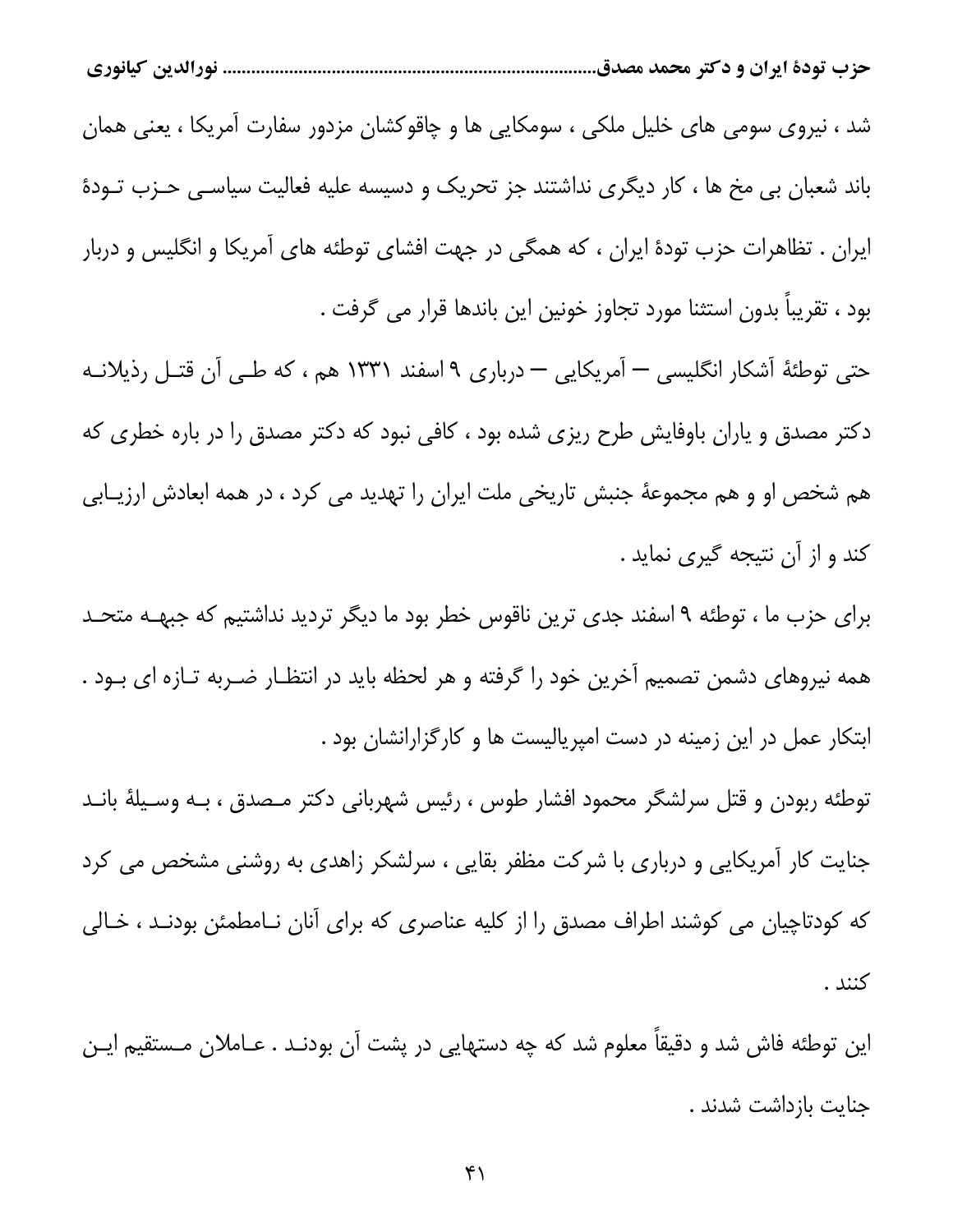شد ، نیروی سومی های خلیل ملکی ، سومکایی ها و چاقوکشان مزدور سفارت آمریکا ، یعنی همان باند شعبان بی مخ ها ، کار دیگری نداشتند جز تحریک و دسیسه علیه فعالیت سیاسی حزب تودهٔ ایران . تظاهرات حزب تودهٔ ایران ، که همگی در جهت افشای توطئه های آمریکا و انگلیس و دربار بود ، تقریباً بدون استثنا مورد تجاوز خونین این باندها قرار می گرفت .

حتی توطئهٔ آشکار انگلیسی — آمریکایی — درباری ۹ اسفند ۱۳۳۱ هم ، که طی آن قتل رذیلانه دکتر مصدق و یاران باوفایش طرح ریزی شده بود ، کافی نبود که دکتر مصدق را در باره خطری که هم شخص او و هم مجموعهٔ جنبش تاریخی ملت ایران را تهدید می کرد ، در همه ابعادش ارزیابی کند و از آن نتیجه گیری نماید .

برای حزب ما ، توطئه ۹ اسفند جدی ترین ناقوس خطر بود ما دیگر تردید نداشتیم که جبهه متحد همه نیروهای دشمن تصمیم آخرین خود را گرفته و هر لحظه باید در انتظار ضربه تازه ای بود . ابتکار عمل در این زمینه در دست امپریالیست ها و کارگزارانشان بود .

توطئه ربودن و قتل سرلشگر محمود افشار طوس ، رئیس شهربانی دکتر مصدق ، به وسیلهٔ باند جنایت کار آمریکایی و درباری با شرکت مظفر بقایی ، سرلشکر زاهدی به روشنی مشخص می کرد که کودتاچیان می کوشند اطراف مصدق را از کلیه عناصری که برای آنان نامطمئن بودند ، خالی کنند .

این توطئه فاش شد و دقیقاً معلوم شد که چه دستهایی در پشت آن بودند . عاملان مستقیم این جنایت بازداشت شدند .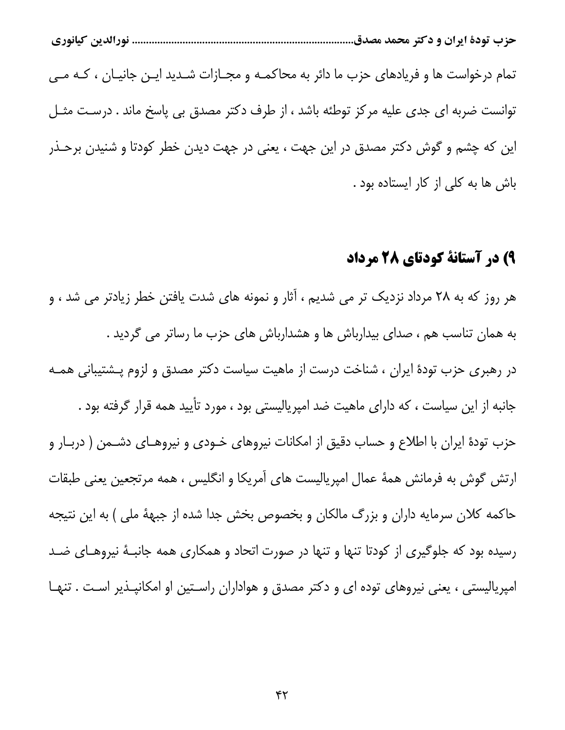تمام درخواست ها و فریادهای حزب ما دائر به محاکمه و مجازات شدید این جانیان ، که می توانست ضربه ای جدی علیه مرکز توطئه باشد ، از طرف دکتر مصدق بی پاسخ ماند . درست مثل این که چشم و گوش دکتر مصدق در این جهت ، یعنی در جهت دیدن خطر کودتا و شنیدن برحذر باش ها به کلی از کار ایستاده بود .

## ۹) در آستانهٔ کودتای ۲۸ مرداد

هر روز که به ۲۸ مرداد نزدیک تر می شدیم ، آثار و نمونه های شدت یافتن خطر زیادتر می شد ، و به همان تناسب هم ، صدای بیدارباش ها و هشدارباش های حزب ما رساتر می گردید .

در رهبری حزب تودهٔ ایران ، شناخت درست از ماهیت سیاست دکتر مصدق و لزوم پشتیبانی همه جانبه از این سیاست ، که دارای ماهیت ضد امپریالیستی بود ، مورد تأیید همه قرار گرفته بود .

حزب تودهٔ ایران با اطلاع و حساب دقیق از امکانات نیروهای خودی و نیروهای دشمن ( دربار و ارتش گوش به فرمانش همهٔ عمال امپریالیست های آمریکا و انگلیس ، همه مرتجعین یعنی طبقات حاکمه کلان سرمایه داران و بزرگ مالکان و بخصوص بخش جدا شده از جبههٔ ملی ) به این نتیجه رسیده بود که جلوگیری از کودتا تنها و تنها در صورت اتحاد و همکاری همه جانبهٔ نیروهای ضد امپریالیستی ، یعنی نیروهای توده ای و دکتر مصدق و هواداران راستین او امکانپذیر است . تنها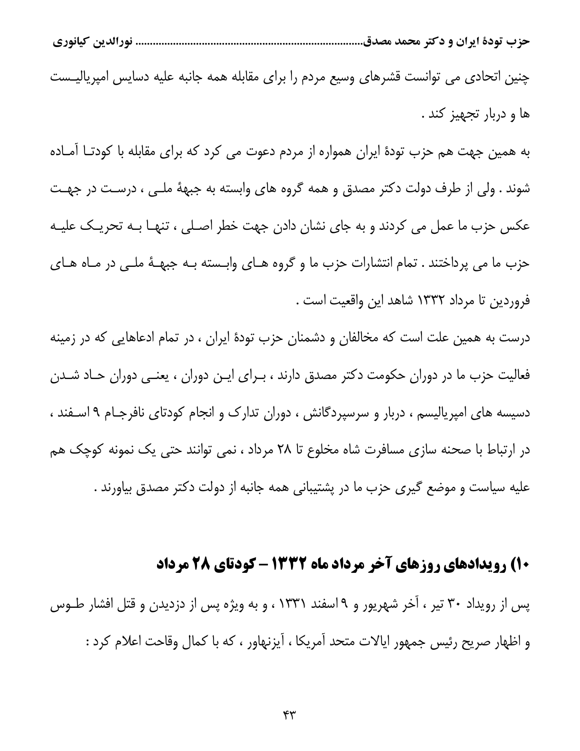چنین اتحادی می توانست قشرهای وسیع مردم را برای مقابله همه جانبه علیه دسایس امپریالیست ها و دربار تجهیز کند .

به همین جهت هم حزب تودۀ ایران همواره از مردم دعوت می کرد که برای مقابله با کودتا آماده شوند . ولی از طرف دولت دکتر مصدق و همه گروه های وابسته به جبهۀ ملی ، درست در جهت عکس حزب ما عمل می کردند و به جای نشان دادن جهت خطر اصلی ، تنها به تحریک علیه حزب ما می پرداختند . تمام انتشارات حزب ما و گروه های وابسته به جبهۀ ملی در ماه های فروردین تا مرداد ۱۳۳۲ شاهد این واقعیت است .

درست به همین علت است که مخالفان و دشمنان حزب تودۀ ایران ، در تمام ادعاهایی که در زمینه فعالیت حزب ما در دوران حکومت دکتر مصدق دارند ، برای این دوران ، یعنی دوران حاد شدن دسیسه های امپریالیسم ، دربار و سرسپردگانش ، دوران تدارک و انجام کودتای نافرجام ۹ اسفند ، در ارتباط با صحنه سازی مسافرت شاه مخلوع تا ۲۸ مرداد ، نمی توانند حتی یک نمونه کوچک هم علیه سیاست و موضع گیری حزب ما در پشتیبانی همه جانبه از دولت دکتر مصدق بیاورند .

## ۱۰) رویدادهای روزهای آخر مرداد ماه ۱۳۳۲ – کودتای ۲۸ مرداد

پس از رویداد ۳۰ تیر ، آخر شهریور و ۹ اسفند ۱۳۳۱ ، و به ویژه پس از دزدیدن و قتل افشار طوس و اظهار صریح رئیس جمهور ایالات متحد آمریکا ، آیزنهاور ، که با کمال وقاحت اعلام کرد :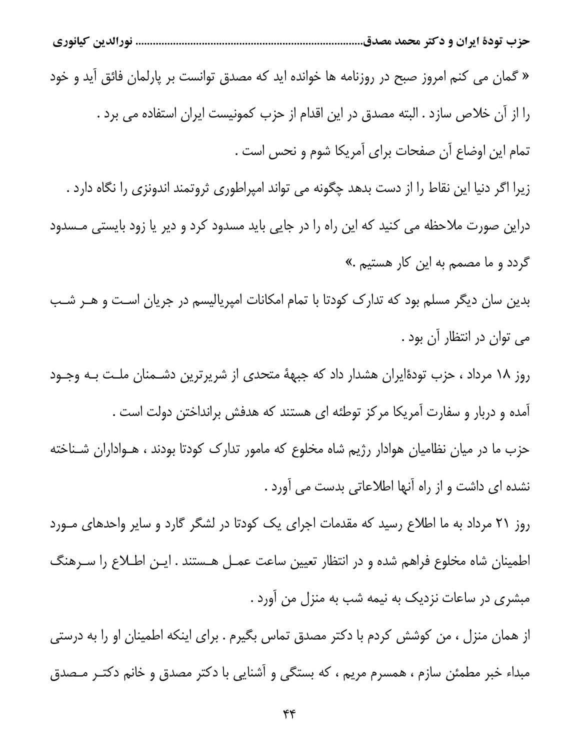« گمان می کنم امروز صبح در روزنامه ها خوانده اید که مصدق توانست بر پارلمان فائق آید و خود را از آن خلاص سازد . البته مصدق در این اقدام از حزب کمونیست ایران استفاده می برد .

تمام این اوضاع آن صفحات برای آمریکا شوم و نحس است .

زیرا اگر دنیا این نقاط را از دست بدهد چگونه می تواند امپراطوری ثروتمند اندونزی را نگاه دارد .

دراین صورت ملاحظه می کنید که این راه را در جایی باید مسدود کرد و دیر یا زود بایستی مسدود گردد و ما مصمم به این کار هستیم .»

بدین سان دیگر مسلم بود که تدارک کودتا با تمام امکانات امپریالیسم در جریان است و هر شب می توان در انتظار آن بود .

روز ۱۸ مرداد ، حزب تودۀایران هشدار داد که جبهۀ متحدی از شریرترین دشمنان ملت به وجود آمده و دربار و سفارت آمریکا مرکز توطئه ای هستند که هدفش برانداختن دولت است .

حزب ما در میان نظامیان هوادار رژیم شاه مخلوع که مامور تدارک کودتا بودند ، هواداران شناخته نشده ای داشت و از راه آنها اطلاعاتی بدست می آورد .

روز ۲۱ مرداد به ما اطلاع رسید که مقدمات اجرای یک کودتا در لشگر گارد و سایر واحدهای مورد اطمینان شاه مخلوع فراهم شده و در انتظار تعیین ساعت عمل هستند . این اطلاع را سرهنگ مبشری در ساعات نزدیک به نیمه شب به منزل من آورد .

از همان منزل ، من کوشش کردم با دکتر مصدق تماس بگیرم . برای اینکه اطمینان او را به درستی مبداء خبر مطمئن سازم ، همسرم مریم ، که بستگی و آشنایی با دکتر مصدق و خانم دکتر مصدق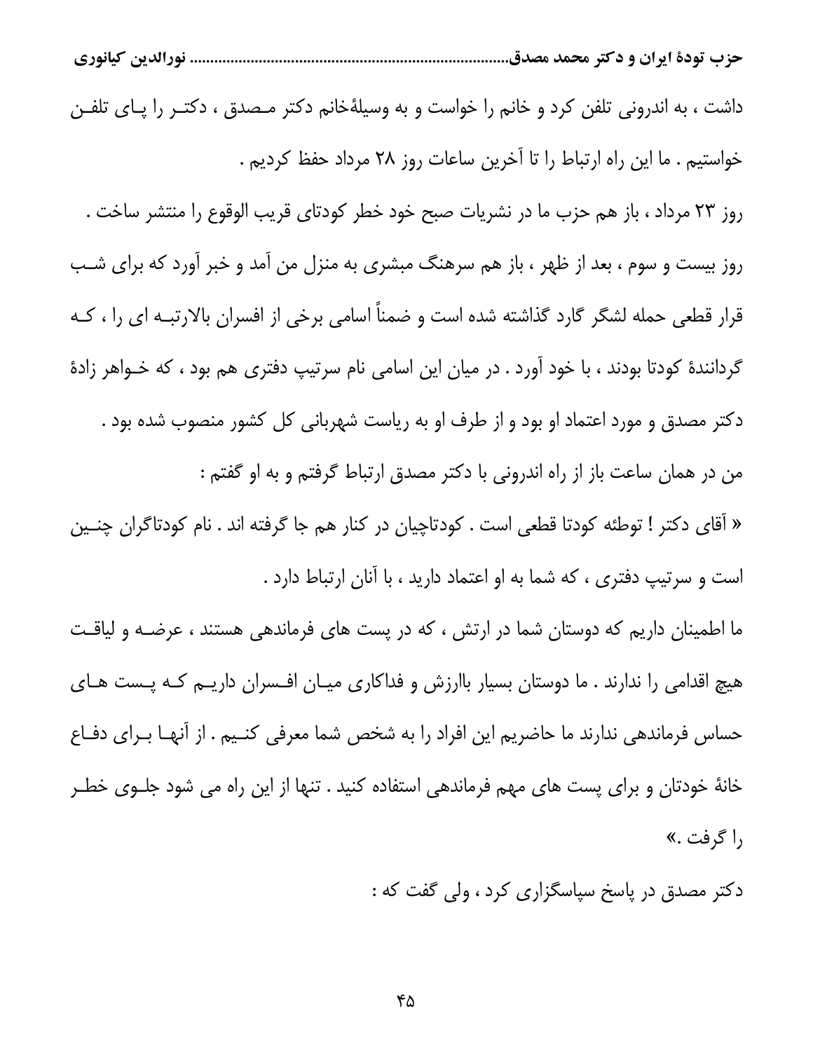داشت ، به اندرونی تلفن کرد و خانم را خواست و به وسیلهٔخانم دکتر مصدق ، دکتر را پای تلفن خواستیم . ما این راه ارتباط را تا آخرین ساعات روز ۲۸ مرداد حفظ کردیم .

روز ۲۳ مرداد ، باز هم حزب ما در نشریات صبح خود خطر کودتای قریب الوقوع را منتشر ساخت .

روز بیست و سوم ، بعد از ظهر ، باز هم سرهنگ مبشری به منزل من آمد و خبر آورد که برای شب قرار قطعی حمله لشگر گارد گذاشته شده است و ضمناً اسامی برخی از افسران بالارتبه ای را ، که گردانندهٔ کودتا بودند ، با خود آورد . در میان این اسامی نام سرتیپ دفتری هم بود ، که خواهر زادهٔ دکتر مصدق و مورد اعتماد او بود و از طرف او به ریاست شهربانی کل کشور منصوب شده بود .

من در همان ساعت باز از راه اندرونی با دکتر مصدق ارتباط گرفتم و به او گفتم :

« آقای دکتر ! توطئه کودتا قطعی است . کودتاچیان در کنار هم جا گرفته اند . نام کودتاگران چنین است و سرتیپ دفتری ، که شما به او اعتماد دارید ، با آنان ارتباط دارد .

ما اطمینان داریم که دوستان شما در ارتش ، که در پست های فرماندهی هستند ، عرضه و لیاقت هیچ اقدامی را ندارند . ما دوستان بسیار باارزش و فداکاری میان افسران داریم که پست های حساس فرماندهی ندارند ما حاضریم این افراد را به شخص شما معرفی کنیم . از آنها برای دفاع خانهٔ خودتان و برای پست های مهم فرماندهی استفاده کنید . تنها از این راه می شود جلوی خطر را گرفت .»

دکتر مصدق در پاسخ سپاسگزاری کرد ، ولی گفت که :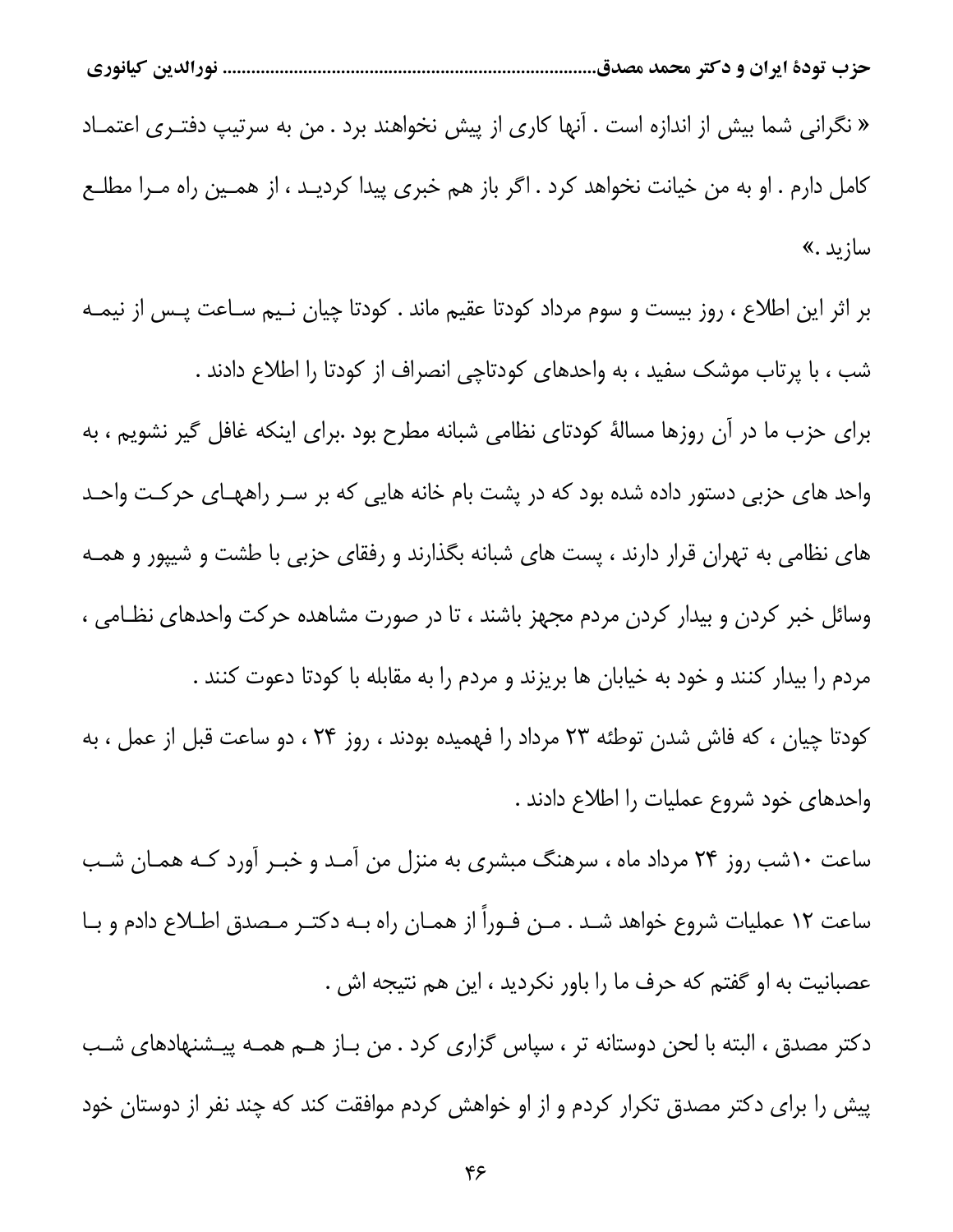« نگرانی شما بیش از اندازه است . آنها کاری از پیش نخواهند برد . من به سرتیپ دفتری اعتماد کامل دارم . او به من خیانت نخواهد کرد . اگر باز هم خبری پیدا کردید ، از همین راه مرا مطلع سازید .»

بر اثر این اطلاع ، روز بیست و سوم مرداد کودتا عقیم ماند . کودتا چیان نیم ساعت پس از نیمه شب ، با پرتاب موشک سفید ، به واحدهای کودتاچی انصراف از کودتا را اطلاع دادند .

برای حزب ما در آن روزها مسالهٔ کودتای نظامی شبانه مطرح بود .برای اینکه غافل گیر نشویم ، به واحد های حزبی دستور داده شده بود که در پشت بام خانه هایی که بر سر راههای حرکت واحد های نظامی به تهران قرار دارند ، پست های شبانه بگذارند و رفقای حزبی با طشت و شیپور و همه وسائل خبر کردن و بیدار کردن مردم مجهز باشند ، تا در صورت مشاهده حرکت واحدهای نظامی ، مردم را بیدار کنند و خود به خیابان ها بریزند و مردم را به مقابله با کودتا دعوت کنند .

کودتا چیان ، که فاش شدن توطئه ۲۳ مرداد را فهمیده بودند ، روز ۲۴ ، دو ساعت قبل از عمل ، به واحدهای خود شروع عملیات را اطلاع دادند .

ساعت ۱۰شب روز ۲۴ مرداد ماه ، سرهنگ مبشری به منزل من آمد و خبر آورد که همان شب ساعت ۱۲ عملیات شروع خواهد شد . من فوراً از همان راه به دکتر مصدق اطلاع دادم و با عصبانیت به او گفتم که حرف ما را باور نکردید ، این هم نتیجه اش .

دکتر مصدق ، البته با لحن دوستانه تر ، سپاس گزاری کرد . من باز هم همه پیشنهادهای شب پیش را برای دکتر مصدق تکرار کردم و از او خواهش کردم موافقت کند که چند نفر از دوستان خود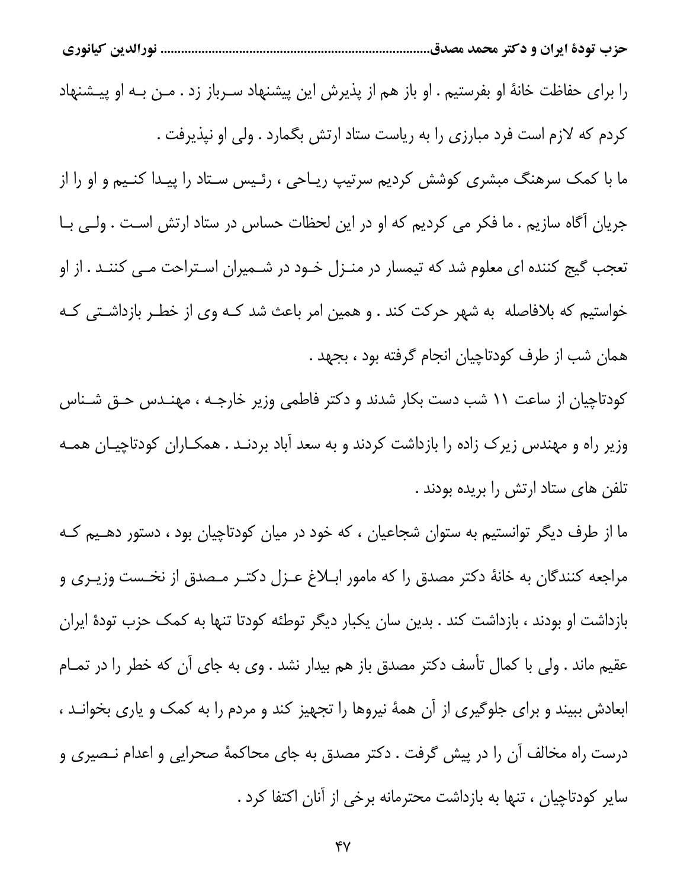را برای حفاظت خانهٔ او بفرستیم . او باز هم از پذیرش این پیشنهاد سرباز زد . من به او پیشنهاد کردم که لازم است فرد مبارزی را به ریاست ستاد ارتش بگمارد . ولی او نپذیرفت .

ما با کمک سرهنگ مبشری کوشش کردیم سرتیپ ریاحی ، رئیس ستاد را پیدا کنیم و او را از جریان آگاه سازیم . ما فکر می کردیم که او در این لحظات حساس در ستاد ارتش است . ولی با تعجب گیج کننده ای معلوم شد که تیمسار در منزل خود در شمیران استراحت می کنند . از او خواستیم که بلافاصله به شهر حرکت کند . و همین امر باعث شد که وی از خطر بازداشتی که همان شب از طرف کودتاچیان انجام گرفته بود ، بجهد .

کودتاچیان از ساعت ۱۱ شب دست بکار شدند و دکتر فاطمی وزیر خارجه ، مهندس حق شناس وزیر راه و مهندس زیرک زاده را بازداشت کردند و به سعد آباد بردند . همکاران کودتاچیان همه تلفن های ستاد ارتش را بریده بودند .

ما از طرف دیگر توانستیم به ستوان شجاعیان ، که خود در میان کودتاچیان بود ، دستور دهیم که مراجعه کنندگان به خانهٔ دکتر مصدق را که مامور ابلاغ عزل دکتر مصدق از نخست وزیری و بازداشت او بودند ، بازداشت کند . بدین سان یکبار دیگر توطئه کودتا تنها به کمک حزب تودهٔ ایران عقیم ماند . ولی با کمال تأسف دکتر مصدق باز هم بیدار نشد . وی به جای آن که خطر را در تمام ابعادش ببیند و برای جلوگیری از آن همهٔ نیروها را تجهیز کند و مردم را به کمک و یاری بخواند ، درست راه مخالف آن را در پیش گرفت . دکتر مصدق به جای محاکمهٔ صحرایی و اعدام نصیری و سایر کودتاچیان ، تنها به بازداشت محترمانه برخی از آنان اکتفا کرد .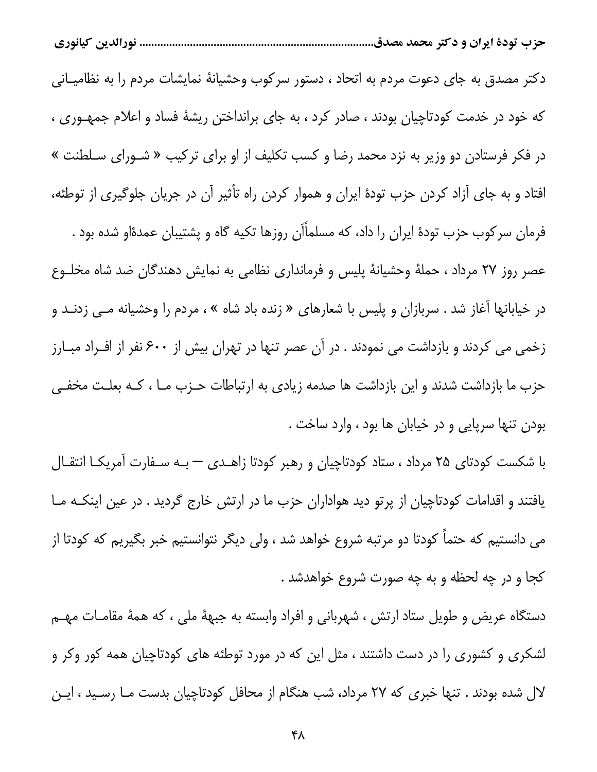دکتر مصدق به جای دعوت مردم به اتحاد ، دستور سرکوب وحشیانهٔ نمایشات مردم را به نظامیانی که خود در خدمت کودتاچیان بودند ، صادر کرد ، به جای برانداختن ریشهٔ فساد و اعلام جمهوری ، در فکر فرستادن دو وزیر به نزد محمد رضا و کسب تکلیف از او برای ترکیب « شورای سلطنت » افتاد و به جای آزاد کردن حزب تودهٔ ایران و هموار کردن راه تأثیر آن در جریان جلوگیری از توطئه، فرمان سرکوب حزب تودهٔ ایران را داد، که مسلماًآن روزها تکیه گاه و پشتیبان عمدهٔاو شده بود .

عصر روز ۲۷ مرداد ، حملهٔ وحشیانهٔ پلیس و فرمانداری نظامی به نمایش دهندگان ضد شاه مخلوع در خیابانها آغاز شد . سربازان و پلیس با شعارهای « زنده باد شاه » ، مردم را وحشیانه می زدند و زخمی می کردند و بازداشت می نمودند . در آن عصر تنها در تهران بیش از ۶۰۰ نفر از افراد مبارز حزب ما بازداشت شدند و این بازداشت ها صدمه زیادی به ارتباطات حزب ما ، که بعلت مخفی بودن تنها سرپایی و در خیابان ها بود ، وارد ساخت .

با شکست کودتای ۲۵ مرداد ، ستاد کودتاچیان و رهبر کودتا زاهدی – به سفارت آمریکا انتقال یافتند و اقدامات کودتاچیان از پرتو دید هواداران حزب ما در ارتش خارج گردید . در عین اینکه ما می دانستیم که حتماً کودتا دو مرتبه شروع خواهد شد ، ولی دیگر نتوانستیم خبر بگیریم که کودتا از کجا و در چه لحظه و به چه صورت شروع خواهدشد .

دستگاه عریض و طویل ستاد ارتش ، شهربانی و افراد وابسته به جبههٔ ملی ، که همهٔ مقامات مهم لشکری و کشوری را در دست داشتند ، مثل این که در مورد توطئه های کودتاچیان همه کور وکر و لال شده بودند . تنها خبری که ۲۷ مرداد، شب هنگام از محافل کودتاچیان بدست ما رسید ، این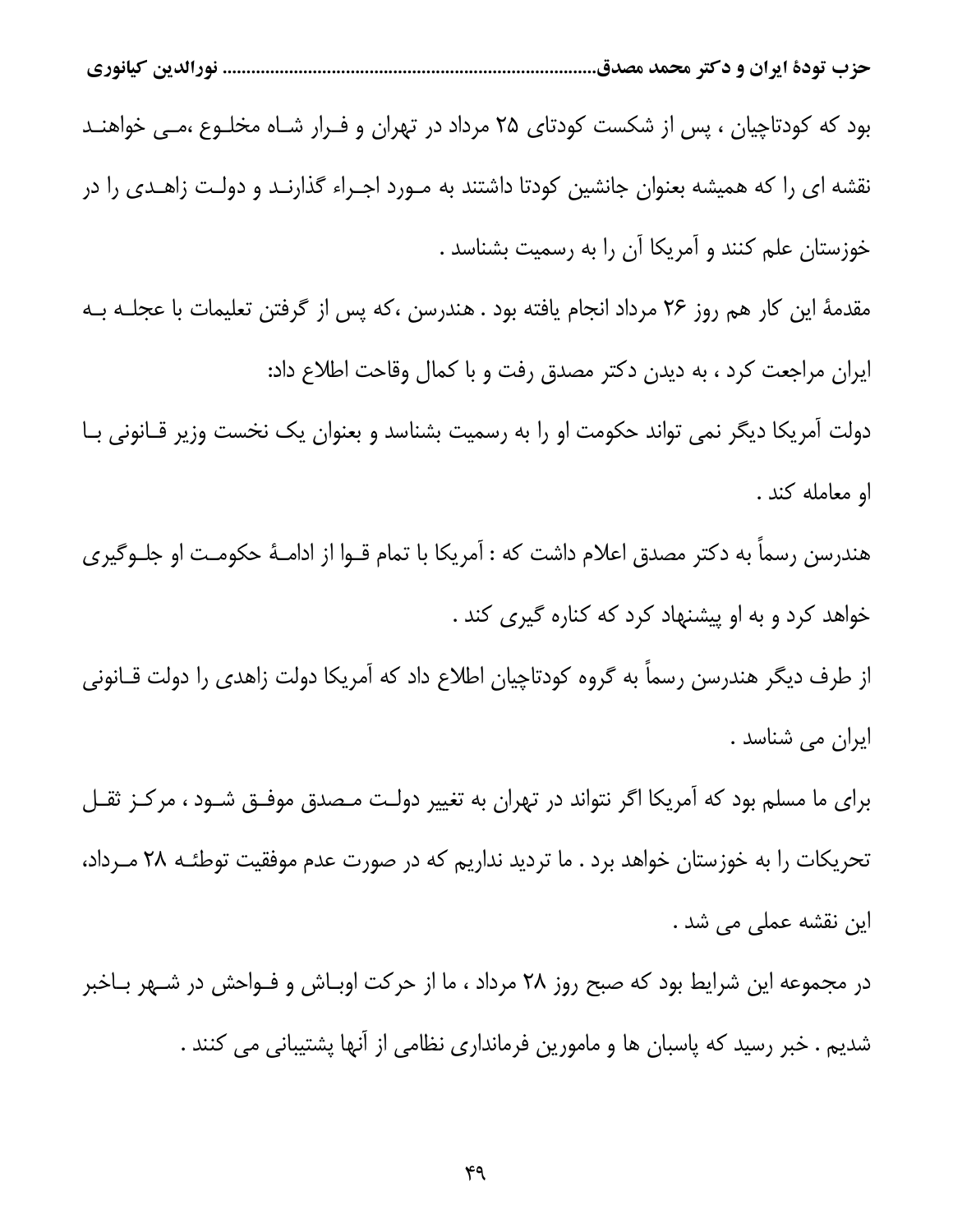بود که کودتاچیان ، پس از شکست کودتای ۲۵ مرداد در تهران و فرار شاه مخلوع ،می خواهند نقشه ای را که همیشه بعنوان جانشین کودتا داشتند به مورد اجراء گذارند و دولت زاهدی را در خوزستان علم کنند و آمریکا آن را به رسمیت بشناسد .

مقدمۀ این کار هم روز ۲۶ مرداد انجام یافته بود . هندرسن ،که پس از گرفتن تعلیمات با عجله به ایران مراجعت کرد ، به دیدن دکتر مصدق رفت و با کمال وقاحت اطلاع داد:

دولت آمریکا دیگر نمی تواند حکومت او را به رسمیت بشناسد و بعنوان یک نخست وزیر قانونی با او معامله کند .

هندرسن رسماً به دکتر مصدق اعلام داشت که : آمریکا با تمام قوا از ادامۀ حکومت او جلوگیری خواهد کرد و به او پیشنهاد کرد که کناره گیری کند .

از طرف دیگر هندرسن رسماً به گروه کودتاچیان اطلاع داد که آمریکا دولت زاهدی را دولت قانونی ایران می شناسد .

برای ما مسلم بود که آمریکا اگر نتواند در تهران به تغییر دولت مصدق موفق شود ، مرکز ثقل تحریکات را به خوزستان خواهد برد . ما تردید نداریم که در صورت عدم موفقیت توطئه ۲۸ مرداد، این نقشه عملی می شد .

در مجموعه این شرایط بود که صبح روز ۲۸ مرداد ، ما از حرکت اوباش و فواحش در شهر باخبر شدیم . خبر رسید که پاسبان ها و مامورین فرمانداری نظامی از آنها پشتیبانی می کنند .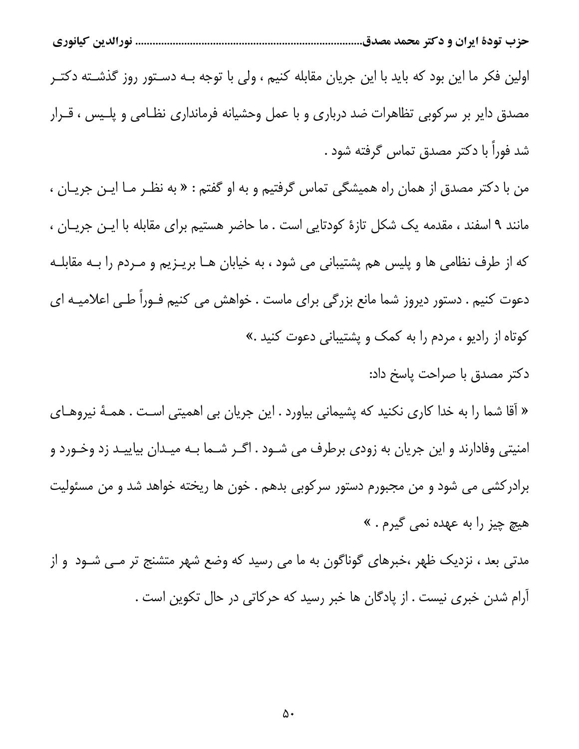اولین فکر ما این بود که باید با این جریان مقابله کنیم ، ولی با توجه بـه دسـتور روز گذشـته دکتـر مصدق دایر بر سرکوبی تظاهرات ضد درباری و با عمل وحشیانه فرمانداری نظـامی و پلـیس ، قـرار شد فوراً با دکتر مصدق تماس گرفته شود .

من با دکتر مصدق از همان راه همیشگی تماس گرفتیم و به او گفتیم : « به نظـر مـا ایـن جریـان ، مانند ۹ اسفند ، مقدمه یک شکل تازهٔ کودتایی است . ما حاضر هستیم برای مقابله با ایـن جریـان ، که از طرف نظامی ها و پلیس هم پشتیبانی می شود ، به خیابان هـا بریـزیم و مـردم را بـه مقابلـه دعوت کنیم . دستور دیروز شما مانع بزرگی برای ماست . خواهش می کنیم فـوراً طـی اعلامیـه ای کوتاه از رادیو ، مردم را به کمک و پشتیبانی دعوت کنید .»

دکتر مصدق با صراحت پاسخ داد:

« آقا شما را به خدا کاری نکنید که پشیمانی بیاورد . این جریان بی اهمیتی اسـت . همـهٔ نیروهـای امنیتی وفادارند و این جریان به زودی برطرف می شـود . اگـر شـما بـه میـدان بیاییـد زد وخـورد و برادرکشی می شود و من مجبورم دستور سرکوبی بدهم . خون ها ریخته خواهد شد و من مسئولیت هیچ چیز را به عهده نمی گیرم . »

مدتی بعد ، نزدیک ظهر ،خبرهای گوناگون به ما می رسید که وضع شهر متشنج تر مـی شـود و از آرام شدن خبری نیست . از پادگان ها خبر رسید که حرکاتی در حال تکوین است .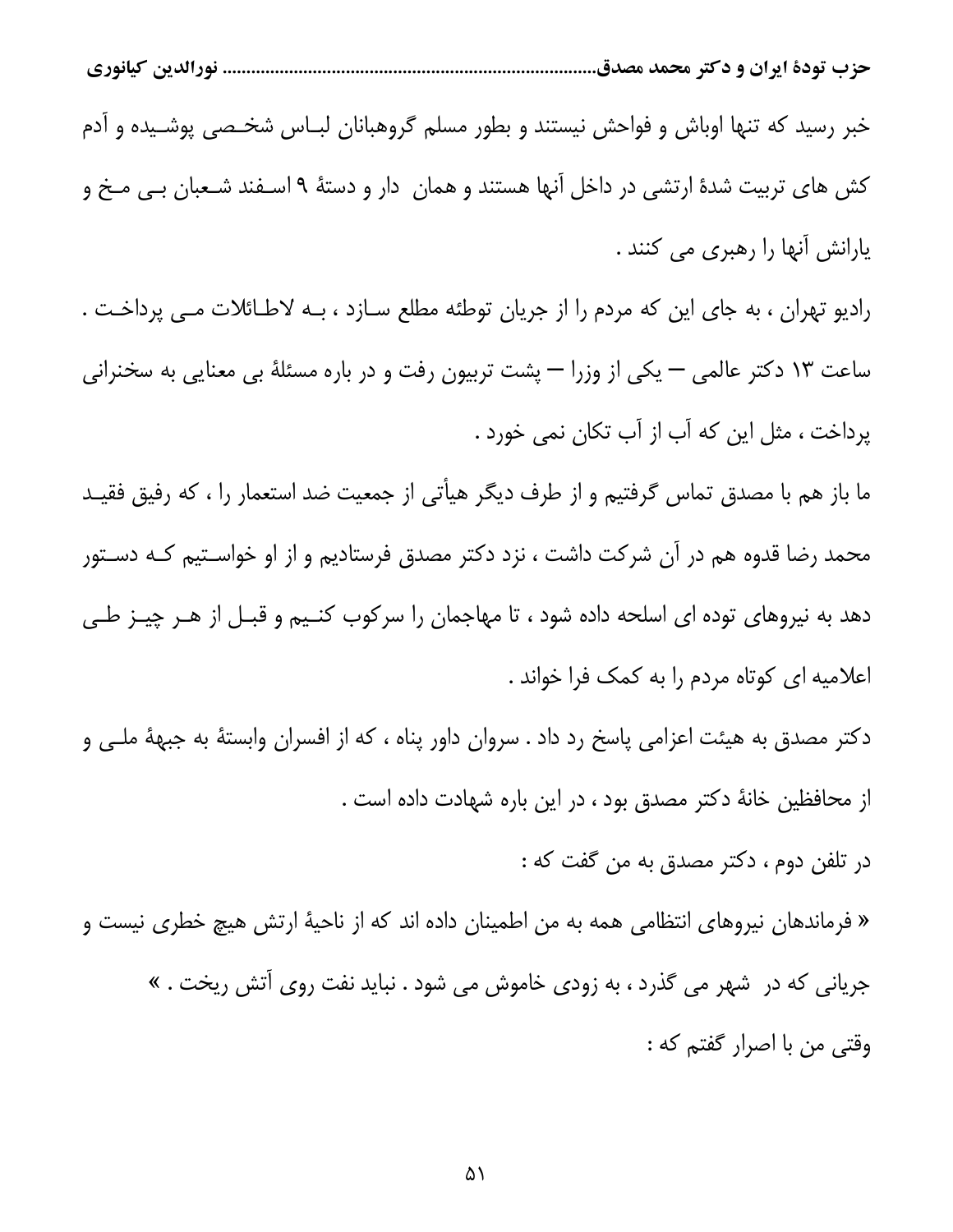خبر رسید که تنها اوباش و فواحش نیستند و بطور مسلم گروهبانان لباس شخصی پوشیده و آدم کش های تربیت شدهٔ ارتشی در داخل آنها هستند و همان دار و دستهٔ ۹ اسفند شعبان بی مخ و یارانش آنها را رهبری می کنند .

رادیو تهران ، به جای این که مردم را از جریان توطئه مطلع سازد ، به لاطائلات می پرداخت . ساعت ۱۳ دکتر عالمی – یکی از وزرا – پشت تریبون رفت و در باره مسئلهٔ بی معنایی به سخنرانی پرداخت ، مثل این که آب از آب تکان نمی خورد .

ما باز هم با مصدق تماس گرفتیم و از طرف دیگر هیأتی از جمعیت ضد استعمار را ، که رفیق فقید محمد رضا قدوه هم در آن شرکت داشت ، نزد دکتر مصدق فرستادیم و از او خواستیم که دستور دهد به نیروهای توده ای اسلحه داده شود ، تا مهاجمان را سرکوب کنیم و قبل از هر چیز طی اعلامیه ای کوتاه مردم را به کمک فرا خواند .

دکتر مصدق به هیئت اعزامی پاسخ رد داد . سروان داور پناه ، که از افسران وابستهٔ به جبههٔ ملی و از محافظین خانهٔ دکتر مصدق بود ، در این باره شهادت داده است .

در تلفن دوم ، دکتر مصدق به من گفت که :

« فرماندهان نیروهای انتظامی همه به من اطمینان داده اند که از ناحیهٔ ارتش هیچ خطری نیست و جریانی که در شهر می گذرد ، به زودی خاموش می شود . نباید نفت روی آتش ریخت . »

وقتی من با اصرار گفتم که :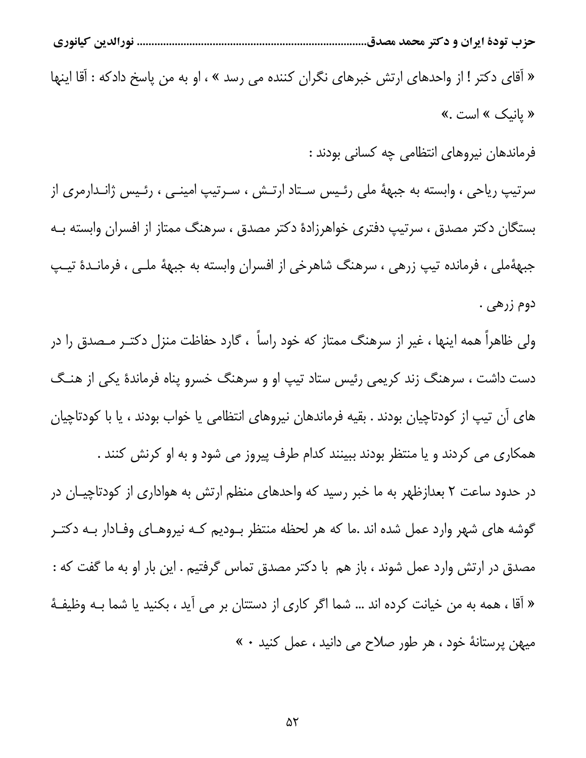« آقای دکتر ! از واحدهای ارتش خبرهای نگران کننده می رسد » ، او به من پاسخ دادکه : آقا اینها « پانیک » است .»

فرماندهان نیروهای انتظامی چه کسانی بودند :

سرتیپ ریاحی ، وابسته به جبههٔ ملی رئیس ستاد ارتش ، سرتیپ امینی ، رئیس ژاندارمری از بستگان دکتر مصدق ، سرتیپ دفتری خواهرزادهٔ دکتر مصدق ، سرهنگ ممتاز از افسران وابسته به جبههٔملی ، فرمانده تیپ زرهی ، سرهنگ شاهرخی از افسران وابسته به جبههٔ ملی ، فرماندهٔ تیپ دوم زرهی .

ولی ظاهراً همه اینها ، غیر از سرهنگ ممتاز که خود راساً ، گارد حفاظت منزل دکتر مصدق را در دست داشت ، سرهنگ زند کریمی رئیس ستاد تیپ او و سرهنگ خسرو پناه فرماندهٔ یکی از هنگ های آن تیپ از کودتاچیان بودند . بقیه فرماندهان نیروهای انتظامی یا خواب بودند ، یا با کودتاچیان همکاری می کردند و یا منتظر بودند ببینند کدام طرف پیروز می شود و به او کرنش کنند .

در حدود ساعت ۲ بعدازظهر به ما خبر رسید که واحدهای منظم ارتش به هواداری از کودتاچیان در گوشه های شهر وارد عمل شده اند .ما که هر لحظه منتظر بودیم که نیروهای وفادار به دکتر مصدق در ارتش وارد عمل شوند ، باز هم با دکتر مصدق تماس گرفتیم . این بار او به ما گفت که : « آقا ، همه به من خیانت کرده اند ... شما اگر کاری از دستتان بر می آید ، بکنید یا شما به وظیفهٔ میهن پرستانهٔ خود ، هر طور صلاح می دانید ، عمل کنید ۰ »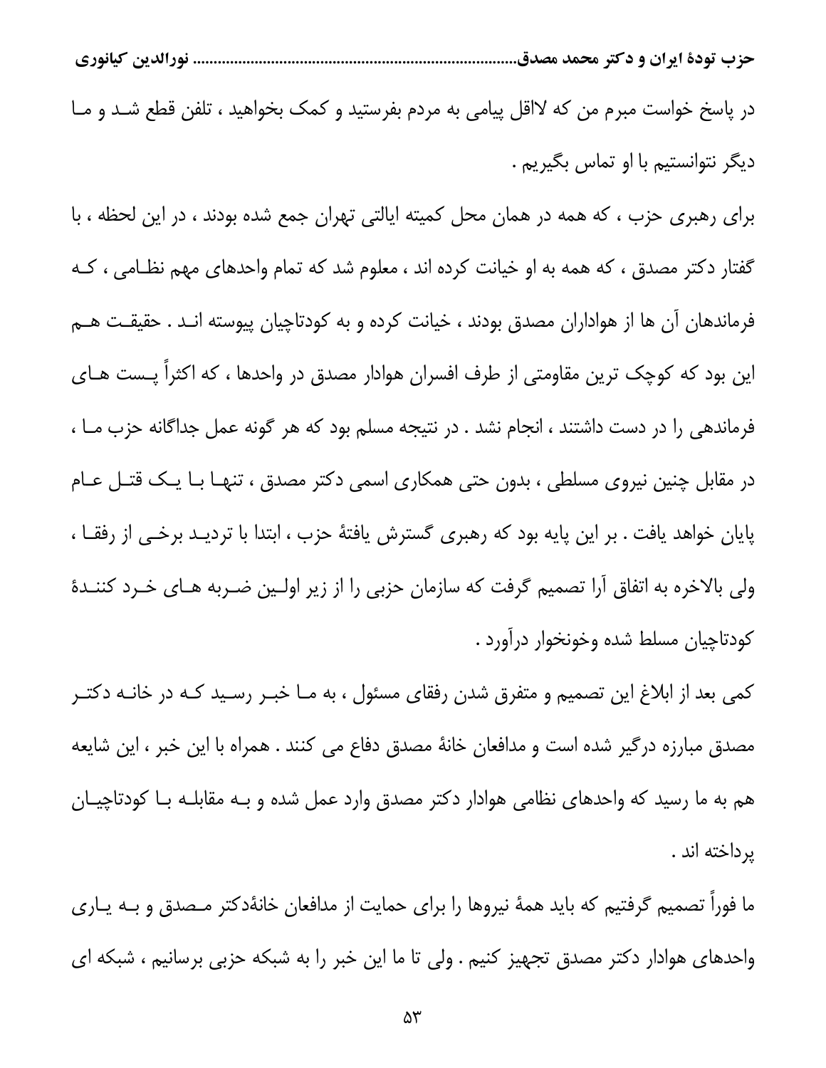در پاسخ خواست مبرم من که لااقل پیامی به مردم بفرستید و کمک بخواهید ، تلفن قطع شد و ما دیگر نتوانستیم با او تماس بگیریم .

برای رهبری حزب ، که همه در همان محل کمیته ایالتی تهران جمع شده بودند ، در این لحظه ، با گفتار دکتر مصدق ، که همه به او خیانت کرده اند ، معلوم شد که تمام واحدهای مهم نظامی ، که فرماندهان آن ها از هواداران مصدق بودند ، خیانت کرده و به کودتاچیان پیوسته اند . حقیقت هم این بود که کوچک ترین مقاومتی از طرف افسران هوادار مصدق در واحدها ، که اکثراً پست های فرماندهی را در دست داشتند ، انجام نشد . در نتیجه مسلم بود که هر گونه عمل جداگانه حزب ما ، در مقابل چنین نیروی مسلطی ، بدون حتی همکاری اسمی دکتر مصدق ، تنها با یک قتل عام پایان خواهد یافت . بر این پایه بود که رهبری گسترش یافتهٔ حزب ، ابتدا با تردید برخی از رفقا ، ولی بالاخره به اتفاق آرا تصمیم گرفت که سازمان حزبی را از زیر اولین ضربه های خرد کنندهٔ کودتاچیان مسلط شده وخونخوار درآورد .

کمی بعد از ابلاغ این تصمیم و متفرق شدن رفقای مسئول ، به ما خبر رسید که در خانه دکتر مصدق مبارزه درگیر شده است و مدافعان خانهٔ مصدق دفاع می کنند . همراه با این خبر ، این شایعه هم به ما رسید که واحدهای نظامی هوادار دکتر مصدق وارد عمل شده و به مقابله با کودتاچیان پرداخته اند .

ما فوراً تصمیم گرفتیم که باید همهٔ نیروها را برای حمایت از مدافعان خانهٔدکتر مصدق و به یاری واحدهای هوادار دکتر مصدق تجهیز کنیم . ولی تا ما این خبر را به شبکه حزبی برسانیم ، شبکه ای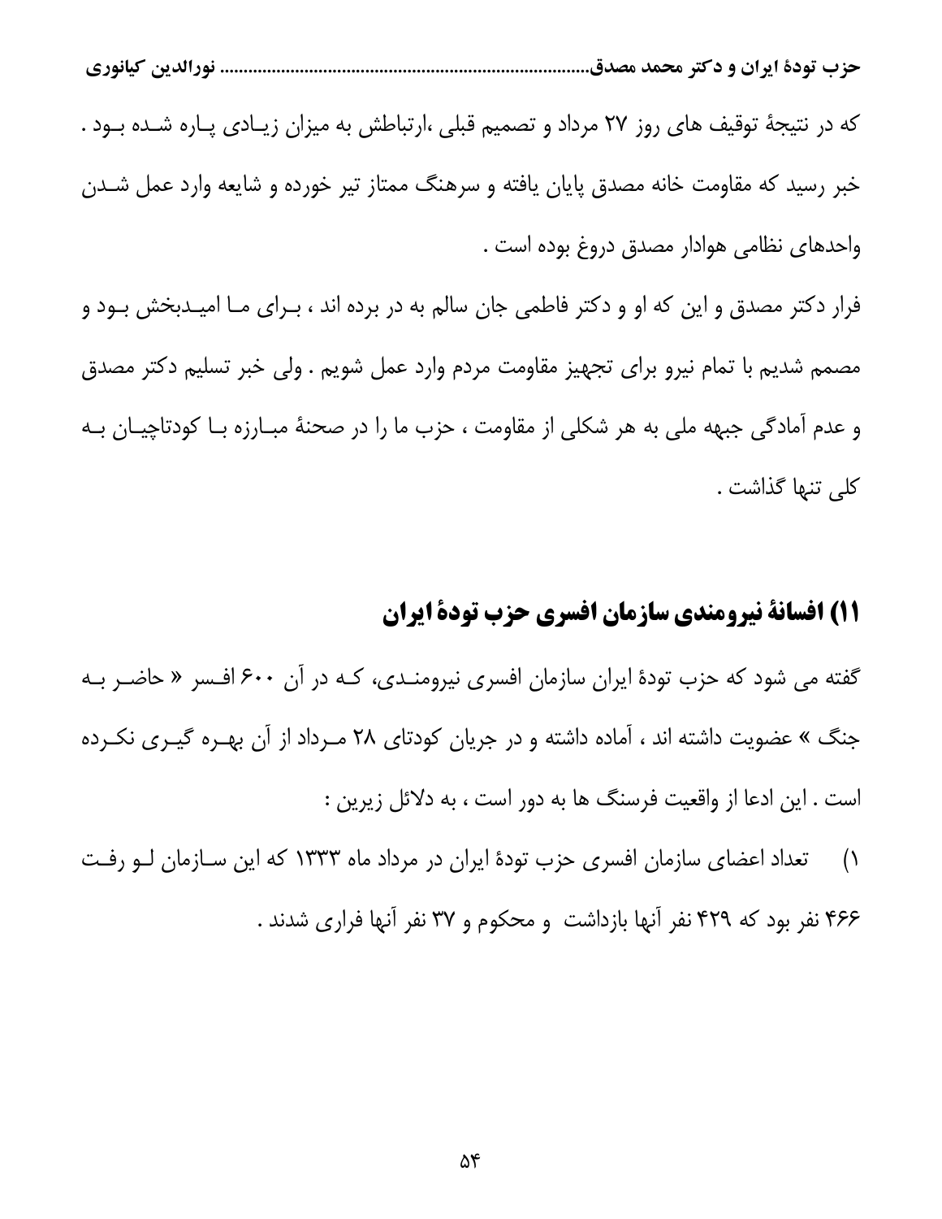که در نتیجهٔ توقیف های روز ۲۷ مرداد و تصمیم قبلی ،ارتباطش به میزان زیادی پاره شده بود .
خبر رسید که مقاومت خانه مصدق پایان یافته و سرهنگ ممتاز تیر خورده و شایعه وارد عمل شدن واحدهای نظامی هوادار مصدق دروغ بوده است .

فرار دکتر مصدق و این که او و دکتر فاطمی جان سالم به در برده اند ، برای ما امیدبخش بود و مصمم شدیم با تمام نیرو برای تجهیز مقاومت مردم وارد عمل شویم . ولی خبر تسلیم دکتر مصدق و عدم آمادگی جبهه ملی به هر شکلی از مقاومت ، حزب ما را در صحنهٔ مبارزه با کودتاچیان به کلی تنها گذاشت .

## ۱۱) افسانهٔ نیرومندی سازمان افسری حزب تودهٔ ایران

گفته می شود که حزب تودهٔ ایران سازمان افسری نیرومندی، که در آن ۶۰۰ افسر « حاضر به جنگ » عضویت داشته اند ، آماده داشته و در جریان کودتای ۲۸ مرداد از آن بهره گیری نکرده است . این ادعا از واقعیت فرسنگ ها به دور است ، به دلائل زیرین :

۱) تعداد اعضای سازمان افسری حزب تودهٔ ایران در مرداد ماه ۱۳۳۳ که این سازمان لو رفت ۴۶۶ نفر بود که ۴۲۹ نفر آنها بازداشت و محکوم و ۳۷ نفر آنها فراری شدند .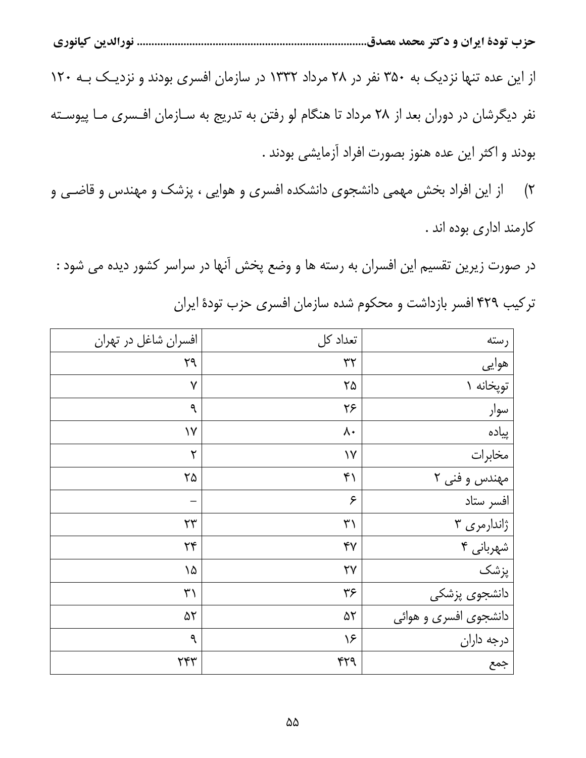از این عده تنها نزدیک به ۳۵۰ نفر در ۲۸ مرداد ۱۳۳۲ در سازمان افسری بودند و نزدیک به ۱۲۰ نفر دیگرشان در دوران بعد از ۲۸ مرداد تا هنگام لو رفتن به تدریج به سازمان افسری ما پیوسته بودند و اکثر این عده هنوز بصورت افراد آزمایشی بودند .

۲) از این افراد بخش مهمی دانشجوی دانشکده افسری و هوایی ، پزشک و مهندس و قاضی و کارمند اداری بوده اند .

در صورت زیرین تقسیم این افسران به رسته ها و وضع پخش آنها در سراسر کشور دیده می شود :

ترکیب ۴۲۹ افسر بازداشت و محکوم شده سازمان افسری حزب تودهٔ ایران

| رسته | تعداد کل | افسران شاغل در تهران |
|---|---|---|
| هوایی | ۳۲ | ۲۹ |
| توپخانه ۱ | ۲۵ | ۷ |
| سوار | ۲۶ | ۹ |
| پیاده | ۸۰ | ۱۷ |
| مخابرات | ۱۷ | ۲ |
| مهندس و فنی ۲ | ۴۱ | ۲۵ |
| افسر ستاد | ۶ | – |
| ژاندارمری ۳ | ۳۱ | ۲۳ |
| شهربانی ۴ | ۴۷ | ۲۴ |
| پزشک | ۲۷ | ۱۵ |
| دانشجوی پزشکی | ۳۶ | ۳۱ |
| دانشجوی افسری و هوائی | ۵۲ | ۵۲ |
| درجه داران | ۱۶ | ۹ |
| جمع | ۴۲۹ | ۲۴۳ |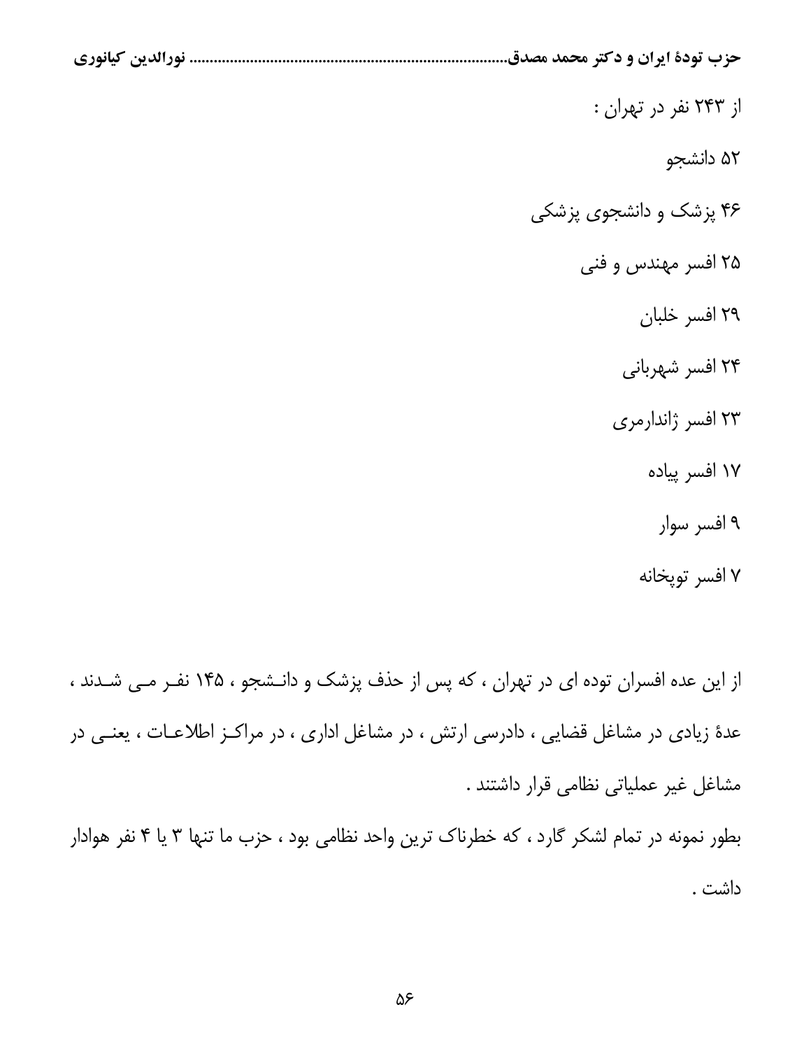از ۲۴۳ نفر در تهران :

۵۲ دانشجو

۴۶ پزشک و دانشجوی پزشکی

۲۵ افسر مهندس و فنی

۲۹ افسر خلبان

۲۴ افسر شهربانی

۲۳ افسر ژاندارمری

۱۷ افسر پیاده

۹ افسر سوار

۷ افسر توپخانه

از این عده افسران توده ای در تهران ، که پس از حذف پزشک و دانشجو ، ۱۴۵ نفر می شدند ، عدهٔ زیادی در مشاغل قضایی ، دادرسی ارتش ، در مشاغل اداری ، در مراکز اطلاعات ، یعنی در مشاغل غیر عملیاتی نظامی قرار داشتند .

بطور نمونه در تمام لشکر گارد ، که خطرناک ترین واحد نظامی بود ، حزب ما تنها ۳ یا ۴ نفر هوادار داشت .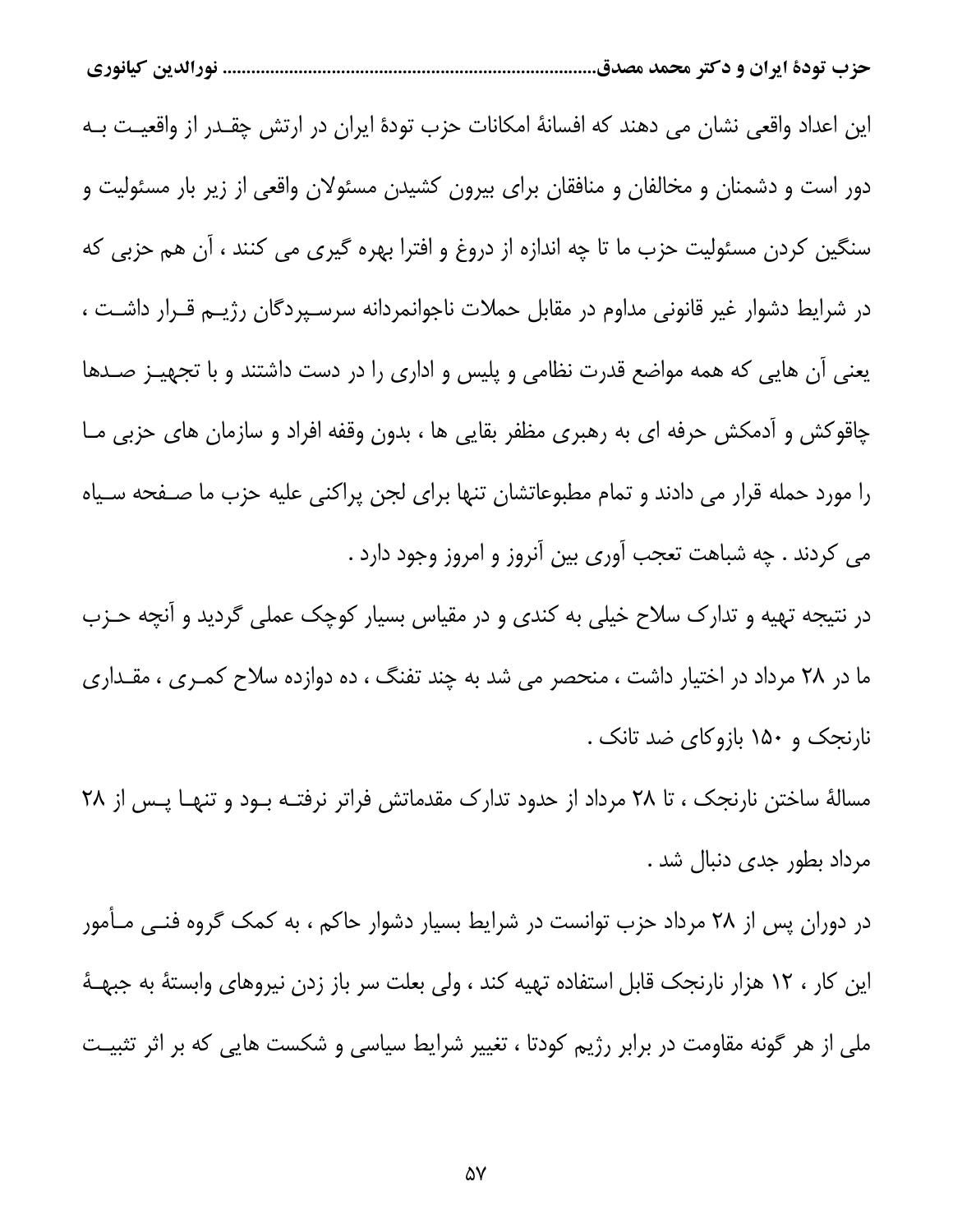این اعداد واقعی نشان می دهند که افسانهٔ امکانات حزب تودهٔ ایران در ارتش چقدر از واقعیت به دور است و دشمنان و مخالفان و منافقان برای بیرون کشیدن مسئولان واقعی از زیر بار مسئولیت و سنگین کردن مسئولیت حزب ما تا چه اندازه از دروغ و افترا بهره گیری می کنند ، آن هم حزبی که در شرایط دشوار غیر قانونی مداوم در مقابل حملات ناجوانمردانه سرسپردگان رژیم قرار داشت ، یعنی آن هایی که همه مواضع قدرت نظامی و پلیس و اداری را در دست داشتند و با تجهیز صدها چاقوکش و آدمکش حرفه ای به رهبری مظفر بقایی ها ، بدون وقفه افراد و سازمان های حزبی ما را مورد حمله قرار می دادند و تمام مطبوعاتشان تنها برای لجن پراکنی علیه حزب ما صفحه سیاه می کردند . چه شباهت تعجب آوری بین آنروز و امروز وجود دارد .

در نتیجه تهیه و تدارک سلاح خیلی به کندی و در مقیاس بسیار کوچک عملی گردید و آنچه حزب ما در ۲۸ مرداد در اختیار داشت ، منحصر می شد به چند تفنگ ، ده دوازده سلاح کمری ، مقداری نارنجک و ۱۵۰ بازوکای ضد تانک .

مسالهٔ ساختن نارنجک ، تا ۲۸ مرداد از حدود تدارک مقدماتش فراتر نرفته بود و تنها پس از ۲۸ مرداد بطور جدی دنبال شد .

در دوران پس از ۲۸ مرداد حزب توانست در شرایط بسیار دشوار حاکم ، به کمک گروه فنی مأمور این کار ، ۱۲ هزار نارنجک قابل استفاده تهیه کند ، ولی بعلت سر باز زدن نیروهای وابستهٔ به جبههٔ ملی از هر گونه مقاومت در برابر رژیم کودتا ، تغییر شرایط سیاسی و شکست هایی که بر اثر تثبیت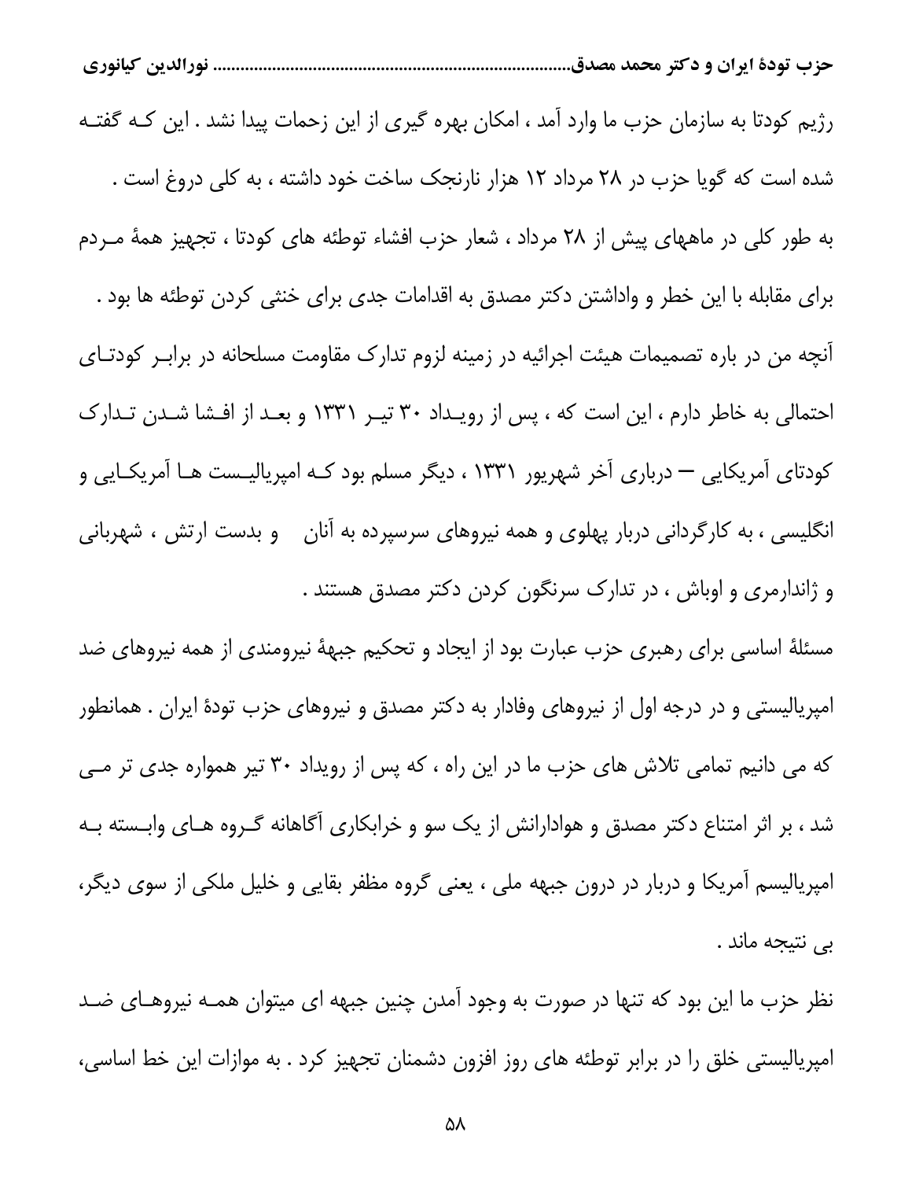رژیم کودتا به سازمان حزب ما وارد آمد ، امکان بهره گیری از این زحمات پیدا نشد . این کـه گفتـه شده است که گویا حزب در ۲۸ مرداد ۱۲ هزار نارنجک ساخت خود داشته ، به کلی دروغ است .

به طور کلی در ماههای پیش از ۲۸ مرداد ، شعار حزب افشاء توطئه های کودتا ، تجهیز همهٔ مـردم برای مقابله با این خطر و واداشتن دکتر مصدق به اقدامات جدی برای خنثی کردن توطئه ها بود .

آنچه من در باره تصمیمات هیئت اجرائیه در زمینه لزوم تدارک مقاومت مسلحانه در برابـر کودتـای احتمالی به خاطر دارم ، این است که ، پس از رویـداد ۳۰ تیـر ۱۳۳۱ و بعـد از افـشا شـدن تـدارک کودتای آمریکایی – درباری آخر شهریور ۱۳۳۱ ، دیگر مسلم بود کـه امپریالیـست هـا آمریکـایی و انگلیسی ، به کارگردانی دربار پهلوی و همه نیروهای سرسپرده به آنان و بدست ارتش ، شهربانی و ژاندارمری و اوباش ، در تدارک سرنگون کردن دکتر مصدق هستند .

مسئلهٔ اساسی برای رهبری حزب عبارت بود از ایجاد و تحکیم جبههٔ نیرومندی از همه نیروهای ضد امپریالیستی و در درجه اول از نیروهای وفادار به دکتر مصدق و نیروهای حزب تودهٔ ایران . همانطور که می دانیم تمامی تلاش های حزب ما در این راه ، که پس از رویداد ۳۰ تیر همواره جدی تر مـی شد ، بر اثر امتناع دکتر مصدق و هوادارانش از یک سو و خرابکاری آگاهانه گـروه هـای وابـسته بـه امپریالیسم آمریکا و دربار در درون جبهه ملی ، یعنی گروه مظفر بقایی و خلیل ملکی از سوی دیگر، بی نتیجه ماند .

نظر حزب ما این بود که تنها در صورت به وجود آمدن چنین جبهه ای میتوان همـه نیروهـای ضـد امپریالیستی خلق را در برابر توطئه های روز افزون دشمنان تجهیز کرد . به موازات این خط اساسی،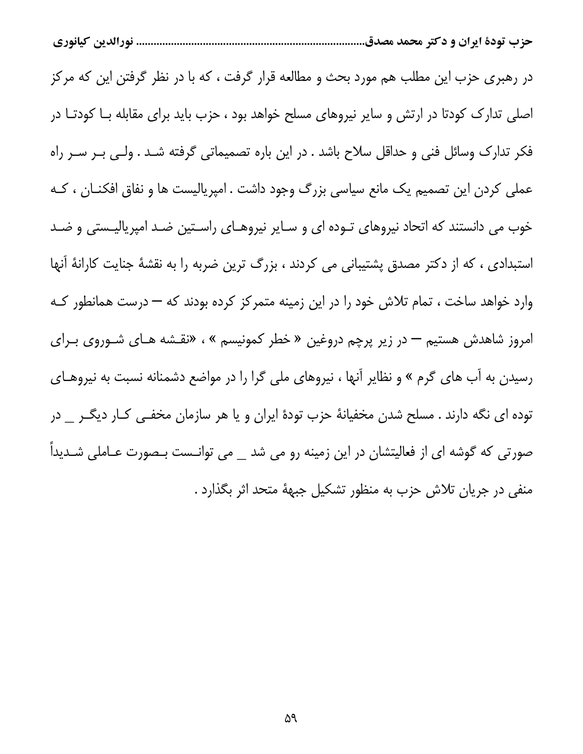در رهبری حزب این مطلب هم مورد بحث و مطالعه قرار گرفت ، که با در نظر گرفتن این که مرکز اصلی تدارک کودتا در ارتش و سایر نیروهای مسلح خواهد بود ، حزب باید برای مقابله بـا کودتـا در فکر تدارک وسائل فنی و حداقل سلاح باشد . در این باره تصمیماتی گرفته شـد . ولـی بـر سـر راه عملی کردن این تصمیم یک مانع سیاسی بزرگ وجود داشت . امپریالیست ها و نفاق افکنـان ، کـه خوب می دانستند که اتحاد نیروهای تـوده ای و سـایر نیروهـای راسـتین ضـد امپریالیـستی و ضـد استبدادی ، که از دکتر مصدق پشتیبانی می کردند ، بزرگ ترین ضربه را به نقشهٔ جنایت کارانهٔ آنها وارد خواهد ساخت ، تمام تلاش خود را در این زمینه متمرکز کرده بودند که — درست همانطور کـه امروز شاهدش هستیم — در زیر پرچم دروغین « خطر کمونیسم » ، «نقـشه هـای شـوروی بـرای رسیدن به آب های گرم » و نظایر آنها ، نیروهای ملی گرا را در مواضع دشمنانه نسبت به نیروهـای توده ای نگه دارند . مسلح شدن مخفیانهٔ حزب تودهٔ ایران و یا هر سازمان مخفـی کـار دیگـر _ در صورتی که گوشه ای از فعالیتشان در این زمینه رو می شد _ می توانـست بـصورت عـاملی شـدیداً منفی در جریان تلاش حزب به منظور تشکیل جبههٔ متحد اثر بگذارد .